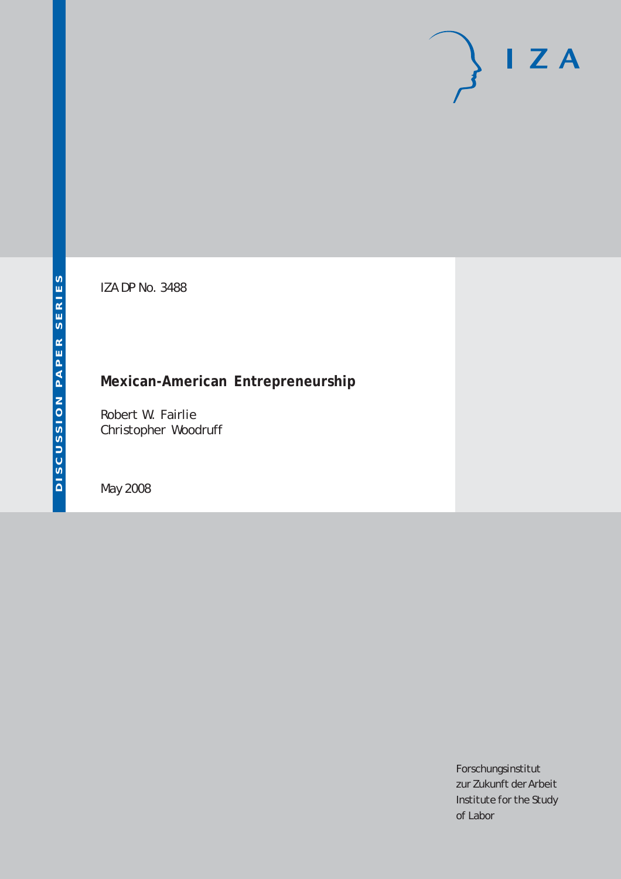IZA DP No. 3488

# Mexican-American Entrepreneurship

Robert W. Fairlie
Christopher Woodruff

May 2008

DISCUSSION PAPER SERIES

IZA

Forschungsinstitut
zur Zukunft der Arbeit
Institute for the Study
of Labor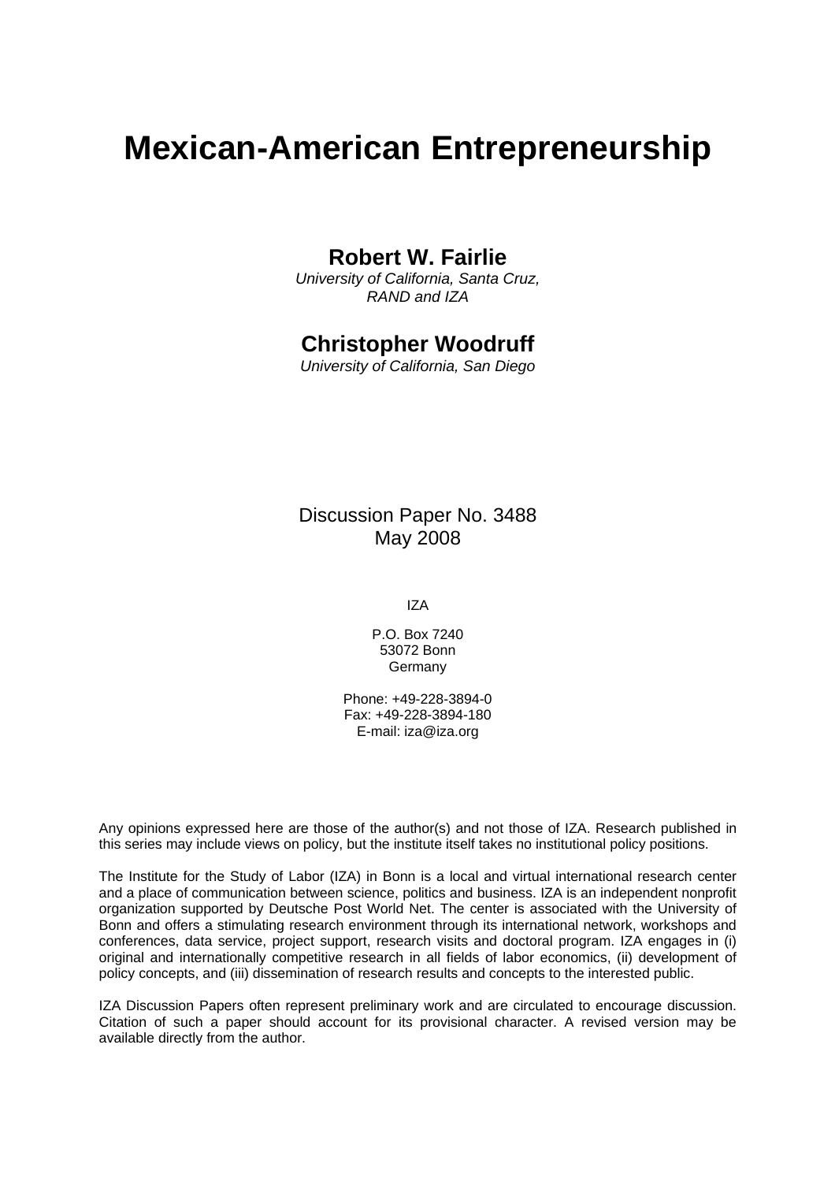# Mexican-American Entrepreneurship

**Robert W. Fairlie**

*University of California, Santa Cruz, RAND and IZA*

**Christopher Woodruff**

*University of California, San Diego*

Discussion Paper No. 3488
May 2008

IZA

P.O. Box 7240
53072 Bonn
Germany

Phone: +49-228-3894-0
Fax: +49-228-3894-180
E-mail: iza@iza.org

Any opinions expressed here are those of the author(s) and not those of IZA. Research published in this series may include views on policy, but the institute itself takes no institutional policy positions.

The Institute for the Study of Labor (IZA) in Bonn is a local and virtual international research center and a place of communication between science, politics and business. IZA is an independent nonprofit organization supported by Deutsche Post World Net. The center is associated with the University of Bonn and offers a stimulating research environment through its international network, workshops and conferences, data service, project support, research visits and doctoral program. IZA engages in (i) original and internationally competitive research in all fields of labor economics, (ii) development of policy concepts, and (iii) dissemination of research results and concepts to the interested public.

IZA Discussion Papers often represent preliminary work and are circulated to encourage discussion. Citation of such a paper should account for its provisional character. A revised version may be available directly from the author.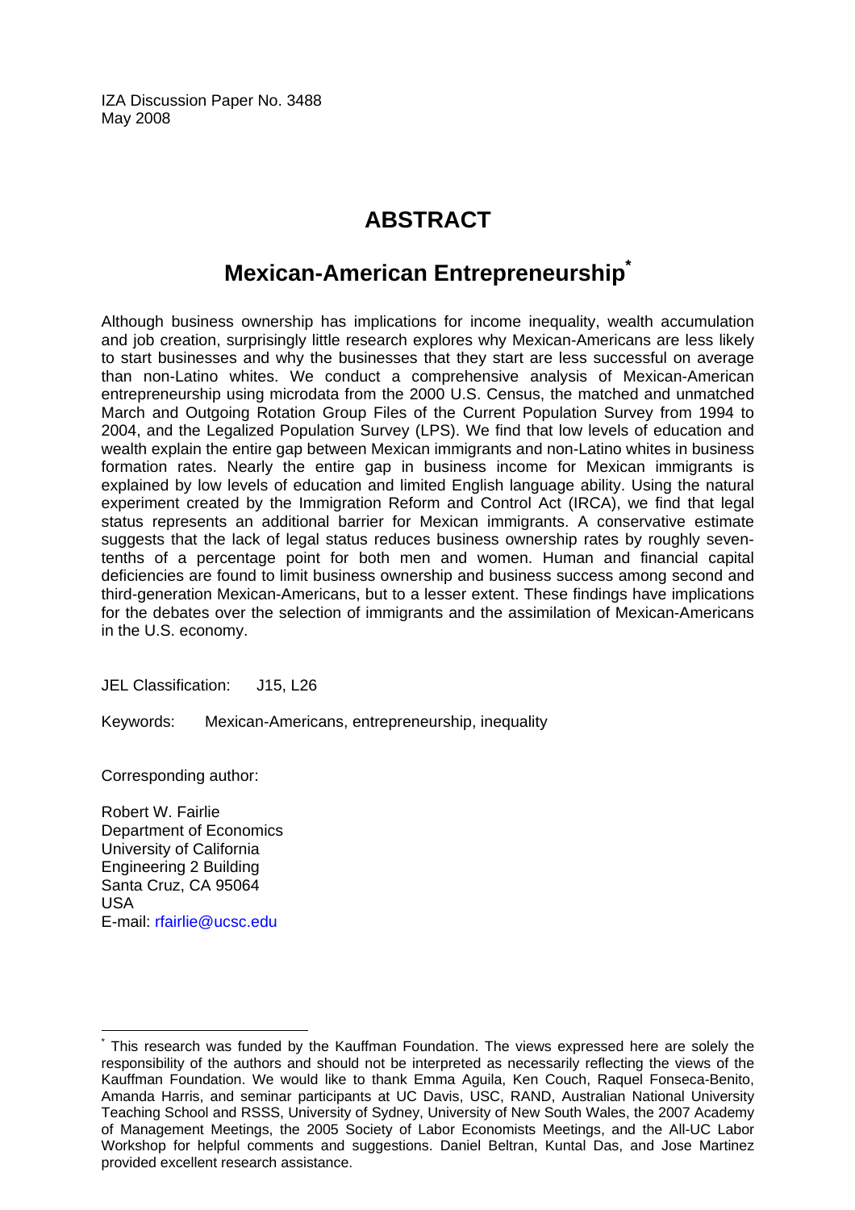IZA Discussion Paper No. 3488
May 2008

# ABSTRACT

## Mexican-American Entrepreneurship*

Although business ownership has implications for income inequality, wealth accumulation and job creation, surprisingly little research explores why Mexican-Americans are less likely to start businesses and why the businesses that they start are less successful on average than non-Latino whites. We conduct a comprehensive analysis of Mexican-American entrepreneurship using microdata from the 2000 U.S. Census, the matched and unmatched March and Outgoing Rotation Group Files of the Current Population Survey from 1994 to 2004, and the Legalized Population Survey (LPS). We find that low levels of education and wealth explain the entire gap between Mexican immigrants and non-Latino whites in business formation rates. Nearly the entire gap in business income for Mexican immigrants is explained by low levels of education and limited English language ability. Using the natural experiment created by the Immigration Reform and Control Act (IRCA), we find that legal status represents an additional barrier for Mexican immigrants. A conservative estimate suggests that the lack of legal status reduces business ownership rates by roughly seven-tenths of a percentage point for both men and women. Human and financial capital deficiencies are found to limit business ownership and business success among second and third-generation Mexican-Americans, but to a lesser extent. These findings have implications for the debates over the selection of immigrants and the assimilation of Mexican-Americans in the U.S. economy.

JEL Classification: J15, L26

Keywords: Mexican-Americans, entrepreneurship, inequality

Corresponding author:

Robert W. Fairlie
Department of Economics
University of California
Engineering 2 Building
Santa Cruz, CA 95064
USA
E-mail: rfairlie@ucsc.edu

---

* This research was funded by the Kauffman Foundation. The views expressed here are solely the responsibility of the authors and should not be interpreted as necessarily reflecting the views of the Kauffman Foundation. We would like to thank Emma Aguila, Ken Couch, Raquel Fonseca-Benito, Amanda Harris, and seminar participants at UC Davis, USC, RAND, Australian National University Teaching School and RSSS, University of Sydney, University of New South Wales, the 2007 Academy of Management Meetings, the 2005 Society of Labor Economists Meetings, and the All-UC Labor Workshop for helpful comments and suggestions. Daniel Beltran, Kuntal Das, and Jose Martinez provided excellent research assistance.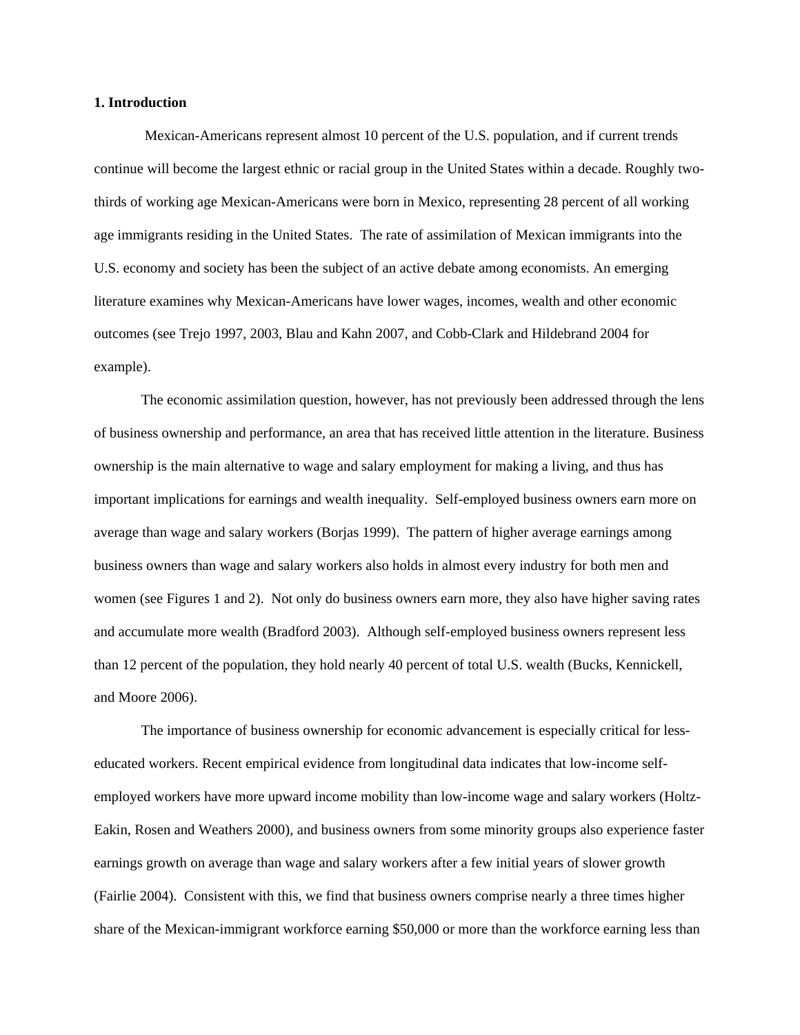## 1. Introduction

Mexican-Americans represent almost 10 percent of the U.S. population, and if current trends continue will become the largest ethnic or racial group in the United States within a decade. Roughly two-thirds of working age Mexican-Americans were born in Mexico, representing 28 percent of all working age immigrants residing in the United States. The rate of assimilation of Mexican immigrants into the U.S. economy and society has been the subject of an active debate among economists. An emerging literature examines why Mexican-Americans have lower wages, incomes, wealth and other economic outcomes (see Trejo 1997, 2003, Blau and Kahn 2007, and Cobb-Clark and Hildebrand 2004 for example).

The economic assimilation question, however, has not previously been addressed through the lens of business ownership and performance, an area that has received little attention in the literature. Business ownership is the main alternative to wage and salary employment for making a living, and thus has important implications for earnings and wealth inequality. Self-employed business owners earn more on average than wage and salary workers (Borjas 1999). The pattern of higher average earnings among business owners than wage and salary workers also holds in almost every industry for both men and women (see Figures 1 and 2). Not only do business owners earn more, they also have higher saving rates and accumulate more wealth (Bradford 2003). Although self-employed business owners represent less than 12 percent of the population, they hold nearly 40 percent of total U.S. wealth (Bucks, Kennickell, and Moore 2006).

The importance of business ownership for economic advancement is especially critical for less-educated workers. Recent empirical evidence from longitudinal data indicates that low-income self-employed workers have more upward income mobility than low-income wage and salary workers (Holtz-Eakin, Rosen and Weathers 2000), and business owners from some minority groups also experience faster earnings growth on average than wage and salary workers after a few initial years of slower growth (Fairlie 2004). Consistent with this, we find that business owners comprise nearly a three times higher share of the Mexican-immigrant workforce earning $50,000 or more than the workforce earning less than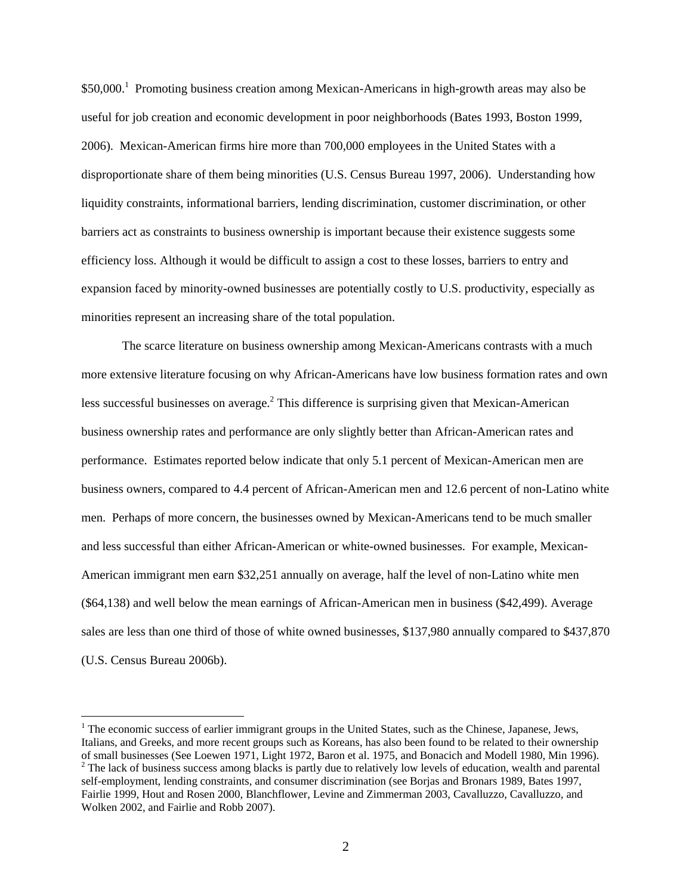$50,000.[1] Promoting business creation among Mexican-Americans in high-growth areas may also be useful for job creation and economic development in poor neighborhoods (Bates 1993, Boston 1999, 2006). Mexican-American firms hire more than 700,000 employees in the United States with a disproportionate share of them being minorities (U.S. Census Bureau 1997, 2006). Understanding how liquidity constraints, informational barriers, lending discrimination, customer discrimination, or other barriers act as constraints to business ownership is important because their existence suggests some efficiency loss. Although it would be difficult to assign a cost to these losses, barriers to entry and expansion faced by minority-owned businesses are potentially costly to U.S. productivity, especially as minorities represent an increasing share of the total population.

The scarce literature on business ownership among Mexican-Americans contrasts with a much more extensive literature focusing on why African-Americans have low business formation rates and own less successful businesses on average.[2] This difference is surprising given that Mexican-American business ownership rates and performance are only slightly better than African-American rates and performance. Estimates reported below indicate that only 5.1 percent of Mexican-American men are business owners, compared to 4.4 percent of African-American men and 12.6 percent of non-Latino white men. Perhaps of more concern, the businesses owned by Mexican-Americans tend to be much smaller and less successful than either African-American or white-owned businesses. For example, Mexican-American immigrant men earn $32,251 annually on average, half the level of non-Latino white men ($64,138) and well below the mean earnings of African-American men in business ($42,499). Average sales are less than one third of those of white owned businesses, $137,980 annually compared to $437,870 (U.S. Census Bureau 2006b).

---

[1] The economic success of earlier immigrant groups in the United States, such as the Chinese, Japanese, Jews, Italians, and Greeks, and more recent groups such as Koreans, has also been found to be related to their ownership of small businesses (See Loewen 1971, Light 1972, Baron et al. 1975, and Bonacich and Modell 1980, Min 1996).

[2] The lack of business success among blacks is partly due to relatively low levels of education, wealth and parental self-employment, lending constraints, and consumer discrimination (see Borjas and Bronars 1989, Bates 1997, Fairlie 1999, Hout and Rosen 2000, Blanchflower, Levine and Zimmerman 2003, Cavalluzzo, Cavalluzzo, and Wolken 2002, and Fairlie and Robb 2007).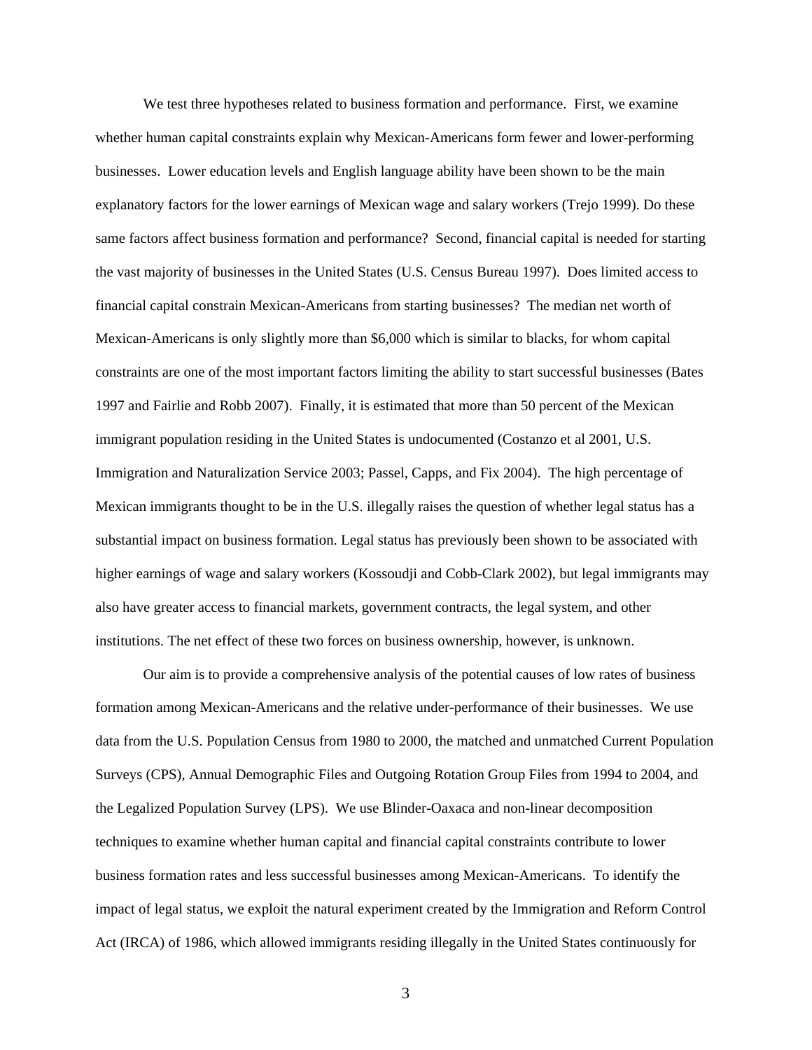We test three hypotheses related to business formation and performance. First, we examine whether human capital constraints explain why Mexican-Americans form fewer and lower-performing businesses. Lower education levels and English language ability have been shown to be the main explanatory factors for the lower earnings of Mexican wage and salary workers (Trejo 1999). Do these same factors affect business formation and performance? Second, financial capital is needed for starting the vast majority of businesses in the United States (U.S. Census Bureau 1997). Does limited access to financial capital constrain Mexican-Americans from starting businesses? The median net worth of Mexican-Americans is only slightly more than $6,000 which is similar to blacks, for whom capital constraints are one of the most important factors limiting the ability to start successful businesses (Bates 1997 and Fairlie and Robb 2007). Finally, it is estimated that more than 50 percent of the Mexican immigrant population residing in the United States is undocumented (Costanzo et al 2001, U.S. Immigration and Naturalization Service 2003; Passel, Capps, and Fix 2004). The high percentage of Mexican immigrants thought to be in the U.S. illegally raises the question of whether legal status has a substantial impact on business formation. Legal status has previously been shown to be associated with higher earnings of wage and salary workers (Kossoudji and Cobb-Clark 2002), but legal immigrants may also have greater access to financial markets, government contracts, the legal system, and other institutions. The net effect of these two forces on business ownership, however, is unknown.

Our aim is to provide a comprehensive analysis of the potential causes of low rates of business formation among Mexican-Americans and the relative under-performance of their businesses. We use data from the U.S. Population Census from 1980 to 2000, the matched and unmatched Current Population Surveys (CPS), Annual Demographic Files and Outgoing Rotation Group Files from 1994 to 2004, and the Legalized Population Survey (LPS). We use Blinder-Oaxaca and non-linear decomposition techniques to examine whether human capital and financial capital constraints contribute to lower business formation rates and less successful businesses among Mexican-Americans. To identify the impact of legal status, we exploit the natural experiment created by the Immigration and Reform Control Act (IRCA) of 1986, which allowed immigrants residing illegally in the United States continuously for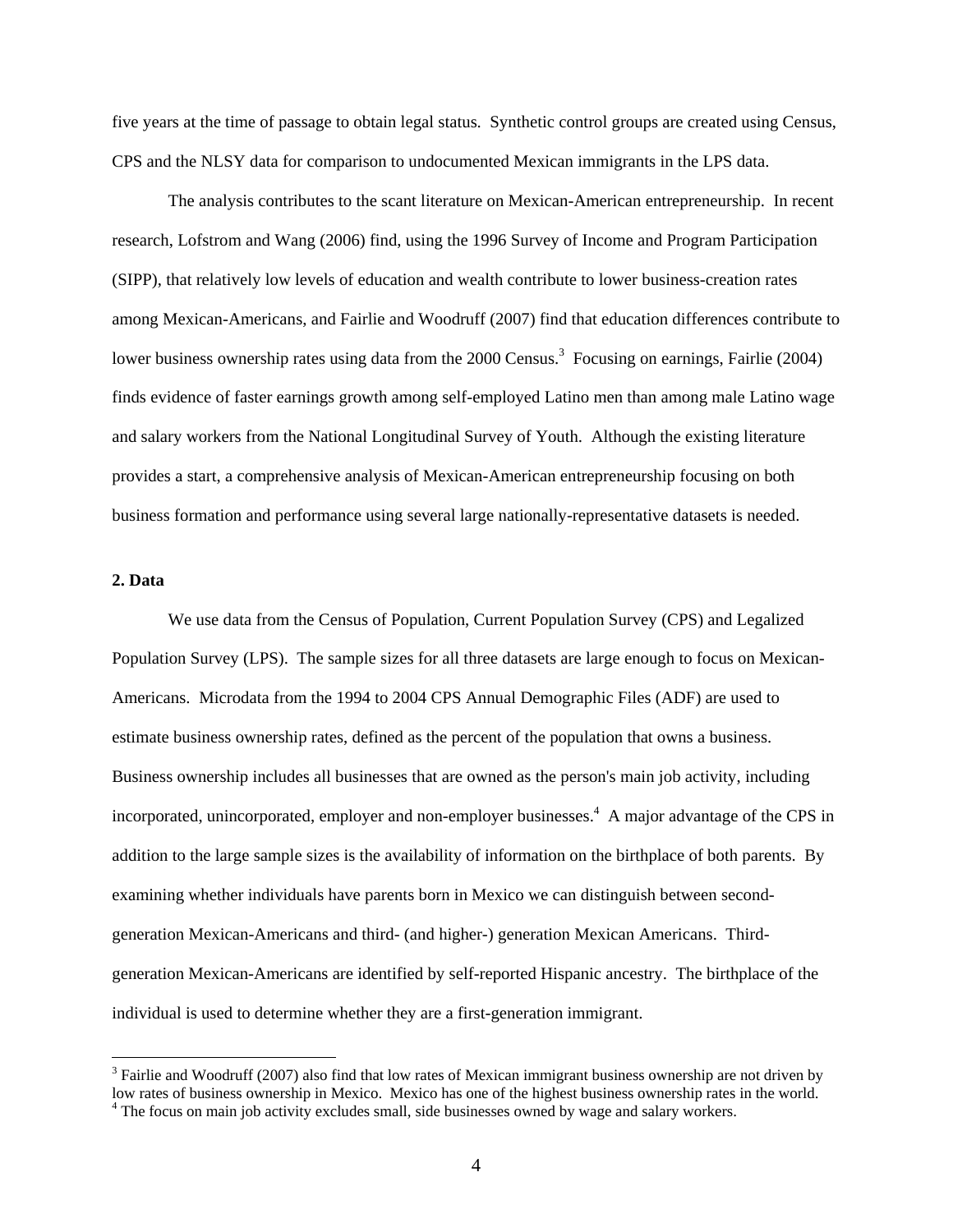five years at the time of passage to obtain legal status. Synthetic control groups are created using Census, CPS and the NLSY data for comparison to undocumented Mexican immigrants in the LPS data.

The analysis contributes to the scant literature on Mexican-American entrepreneurship. In recent research, Lofstrom and Wang (2006) find, using the 1996 Survey of Income and Program Participation (SIPP), that relatively low levels of education and wealth contribute to lower business-creation rates among Mexican-Americans, and Fairlie and Woodruff (2007) find that education differences contribute to lower business ownership rates using data from the 2000 Census.[3] Focusing on earnings, Fairlie (2004) finds evidence of faster earnings growth among self-employed Latino men than among male Latino wage and salary workers from the National Longitudinal Survey of Youth. Although the existing literature provides a start, a comprehensive analysis of Mexican-American entrepreneurship focusing on both business formation and performance using several large nationally-representative datasets is needed.

## 2. Data

We use data from the Census of Population, Current Population Survey (CPS) and Legalized Population Survey (LPS). The sample sizes for all three datasets are large enough to focus on Mexican-Americans. Microdata from the 1994 to 2004 CPS Annual Demographic Files (ADF) are used to estimate business ownership rates, defined as the percent of the population that owns a business. Business ownership includes all businesses that are owned as the person's main job activity, including incorporated, unincorporated, employer and non-employer businesses.[4] A major advantage of the CPS in addition to the large sample sizes is the availability of information on the birthplace of both parents. By examining whether individuals have parents born in Mexico we can distinguish between second-generation Mexican-Americans and third- (and higher-) generation Mexican Americans. Third-generation Mexican-Americans are identified by self-reported Hispanic ancestry. The birthplace of the individual is used to determine whether they are a first-generation immigrant.

[3] Fairlie and Woodruff (2007) also find that low rates of Mexican immigrant business ownership are not driven by low rates of business ownership in Mexico. Mexico has one of the highest business ownership rates in the world.

[4] The focus on main job activity excludes small, side businesses owned by wage and salary workers.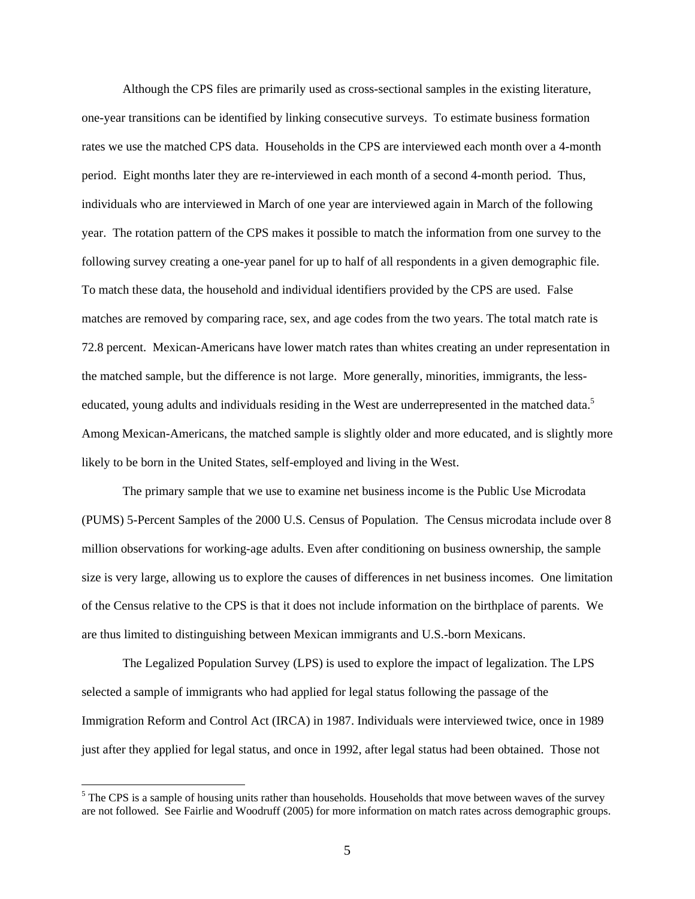Although the CPS files are primarily used as cross-sectional samples in the existing literature, one-year transitions can be identified by linking consecutive surveys. To estimate business formation rates we use the matched CPS data. Households in the CPS are interviewed each month over a 4-month period. Eight months later they are re-interviewed in each month of a second 4-month period. Thus, individuals who are interviewed in March of one year are interviewed again in March of the following year. The rotation pattern of the CPS makes it possible to match the information from one survey to the following survey creating a one-year panel for up to half of all respondents in a given demographic file. To match these data, the household and individual identifiers provided by the CPS are used. False matches are removed by comparing race, sex, and age codes from the two years. The total match rate is 72.8 percent. Mexican-Americans have lower match rates than whites creating an under representation in the matched sample, but the difference is not large. More generally, minorities, immigrants, the less-educated, young adults and individuals residing in the West are underrepresented in the matched data.[5] Among Mexican-Americans, the matched sample is slightly older and more educated, and is slightly more likely to be born in the United States, self-employed and living in the West.

The primary sample that we use to examine net business income is the Public Use Microdata (PUMS) 5-Percent Samples of the 2000 U.S. Census of Population. The Census microdata include over 8 million observations for working-age adults. Even after conditioning on business ownership, the sample size is very large, allowing us to explore the causes of differences in net business incomes. One limitation of the Census relative to the CPS is that it does not include information on the birthplace of parents. We are thus limited to distinguishing between Mexican immigrants and U.S.-born Mexicans.

The Legalized Population Survey (LPS) is used to explore the impact of legalization. The LPS selected a sample of immigrants who had applied for legal status following the passage of the Immigration Reform and Control Act (IRCA) in 1987. Individuals were interviewed twice, once in 1989 just after they applied for legal status, and once in 1992, after legal status had been obtained. Those not

[5] The CPS is a sample of housing units rather than households. Households that move between waves of the survey are not followed. See Fairlie and Woodruff (2005) for more information on match rates across demographic groups.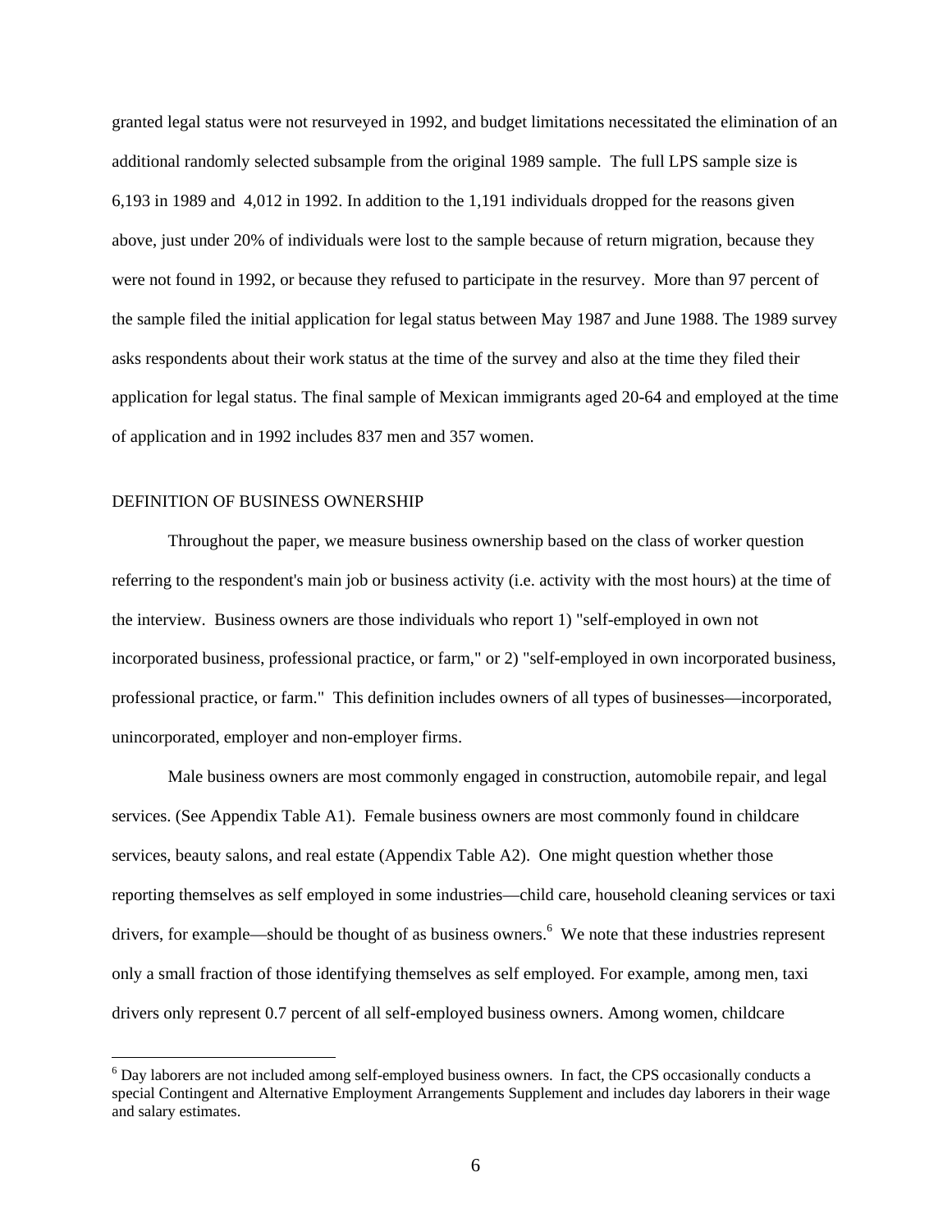granted legal status were not resurveyed in 1992, and budget limitations necessitated the elimination of an additional randomly selected subsample from the original 1989 sample. The full LPS sample size is 6,193 in 1989 and 4,012 in 1992. In addition to the 1,191 individuals dropped for the reasons given above, just under 20% of individuals were lost to the sample because of return migration, because they were not found in 1992, or because they refused to participate in the resurvey. More than 97 percent of the sample filed the initial application for legal status between May 1987 and June 1988. The 1989 survey asks respondents about their work status at the time of the survey and also at the time they filed their application for legal status. The final sample of Mexican immigrants aged 20-64 and employed at the time of application and in 1992 includes 837 men and 357 women.

## DEFINITION OF BUSINESS OWNERSHIP

Throughout the paper, we measure business ownership based on the class of worker question referring to the respondent's main job or business activity (i.e. activity with the most hours) at the time of the interview. Business owners are those individuals who report 1) "self-employed in own not incorporated business, professional practice, or farm," or 2) "self-employed in own incorporated business, professional practice, or farm." This definition includes owners of all types of businesses—incorporated, unincorporated, employer and non-employer firms.

Male business owners are most commonly engaged in construction, automobile repair, and legal services. (See Appendix Table A1). Female business owners are most commonly found in childcare services, beauty salons, and real estate (Appendix Table A2). One might question whether those reporting themselves as self employed in some industries—child care, household cleaning services or taxi drivers, for example—should be thought of as business owners.[6] We note that these industries represent only a small fraction of those identifying themselves as self employed. For example, among men, taxi drivers only represent 0.7 percent of all self-employed business owners. Among women, childcare

[6] Day laborers are not included among self-employed business owners. In fact, the CPS occasionally conducts a special Contingent and Alternative Employment Arrangements Supplement and includes day laborers in their wage and salary estimates.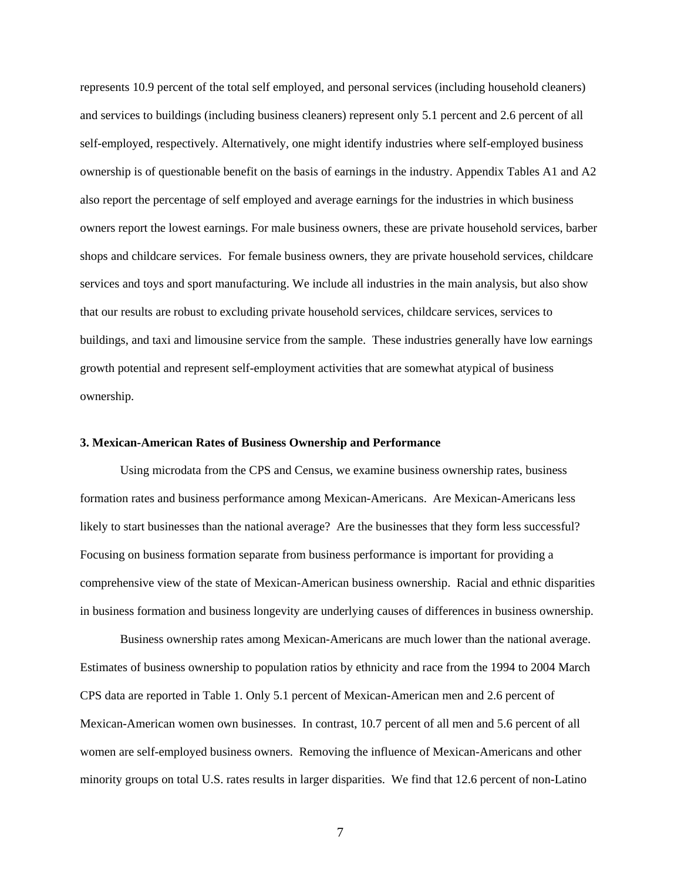represents 10.9 percent of the total self employed, and personal services (including household cleaners) and services to buildings (including business cleaners) represent only 5.1 percent and 2.6 percent of all self-employed, respectively. Alternatively, one might identify industries where self-employed business ownership is of questionable benefit on the basis of earnings in the industry. Appendix Tables A1 and A2 also report the percentage of self employed and average earnings for the industries in which business owners report the lowest earnings. For male business owners, these are private household services, barber shops and childcare services. For female business owners, they are private household services, childcare services and toys and sport manufacturing. We include all industries in the main analysis, but also show that our results are robust to excluding private household services, childcare services, services to buildings, and taxi and limousine service from the sample. These industries generally have low earnings growth potential and represent self-employment activities that are somewhat atypical of business ownership.

### 3. Mexican-American Rates of Business Ownership and Performance

Using microdata from the CPS and Census, we examine business ownership rates, business formation rates and business performance among Mexican-Americans. Are Mexican-Americans less likely to start businesses than the national average? Are the businesses that they form less successful? Focusing on business formation separate from business performance is important for providing a comprehensive view of the state of Mexican-American business ownership. Racial and ethnic disparities in business formation and business longevity are underlying causes of differences in business ownership.

Business ownership rates among Mexican-Americans are much lower than the national average. Estimates of business ownership to population ratios by ethnicity and race from the 1994 to 2004 March CPS data are reported in Table 1. Only 5.1 percent of Mexican-American men and 2.6 percent of Mexican-American women own businesses. In contrast, 10.7 percent of all men and 5.6 percent of all women are self-employed business owners. Removing the influence of Mexican-Americans and other minority groups on total U.S. rates results in larger disparities. We find that 12.6 percent of non-Latino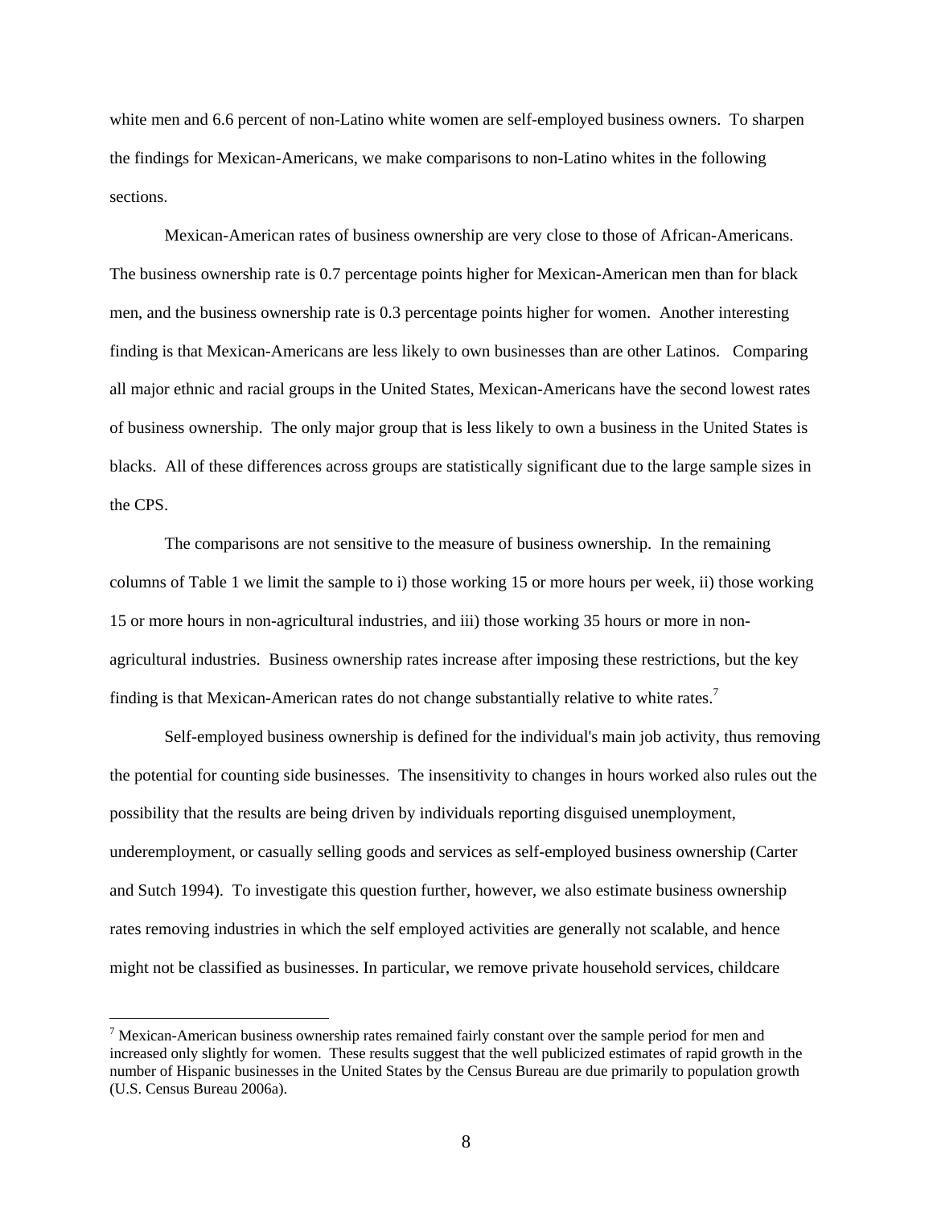white men and 6.6 percent of non-Latino white women are self-employed business owners. To sharpen the findings for Mexican-Americans, we make comparisons to non-Latino whites in the following sections.

Mexican-American rates of business ownership are very close to those of African-Americans. The business ownership rate is 0.7 percentage points higher for Mexican-American men than for black men, and the business ownership rate is 0.3 percentage points higher for women. Another interesting finding is that Mexican-Americans are less likely to own businesses than are other Latinos. Comparing all major ethnic and racial groups in the United States, Mexican-Americans have the second lowest rates of business ownership. The only major group that is less likely to own a business in the United States is blacks. All of these differences across groups are statistically significant due to the large sample sizes in the CPS.

The comparisons are not sensitive to the measure of business ownership. In the remaining columns of Table 1 we limit the sample to i) those working 15 or more hours per week, ii) those working 15 or more hours in non-agricultural industries, and iii) those working 35 hours or more in non-agricultural industries. Business ownership rates increase after imposing these restrictions, but the key finding is that Mexican-American rates do not change substantially relative to white rates.[7]

Self-employed business ownership is defined for the individual's main job activity, thus removing the potential for counting side businesses. The insensitivity to changes in hours worked also rules out the possibility that the results are being driven by individuals reporting disguised unemployment, underemployment, or casually selling goods and services as self-employed business ownership (Carter and Sutch 1994). To investigate this question further, however, we also estimate business ownership rates removing industries in which the self employed activities are generally not scalable, and hence might not be classified as businesses. In particular, we remove private household services, childcare

[7] Mexican-American business ownership rates remained fairly constant over the sample period for men and increased only slightly for women. These results suggest that the well publicized estimates of rapid growth in the number of Hispanic businesses in the United States by the Census Bureau are due primarily to population growth (U.S. Census Bureau 2006a).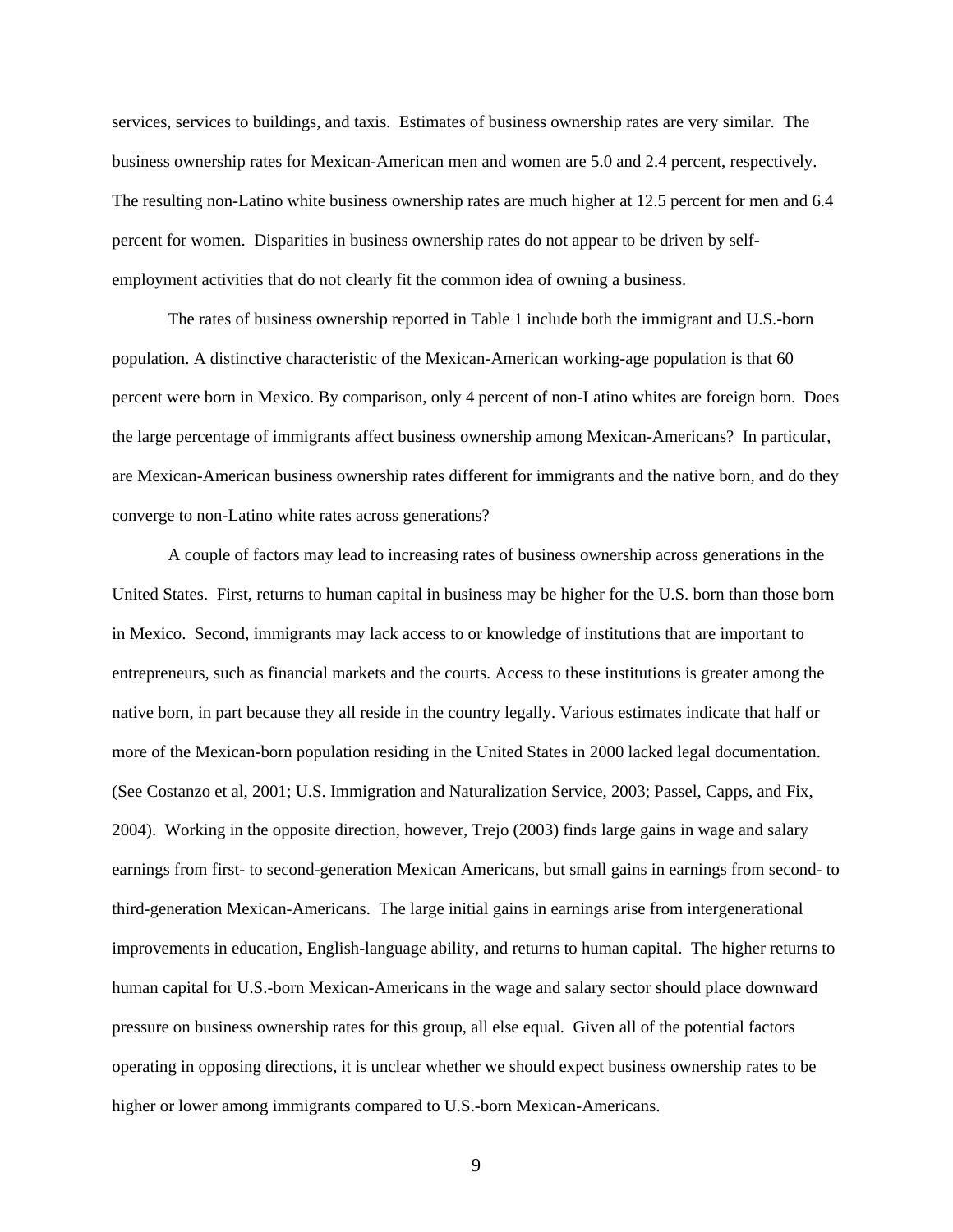services, services to buildings, and taxis. Estimates of business ownership rates are very similar. The business ownership rates for Mexican-American men and women are 5.0 and 2.4 percent, respectively. The resulting non-Latino white business ownership rates are much higher at 12.5 percent for men and 6.4 percent for women. Disparities in business ownership rates do not appear to be driven by self-employment activities that do not clearly fit the common idea of owning a business.

The rates of business ownership reported in Table 1 include both the immigrant and U.S.-born population. A distinctive characteristic of the Mexican-American working-age population is that 60 percent were born in Mexico. By comparison, only 4 percent of non-Latino whites are foreign born. Does the large percentage of immigrants affect business ownership among Mexican-Americans? In particular, are Mexican-American business ownership rates different for immigrants and the native born, and do they converge to non-Latino white rates across generations?

A couple of factors may lead to increasing rates of business ownership across generations in the United States. First, returns to human capital in business may be higher for the U.S. born than those born in Mexico. Second, immigrants may lack access to or knowledge of institutions that are important to entrepreneurs, such as financial markets and the courts. Access to these institutions is greater among the native born, in part because they all reside in the country legally. Various estimates indicate that half or more of the Mexican-born population residing in the United States in 2000 lacked legal documentation. (See Costanzo et al, 2001; U.S. Immigration and Naturalization Service, 2003; Passel, Capps, and Fix, 2004). Working in the opposite direction, however, Trejo (2003) finds large gains in wage and salary earnings from first- to second-generation Mexican Americans, but small gains in earnings from second- to third-generation Mexican-Americans. The large initial gains in earnings arise from intergenerational improvements in education, English-language ability, and returns to human capital. The higher returns to human capital for U.S.-born Mexican-Americans in the wage and salary sector should place downward pressure on business ownership rates for this group, all else equal. Given all of the potential factors operating in opposing directions, it is unclear whether we should expect business ownership rates to be higher or lower among immigrants compared to U.S.-born Mexican-Americans.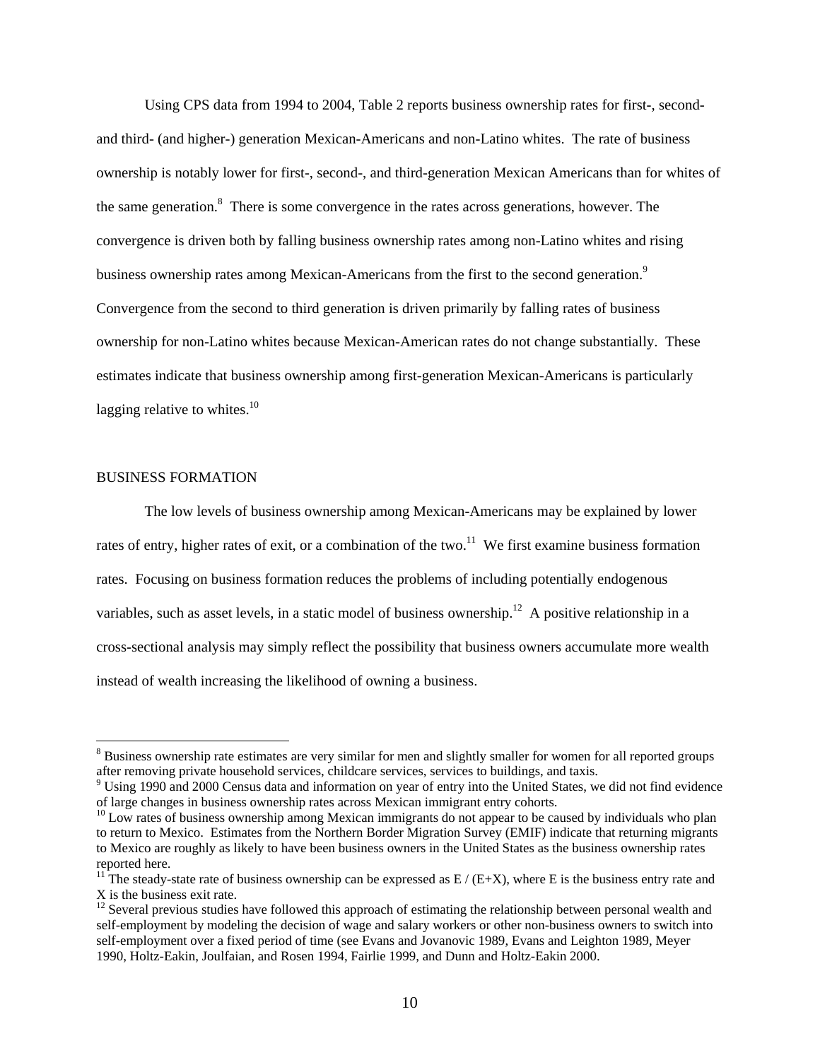Using CPS data from 1994 to 2004, Table 2 reports business ownership rates for first-, second- and third- (and higher-) generation Mexican-Americans and non-Latino whites. The rate of business ownership is notably lower for first-, second-, and third-generation Mexican Americans than for whites of the same generation.[8] There is some convergence in the rates across generations, however. The convergence is driven both by falling business ownership rates among non-Latino whites and rising business ownership rates among Mexican-Americans from the first to the second generation.[9] Convergence from the second to third generation is driven primarily by falling rates of business ownership for non-Latino whites because Mexican-American rates do not change substantially. These estimates indicate that business ownership among first-generation Mexican-Americans is particularly lagging relative to whites.[10]

## BUSINESS FORMATION

The low levels of business ownership among Mexican-Americans may be explained by lower rates of entry, higher rates of exit, or a combination of the two.[11] We first examine business formation rates. Focusing on business formation reduces the problems of including potentially endogenous variables, such as asset levels, in a static model of business ownership.[12] A positive relationship in a cross-sectional analysis may simply reflect the possibility that business owners accumulate more wealth instead of wealth increasing the likelihood of owning a business.

---

[8] Business ownership rate estimates are very similar for men and slightly smaller for women for all reported groups after removing private household services, childcare services, services to buildings, and taxis.

[9] Using 1990 and 2000 Census data and information on year of entry into the United States, we did not find evidence of large changes in business ownership rates across Mexican immigrant entry cohorts.

[10] Low rates of business ownership among Mexican immigrants do not appear to be caused by individuals who plan to return to Mexico. Estimates from the Northern Border Migration Survey (EMIF) indicate that returning migrants to Mexico are roughly as likely to have been business owners in the United States as the business ownership rates reported here.

[11] The steady-state rate of business ownership can be expressed as $E / (E+X)$, where E is the business entry rate and X is the business exit rate.

[12] Several previous studies have followed this approach of estimating the relationship between personal wealth and self-employment by modeling the decision of wage and salary workers or other non-business owners to switch into self-employment over a fixed period of time (see Evans and Jovanovic 1989, Evans and Leighton 1989, Meyer 1990, Holtz-Eakin, Joulfaian, and Rosen 1994, Fairlie 1999, and Dunn and Holtz-Eakin 2000.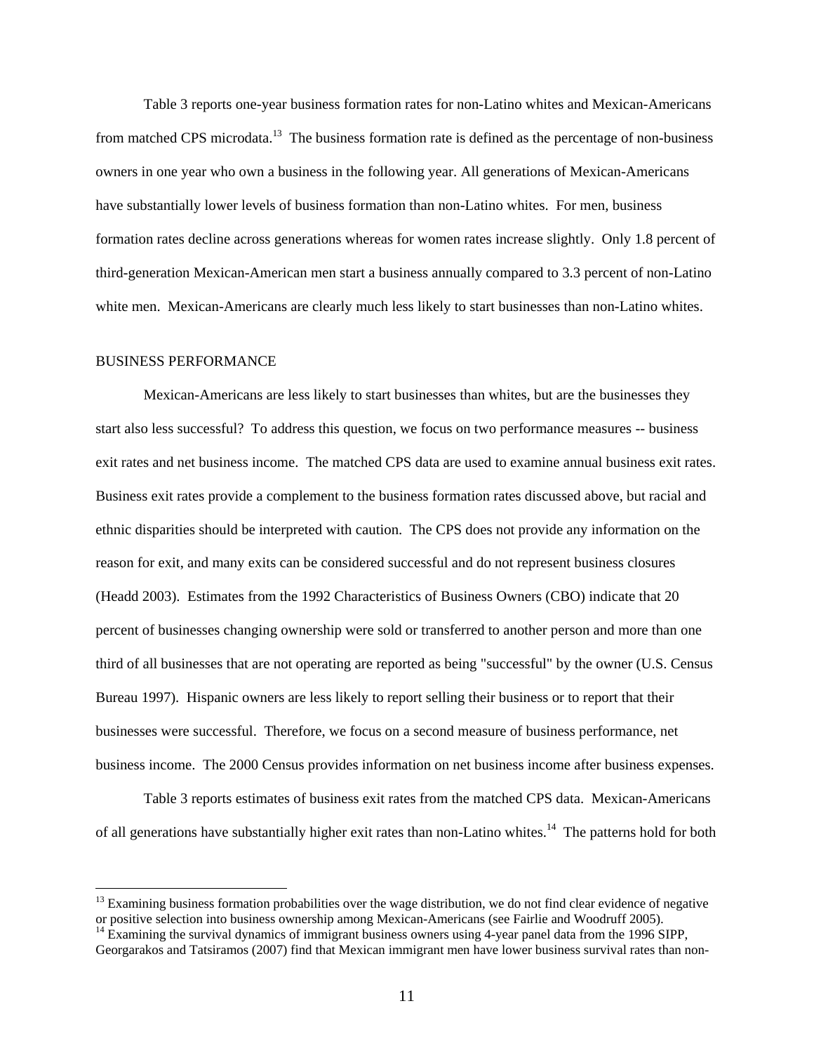Table 3 reports one-year business formation rates for non-Latino whites and Mexican-Americans from matched CPS microdata.[13] The business formation rate is defined as the percentage of non-business owners in one year who own a business in the following year. All generations of Mexican-Americans have substantially lower levels of business formation than non-Latino whites. For men, business formation rates decline across generations whereas for women rates increase slightly. Only 1.8 percent of third-generation Mexican-American men start a business annually compared to 3.3 percent of non-Latino white men. Mexican-Americans are clearly much less likely to start businesses than non-Latino whites.

## BUSINESS PERFORMANCE

Mexican-Americans are less likely to start businesses than whites, but are the businesses they start also less successful? To address this question, we focus on two performance measures -- business exit rates and net business income. The matched CPS data are used to examine annual business exit rates. Business exit rates provide a complement to the business formation rates discussed above, but racial and ethnic disparities should be interpreted with caution. The CPS does not provide any information on the reason for exit, and many exits can be considered successful and do not represent business closures (Headd 2003). Estimates from the 1992 Characteristics of Business Owners (CBO) indicate that 20 percent of businesses changing ownership were sold or transferred to another person and more than one third of all businesses that are not operating are reported as being "successful" by the owner (U.S. Census Bureau 1997). Hispanic owners are less likely to report selling their business or to report that their businesses were successful. Therefore, we focus on a second measure of business performance, net business income. The 2000 Census provides information on net business income after business expenses.

Table 3 reports estimates of business exit rates from the matched CPS data. Mexican-Americans of all generations have substantially higher exit rates than non-Latino whites.[14] The patterns hold for both

---

[13] Examining business formation probabilities over the wage distribution, we do not find clear evidence of negative or positive selection into business ownership among Mexican-Americans (see Fairlie and Woodruff 2005).

[14] Examining the survival dynamics of immigrant business owners using 4-year panel data from the 1996 SIPP, Georgarakos and Tatsiramos (2007) find that Mexican immigrant men have lower business survival rates than non-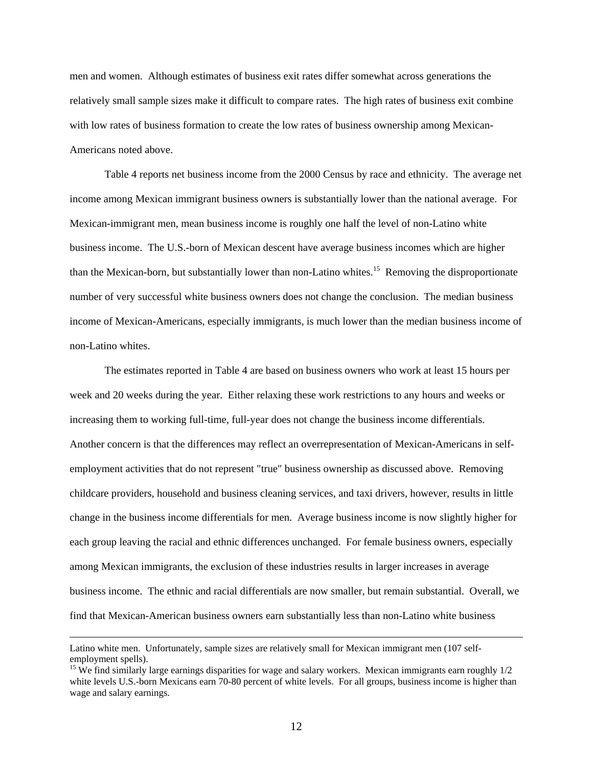men and women. Although estimates of business exit rates differ somewhat across generations the relatively small sample sizes make it difficult to compare rates. The high rates of business exit combine with low rates of business formation to create the low rates of business ownership among Mexican-Americans noted above.

Table 4 reports net business income from the 2000 Census by race and ethnicity. The average net income among Mexican immigrant business owners is substantially lower than the national average. For Mexican-immigrant men, mean business income is roughly one half the level of non-Latino white business income. The U.S.-born of Mexican descent have average business incomes which are higher than the Mexican-born, but substantially lower than non-Latino whites.[15] Removing the disproportionate number of very successful white business owners does not change the conclusion. The median business income of Mexican-Americans, especially immigrants, is much lower than the median business income of non-Latino whites.

The estimates reported in Table 4 are based on business owners who work at least 15 hours per week and 20 weeks during the year. Either relaxing these work restrictions to any hours and weeks or increasing them to working full-time, full-year does not change the business income differentials. Another concern is that the differences may reflect an overrepresentation of Mexican-Americans in self-employment activities that do not represent "true" business ownership as discussed above. Removing childcare providers, household and business cleaning services, and taxi drivers, however, results in little change in the business income differentials for men. Average business income is now slightly higher for each group leaving the racial and ethnic differences unchanged. For female business owners, especially among Mexican immigrants, the exclusion of these industries results in larger increases in average business income. The ethnic and racial differentials are now smaller, but remain substantial. Overall, we find that Mexican-American business owners earn substantially less than non-Latino white business

---

Latino white men. Unfortunately, sample sizes are relatively small for Mexican immigrant men (107 self-employment spells).

[15] We find similarly large earnings disparities for wage and salary workers. Mexican immigrants earn roughly 1/2 white levels U.S.-born Mexicans earn 70-80 percent of white levels. For all groups, business income is higher than wage and salary earnings.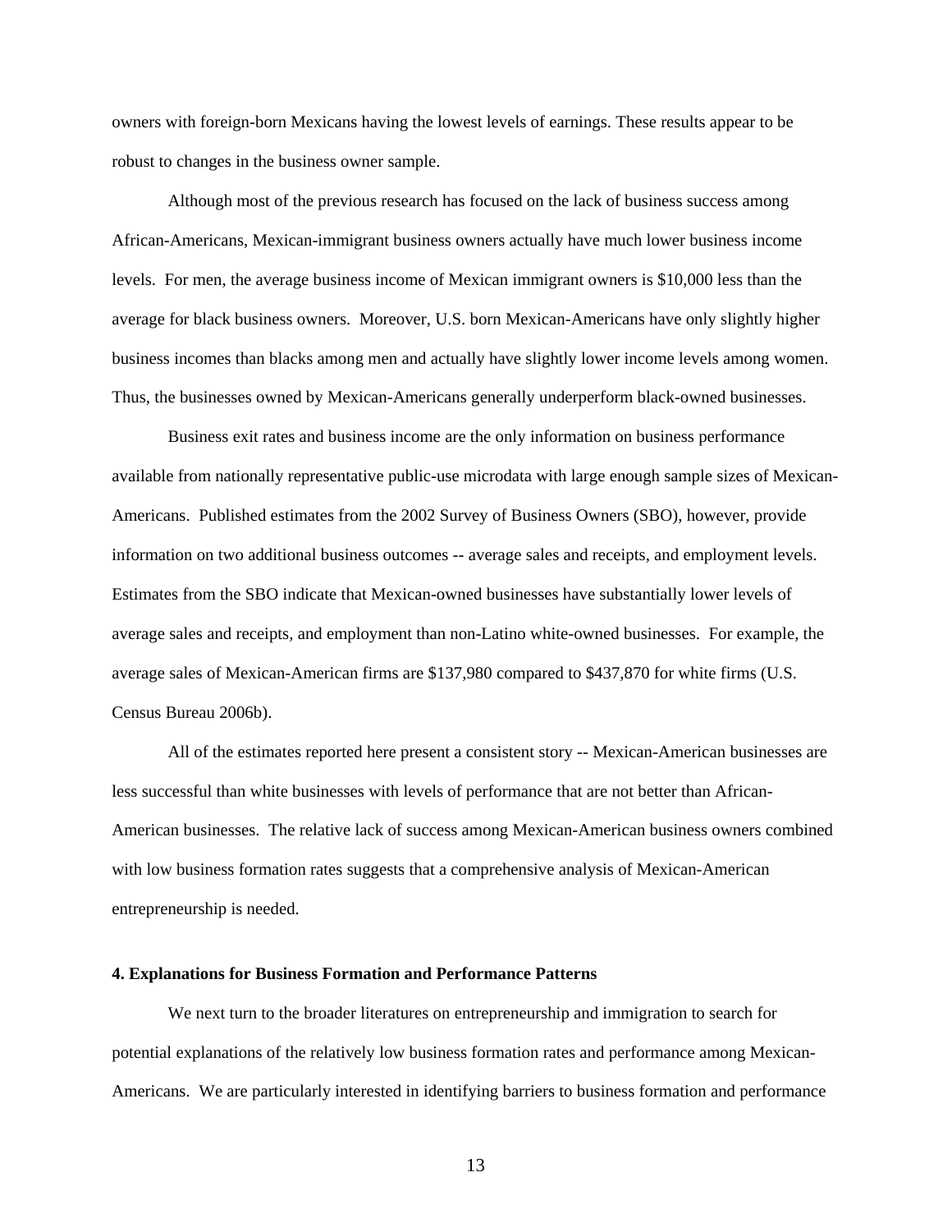owners with foreign-born Mexicans having the lowest levels of earnings. These results appear to be robust to changes in the business owner sample.

Although most of the previous research has focused on the lack of business success among African-Americans, Mexican-immigrant business owners actually have much lower business income levels. For men, the average business income of Mexican immigrant owners is $10,000 less than the average for black business owners. Moreover, U.S. born Mexican-Americans have only slightly higher business incomes than blacks among men and actually have slightly lower income levels among women. Thus, the businesses owned by Mexican-Americans generally underperform black-owned businesses.

Business exit rates and business income are the only information on business performance available from nationally representative public-use microdata with large enough sample sizes of Mexican-Americans. Published estimates from the 2002 Survey of Business Owners (SBO), however, provide information on two additional business outcomes -- average sales and receipts, and employment levels. Estimates from the SBO indicate that Mexican-owned businesses have substantially lower levels of average sales and receipts, and employment than non-Latino white-owned businesses. For example, the average sales of Mexican-American firms are $137,980 compared to $437,870 for white firms (U.S. Census Bureau 2006b).

All of the estimates reported here present a consistent story -- Mexican-American businesses are less successful than white businesses with levels of performance that are not better than African-American businesses. The relative lack of success among Mexican-American business owners combined with low business formation rates suggests that a comprehensive analysis of Mexican-American entrepreneurship is needed.

## 4. Explanations for Business Formation and Performance Patterns

We next turn to the broader literatures on entrepreneurship and immigration to search for potential explanations of the relatively low business formation rates and performance among Mexican-Americans. We are particularly interested in identifying barriers to business formation and performance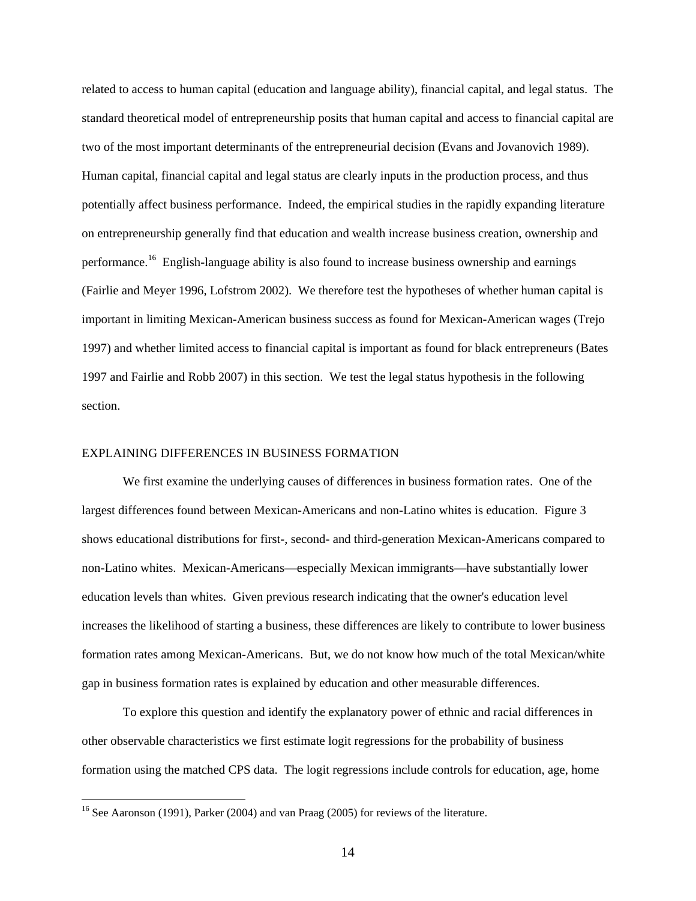related to access to human capital (education and language ability), financial capital, and legal status. The standard theoretical model of entrepreneurship posits that human capital and access to financial capital are two of the most important determinants of the entrepreneurial decision (Evans and Jovanovich 1989). Human capital, financial capital and legal status are clearly inputs in the production process, and thus potentially affect business performance. Indeed, the empirical studies in the rapidly expanding literature on entrepreneurship generally find that education and wealth increase business creation, ownership and performance.[16] English-language ability is also found to increase business ownership and earnings (Fairlie and Meyer 1996, Lofstrom 2002). We therefore test the hypotheses of whether human capital is important in limiting Mexican-American business success as found for Mexican-American wages (Trejo 1997) and whether limited access to financial capital is important as found for black entrepreneurs (Bates 1997 and Fairlie and Robb 2007) in this section. We test the legal status hypothesis in the following section.

## EXPLAINING DIFFERENCES IN BUSINESS FORMATION

We first examine the underlying causes of differences in business formation rates. One of the largest differences found between Mexican-Americans and non-Latino whites is education. Figure 3 shows educational distributions for first-, second- and third-generation Mexican-Americans compared to non-Latino whites. Mexican-Americans—especially Mexican immigrants—have substantially lower education levels than whites. Given previous research indicating that the owner's education level increases the likelihood of starting a business, these differences are likely to contribute to lower business formation rates among Mexican-Americans. But, we do not know how much of the total Mexican/white gap in business formation rates is explained by education and other measurable differences.

To explore this question and identify the explanatory power of ethnic and racial differences in other observable characteristics we first estimate logit regressions for the probability of business formation using the matched CPS data. The logit regressions include controls for education, age, home

[16] See Aaronson (1991), Parker (2004) and van Praag (2005) for reviews of the literature.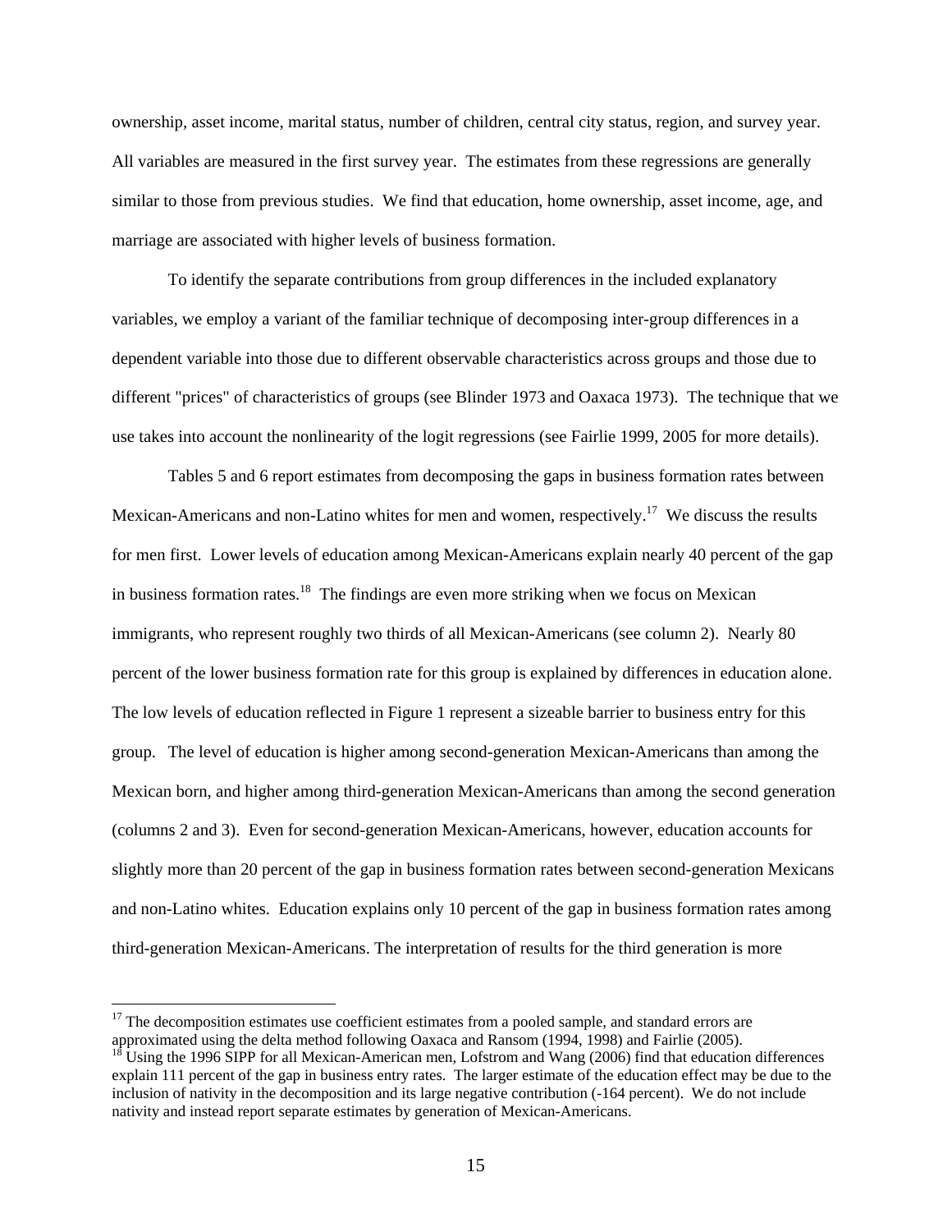ownership, asset income, marital status, number of children, central city status, region, and survey year. All variables are measured in the first survey year. The estimates from these regressions are generally similar to those from previous studies. We find that education, home ownership, asset income, age, and marriage are associated with higher levels of business formation.

To identify the separate contributions from group differences in the included explanatory variables, we employ a variant of the familiar technique of decomposing inter-group differences in a dependent variable into those due to different observable characteristics across groups and those due to different "prices" of characteristics of groups (see Blinder 1973 and Oaxaca 1973). The technique that we use takes into account the nonlinearity of the logit regressions (see Fairlie 1999, 2005 for more details).

Tables 5 and 6 report estimates from decomposing the gaps in business formation rates between Mexican-Americans and non-Latino whites for men and women, respectively.[17] We discuss the results for men first. Lower levels of education among Mexican-Americans explain nearly 40 percent of the gap in business formation rates.[18] The findings are even more striking when we focus on Mexican immigrants, who represent roughly two thirds of all Mexican-Americans (see column 2). Nearly 80 percent of the lower business formation rate for this group is explained by differences in education alone. The low levels of education reflected in Figure 1 represent a sizeable barrier to business entry for this group. The level of education is higher among second-generation Mexican-Americans than among the Mexican born, and higher among third-generation Mexican-Americans than among the second generation (columns 2 and 3). Even for second-generation Mexican-Americans, however, education accounts for slightly more than 20 percent of the gap in business formation rates between second-generation Mexicans and non-Latino whites. Education explains only 10 percent of the gap in business formation rates among third-generation Mexican-Americans. The interpretation of results for the third generation is more

---

[17] The decomposition estimates use coefficient estimates from a pooled sample, and standard errors are approximated using the delta method following Oaxaca and Ransom (1994, 1998) and Fairlie (2005).

[18] Using the 1996 SIPP for all Mexican-American men, Lofstrom and Wang (2006) find that education differences explain 111 percent of the gap in business entry rates. The larger estimate of the education effect may be due to the inclusion of nativity in the decomposition and its large negative contribution (-164 percent). We do not include nativity and instead report separate estimates by generation of Mexican-Americans.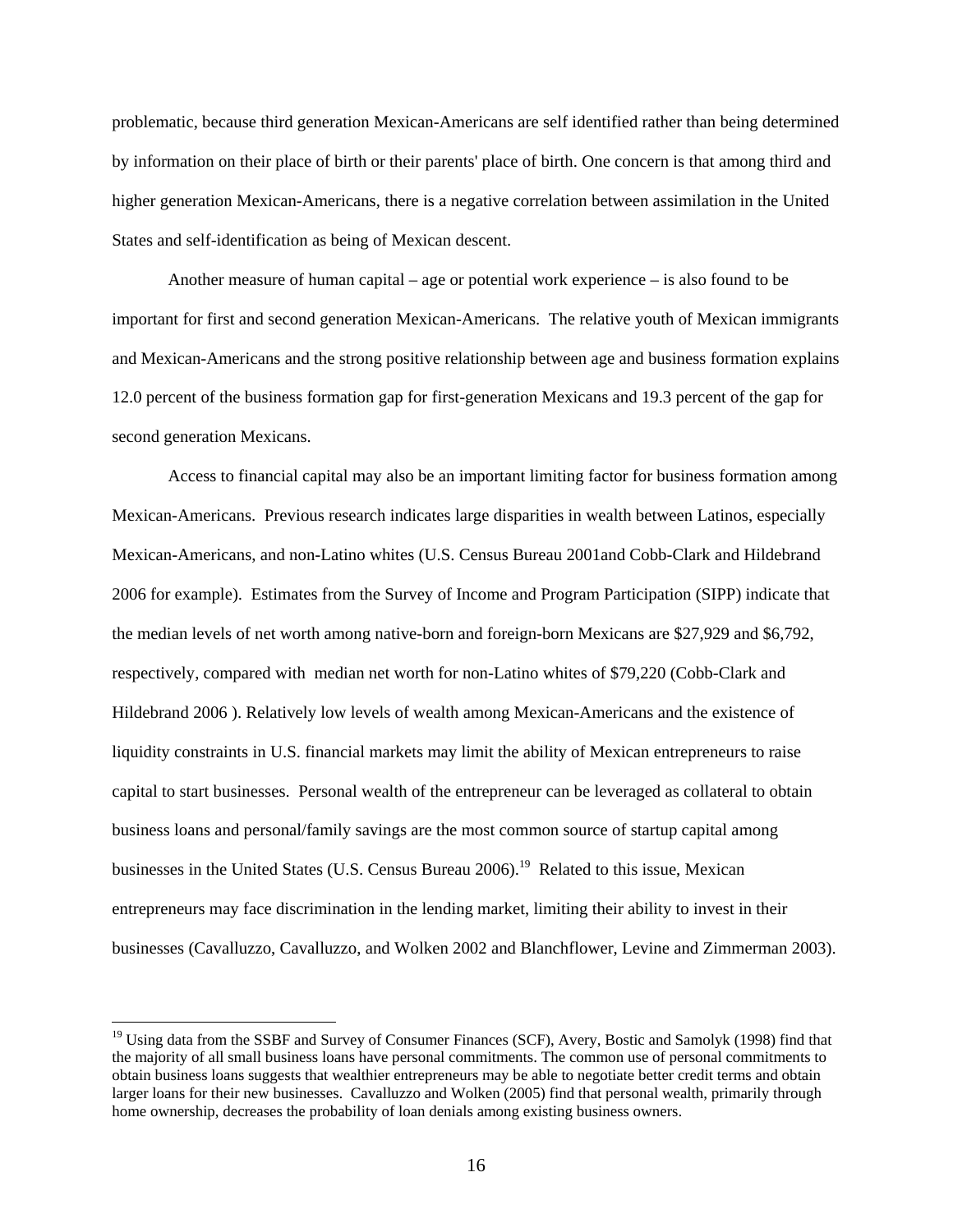problematic, because third generation Mexican-Americans are self identified rather than being determined by information on their place of birth or their parents' place of birth. One concern is that among third and higher generation Mexican-Americans, there is a negative correlation between assimilation in the United States and self-identification as being of Mexican descent.

Another measure of human capital – age or potential work experience – is also found to be important for first and second generation Mexican-Americans. The relative youth of Mexican immigrants and Mexican-Americans and the strong positive relationship between age and business formation explains 12.0 percent of the business formation gap for first-generation Mexicans and 19.3 percent of the gap for second generation Mexicans.

Access to financial capital may also be an important limiting factor for business formation among Mexican-Americans. Previous research indicates large disparities in wealth between Latinos, especially Mexican-Americans, and non-Latino whites (U.S. Census Bureau 2001and Cobb-Clark and Hildebrand 2006 for example). Estimates from the Survey of Income and Program Participation (SIPP) indicate that the median levels of net worth among native-born and foreign-born Mexicans are $27,929 and $6,792, respectively, compared with median net worth for non-Latino whites of $79,220 (Cobb-Clark and Hildebrand 2006 ). Relatively low levels of wealth among Mexican-Americans and the existence of liquidity constraints in U.S. financial markets may limit the ability of Mexican entrepreneurs to raise capital to start businesses. Personal wealth of the entrepreneur can be leveraged as collateral to obtain business loans and personal/family savings are the most common source of startup capital among businesses in the United States (U.S. Census Bureau 2006).[19] Related to this issue, Mexican entrepreneurs may face discrimination in the lending market, limiting their ability to invest in their businesses (Cavalluzzo, Cavalluzzo, and Wolken 2002 and Blanchflower, Levine and Zimmerman 2003).

---

[19] Using data from the SSBF and Survey of Consumer Finances (SCF), Avery, Bostic and Samolyk (1998) find that the majority of all small business loans have personal commitments. The common use of personal commitments to obtain business loans suggests that wealthier entrepreneurs may be able to negotiate better credit terms and obtain larger loans for their new businesses. Cavalluzzo and Wolken (2005) find that personal wealth, primarily through home ownership, decreases the probability of loan denials among existing business owners.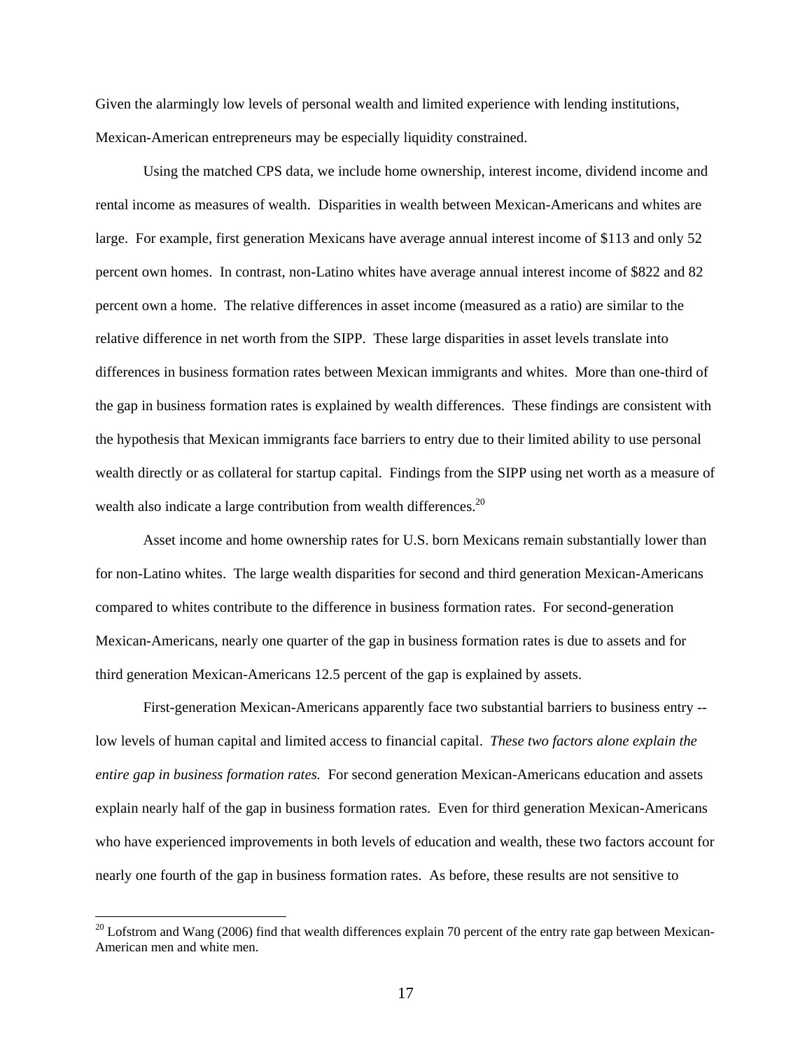Given the alarmingly low levels of personal wealth and limited experience with lending institutions, Mexican-American entrepreneurs may be especially liquidity constrained.

Using the matched CPS data, we include home ownership, interest income, dividend income and rental income as measures of wealth. Disparities in wealth between Mexican-Americans and whites are large. For example, first generation Mexicans have average annual interest income of $113 and only 52 percent own homes. In contrast, non-Latino whites have average annual interest income of $822 and 82 percent own a home. The relative differences in asset income (measured as a ratio) are similar to the relative difference in net worth from the SIPP. These large disparities in asset levels translate into differences in business formation rates between Mexican immigrants and whites. More than one-third of the gap in business formation rates is explained by wealth differences. These findings are consistent with the hypothesis that Mexican immigrants face barriers to entry due to their limited ability to use personal wealth directly or as collateral for startup capital. Findings from the SIPP using net worth as a measure of wealth also indicate a large contribution from wealth differences.[20]

Asset income and home ownership rates for U.S. born Mexicans remain substantially lower than for non-Latino whites. The large wealth disparities for second and third generation Mexican-Americans compared to whites contribute to the difference in business formation rates. For second-generation Mexican-Americans, nearly one quarter of the gap in business formation rates is due to assets and for third generation Mexican-Americans 12.5 percent of the gap is explained by assets.

First-generation Mexican-Americans apparently face two substantial barriers to business entry -- low levels of human capital and limited access to financial capital. *These two factors alone explain the entire gap in business formation rates.* For second generation Mexican-Americans education and assets explain nearly half of the gap in business formation rates. Even for third generation Mexican-Americans who have experienced improvements in both levels of education and wealth, these two factors account for nearly one fourth of the gap in business formation rates. As before, these results are not sensitive to

[20] Lofstrom and Wang (2006) find that wealth differences explain 70 percent of the entry rate gap between Mexican-American men and white men.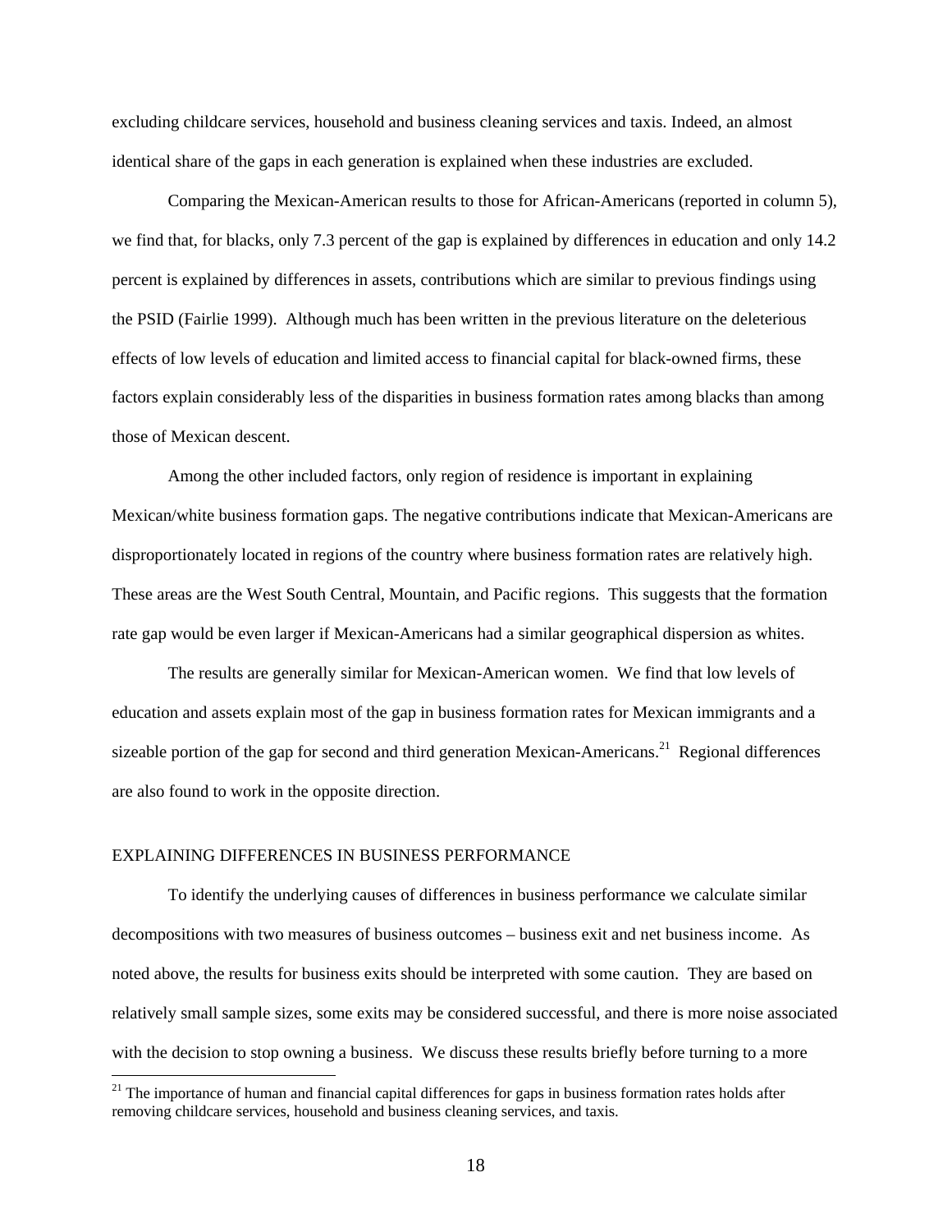excluding childcare services, household and business cleaning services and taxis. Indeed, an almost identical share of the gaps in each generation is explained when these industries are excluded.

Comparing the Mexican-American results to those for African-Americans (reported in column 5), we find that, for blacks, only 7.3 percent of the gap is explained by differences in education and only 14.2 percent is explained by differences in assets, contributions which are similar to previous findings using the PSID (Fairlie 1999). Although much has been written in the previous literature on the deleterious effects of low levels of education and limited access to financial capital for black-owned firms, these factors explain considerably less of the disparities in business formation rates among blacks than among those of Mexican descent.

Among the other included factors, only region of residence is important in explaining Mexican/white business formation gaps. The negative contributions indicate that Mexican-Americans are disproportionately located in regions of the country where business formation rates are relatively high. These areas are the West South Central, Mountain, and Pacific regions. This suggests that the formation rate gap would be even larger if Mexican-Americans had a similar geographical dispersion as whites.

The results are generally similar for Mexican-American women. We find that low levels of education and assets explain most of the gap in business formation rates for Mexican immigrants and a sizeable portion of the gap for second and third generation Mexican-Americans.[21] Regional differences are also found to work in the opposite direction.

## EXPLAINING DIFFERENCES IN BUSINESS PERFORMANCE

To identify the underlying causes of differences in business performance we calculate similar decompositions with two measures of business outcomes – business exit and net business income. As noted above, the results for business exits should be interpreted with some caution. They are based on relatively small sample sizes, some exits may be considered successful, and there is more noise associated with the decision to stop owning a business. We discuss these results briefly before turning to a more

[21] The importance of human and financial capital differences for gaps in business formation rates holds after removing childcare services, household and business cleaning services, and taxis.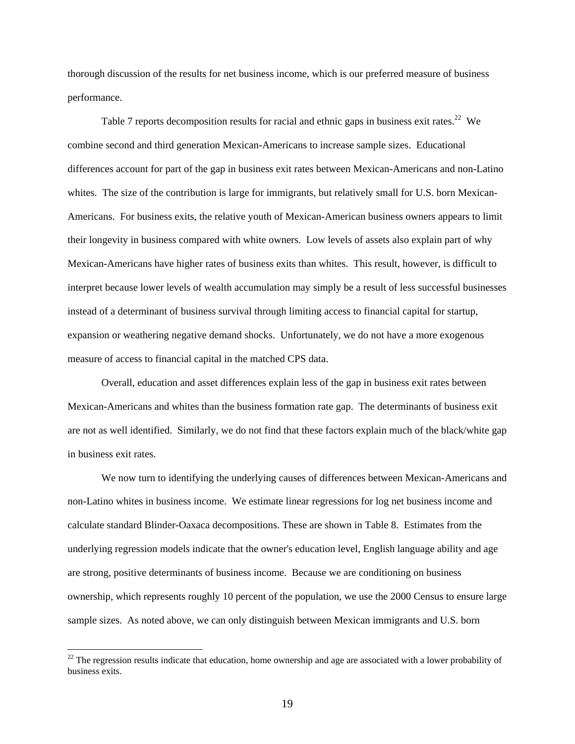thorough discussion of the results for net business income, which is our preferred measure of business performance.

Table 7 reports decomposition results for racial and ethnic gaps in business exit rates.[22] We combine second and third generation Mexican-Americans to increase sample sizes. Educational differences account for part of the gap in business exit rates between Mexican-Americans and non-Latino whites. The size of the contribution is large for immigrants, but relatively small for U.S. born Mexican-Americans. For business exits, the relative youth of Mexican-American business owners appears to limit their longevity in business compared with white owners. Low levels of assets also explain part of why Mexican-Americans have higher rates of business exits than whites. This result, however, is difficult to interpret because lower levels of wealth accumulation may simply be a result of less successful businesses instead of a determinant of business survival through limiting access to financial capital for startup, expansion or weathering negative demand shocks. Unfortunately, we do not have a more exogenous measure of access to financial capital in the matched CPS data.

Overall, education and asset differences explain less of the gap in business exit rates between Mexican-Americans and whites than the business formation rate gap. The determinants of business exit are not as well identified. Similarly, we do not find that these factors explain much of the black/white gap in business exit rates.

We now turn to identifying the underlying causes of differences between Mexican-Americans and non-Latino whites in business income. We estimate linear regressions for log net business income and calculate standard Blinder-Oaxaca decompositions. These are shown in Table 8. Estimates from the underlying regression models indicate that the owner's education level, English language ability and age are strong, positive determinants of business income. Because we are conditioning on business ownership, which represents roughly 10 percent of the population, we use the 2000 Census to ensure large sample sizes. As noted above, we can only distinguish between Mexican immigrants and U.S. born

[22] The regression results indicate that education, home ownership and age are associated with a lower probability of business exits.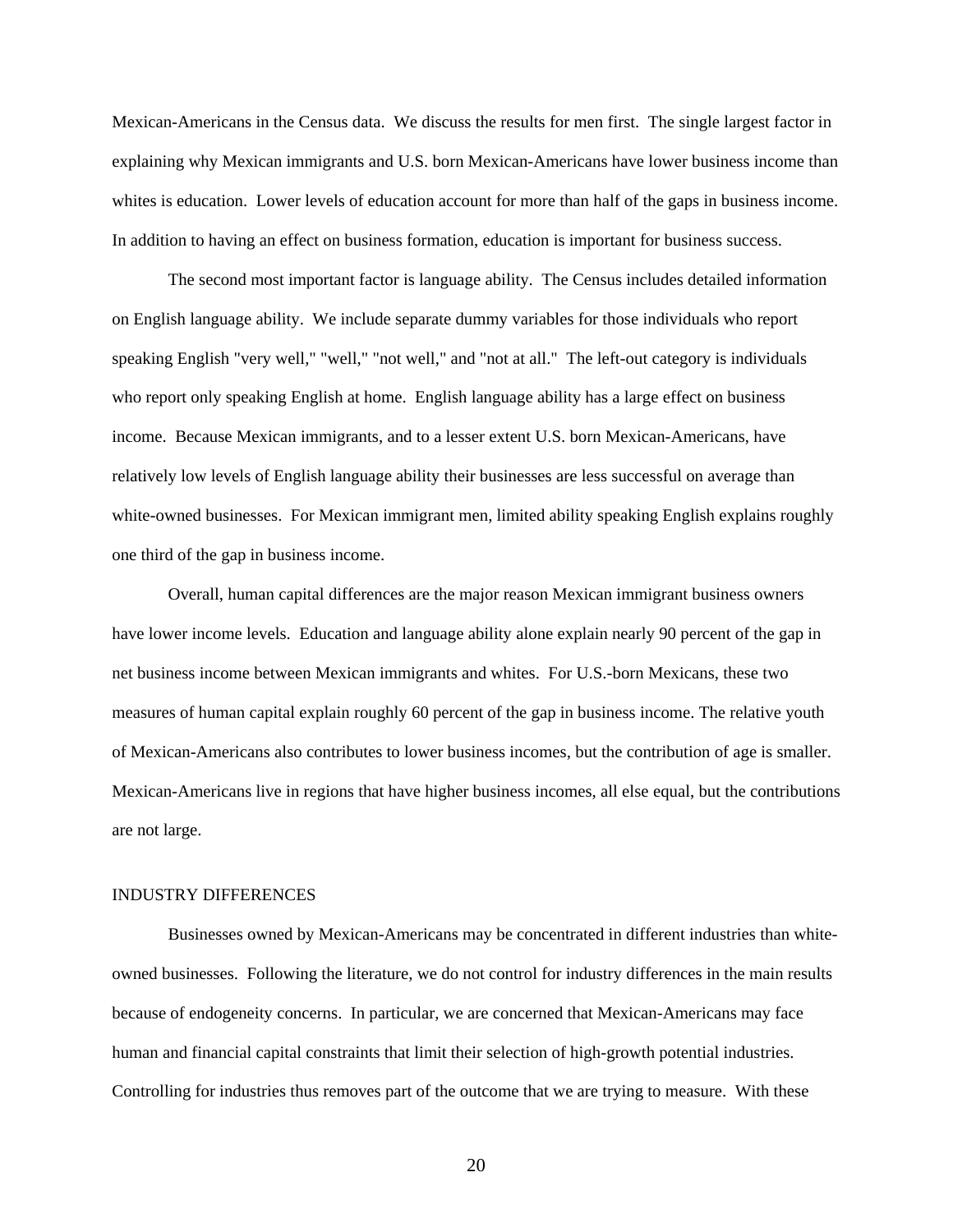Mexican-Americans in the Census data. We discuss the results for men first. The single largest factor in explaining why Mexican immigrants and U.S. born Mexican-Americans have lower business income than whites is education. Lower levels of education account for more than half of the gaps in business income. In addition to having an effect on business formation, education is important for business success.

The second most important factor is language ability. The Census includes detailed information on English language ability. We include separate dummy variables for those individuals who report speaking English "very well," "well," "not well," and "not at all." The left-out category is individuals who report only speaking English at home. English language ability has a large effect on business income. Because Mexican immigrants, and to a lesser extent U.S. born Mexican-Americans, have relatively low levels of English language ability their businesses are less successful on average than white-owned businesses. For Mexican immigrant men, limited ability speaking English explains roughly one third of the gap in business income.

Overall, human capital differences are the major reason Mexican immigrant business owners have lower income levels. Education and language ability alone explain nearly 90 percent of the gap in net business income between Mexican immigrants and whites. For U.S.-born Mexicans, these two measures of human capital explain roughly 60 percent of the gap in business income. The relative youth of Mexican-Americans also contributes to lower business incomes, but the contribution of age is smaller. Mexican-Americans live in regions that have higher business incomes, all else equal, but the contributions are not large.

## INDUSTRY DIFFERENCES

Businesses owned by Mexican-Americans may be concentrated in different industries than white-owned businesses. Following the literature, we do not control for industry differences in the main results because of endogeneity concerns. In particular, we are concerned that Mexican-Americans may face human and financial capital constraints that limit their selection of high-growth potential industries. Controlling for industries thus removes part of the outcome that we are trying to measure. With these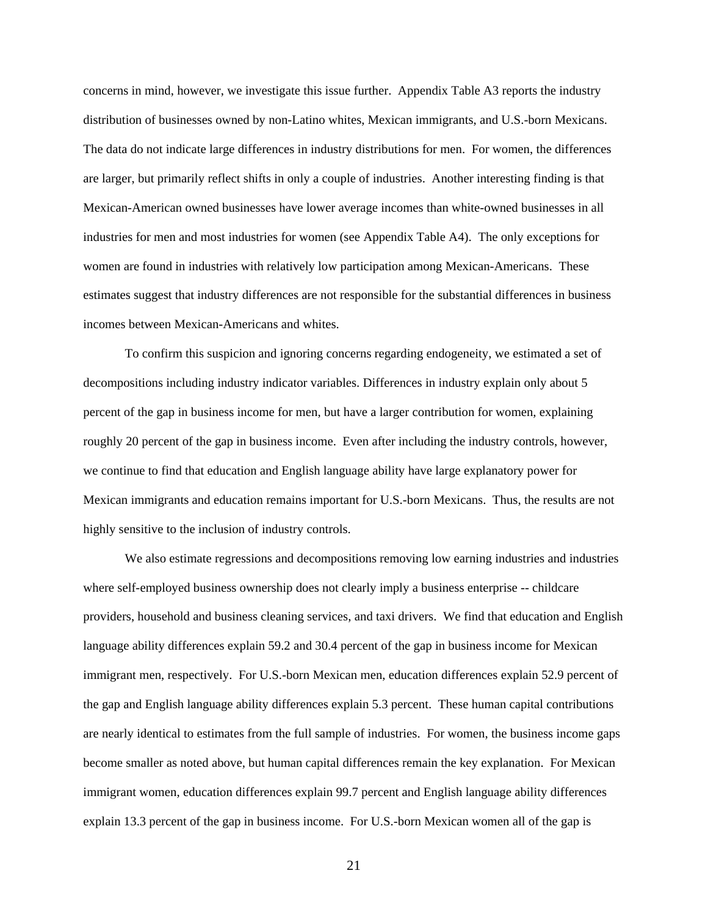concerns in mind, however, we investigate this issue further. Appendix Table A3 reports the industry distribution of businesses owned by non-Latino whites, Mexican immigrants, and U.S.-born Mexicans. The data do not indicate large differences in industry distributions for men. For women, the differences are larger, but primarily reflect shifts in only a couple of industries. Another interesting finding is that Mexican-American owned businesses have lower average incomes than white-owned businesses in all industries for men and most industries for women (see Appendix Table A4). The only exceptions for women are found in industries with relatively low participation among Mexican-Americans. These estimates suggest that industry differences are not responsible for the substantial differences in business incomes between Mexican-Americans and whites.

To confirm this suspicion and ignoring concerns regarding endogeneity, we estimated a set of decompositions including industry indicator variables. Differences in industry explain only about 5 percent of the gap in business income for men, but have a larger contribution for women, explaining roughly 20 percent of the gap in business income. Even after including the industry controls, however, we continue to find that education and English language ability have large explanatory power for Mexican immigrants and education remains important for U.S.-born Mexicans. Thus, the results are not highly sensitive to the inclusion of industry controls.

We also estimate regressions and decompositions removing low earning industries and industries where self-employed business ownership does not clearly imply a business enterprise -- childcare providers, household and business cleaning services, and taxi drivers. We find that education and English language ability differences explain 59.2 and 30.4 percent of the gap in business income for Mexican immigrant men, respectively. For U.S.-born Mexican men, education differences explain 52.9 percent of the gap and English language ability differences explain 5.3 percent. These human capital contributions are nearly identical to estimates from the full sample of industries. For women, the business income gaps become smaller as noted above, but human capital differences remain the key explanation. For Mexican immigrant women, education differences explain 99.7 percent and English language ability differences explain 13.3 percent of the gap in business income. For U.S.-born Mexican women all of the gap is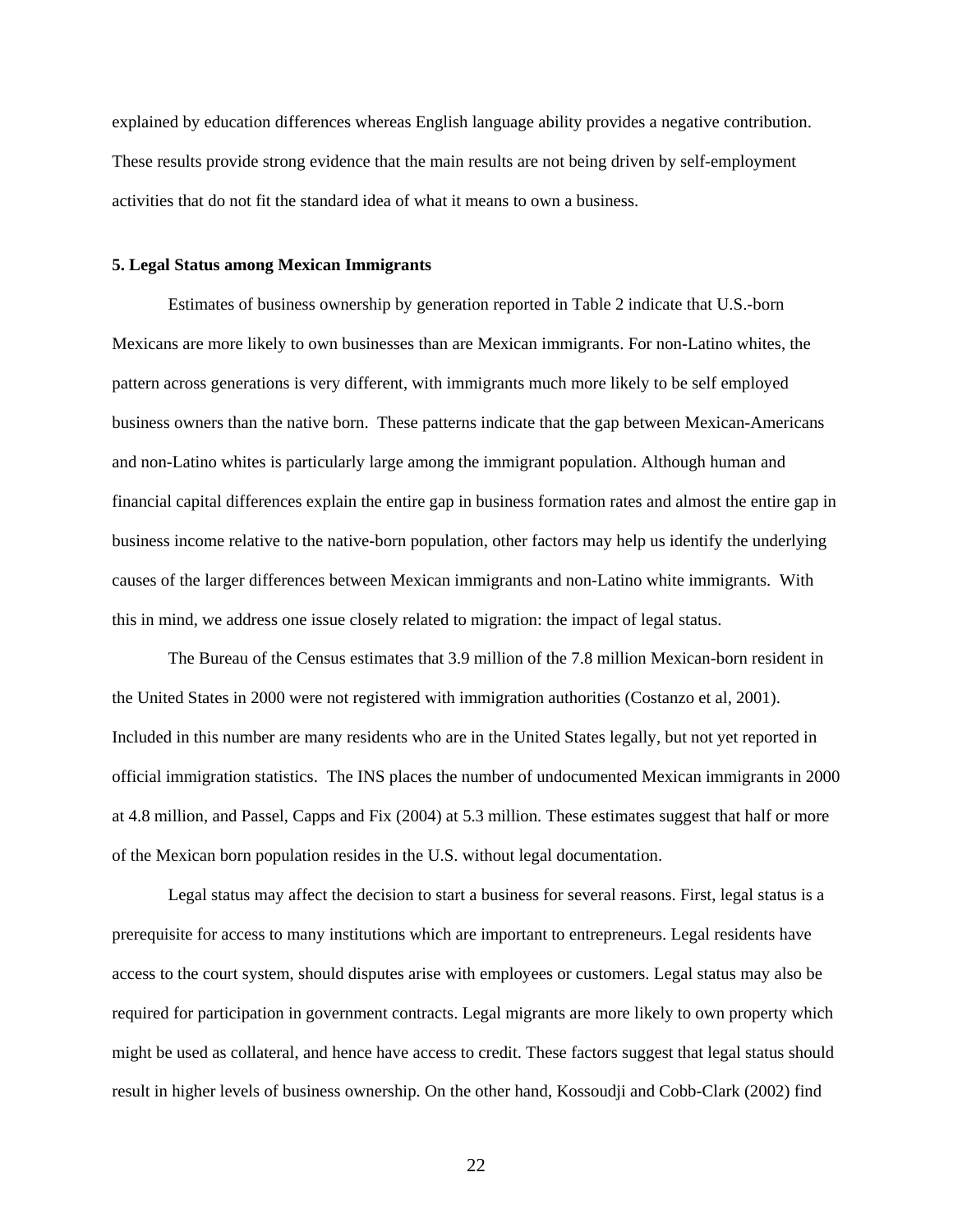explained by education differences whereas English language ability provides a negative contribution. These results provide strong evidence that the main results are not being driven by self-employment activities that do not fit the standard idea of what it means to own a business.

## 5. Legal Status among Mexican Immigrants

Estimates of business ownership by generation reported in Table 2 indicate that U.S.-born Mexicans are more likely to own businesses than are Mexican immigrants. For non-Latino whites, the pattern across generations is very different, with immigrants much more likely to be self employed business owners than the native born. These patterns indicate that the gap between Mexican-Americans and non-Latino whites is particularly large among the immigrant population. Although human and financial capital differences explain the entire gap in business formation rates and almost the entire gap in business income relative to the native-born population, other factors may help us identify the underlying causes of the larger differences between Mexican immigrants and non-Latino white immigrants. With this in mind, we address one issue closely related to migration: the impact of legal status.

The Bureau of the Census estimates that 3.9 million of the 7.8 million Mexican-born resident in the United States in 2000 were not registered with immigration authorities (Costanzo et al, 2001). Included in this number are many residents who are in the United States legally, but not yet reported in official immigration statistics. The INS places the number of undocumented Mexican immigrants in 2000 at 4.8 million, and Passel, Capps and Fix (2004) at 5.3 million. These estimates suggest that half or more of the Mexican born population resides in the U.S. without legal documentation.

Legal status may affect the decision to start a business for several reasons. First, legal status is a prerequisite for access to many institutions which are important to entrepreneurs. Legal residents have access to the court system, should disputes arise with employees or customers. Legal status may also be required for participation in government contracts. Legal migrants are more likely to own property which might be used as collateral, and hence have access to credit. These factors suggest that legal status should result in higher levels of business ownership. On the other hand, Kossoudji and Cobb-Clark (2002) find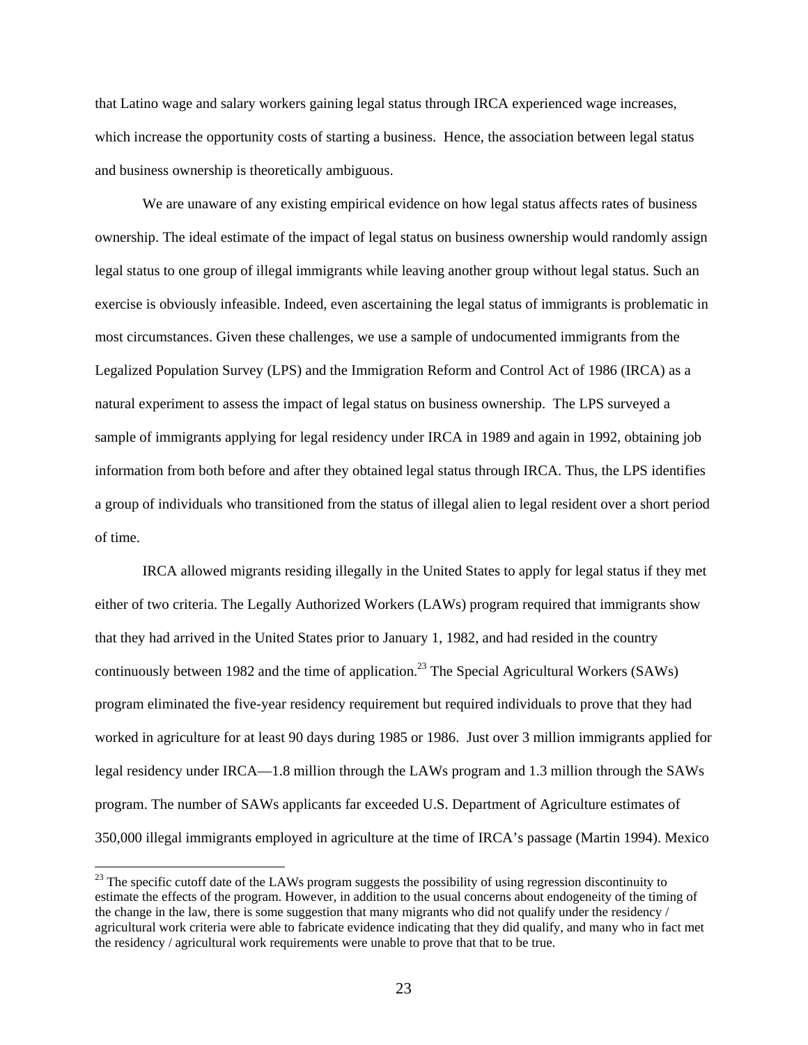that Latino wage and salary workers gaining legal status through IRCA experienced wage increases, which increase the opportunity costs of starting a business. Hence, the association between legal status and business ownership is theoretically ambiguous.

We are unaware of any existing empirical evidence on how legal status affects rates of business ownership. The ideal estimate of the impact of legal status on business ownership would randomly assign legal status to one group of illegal immigrants while leaving another group without legal status. Such an exercise is obviously infeasible. Indeed, even ascertaining the legal status of immigrants is problematic in most circumstances. Given these challenges, we use a sample of undocumented immigrants from the Legalized Population Survey (LPS) and the Immigration Reform and Control Act of 1986 (IRCA) as a natural experiment to assess the impact of legal status on business ownership. The LPS surveyed a sample of immigrants applying for legal residency under IRCA in 1989 and again in 1992, obtaining job information from both before and after they obtained legal status through IRCA. Thus, the LPS identifies a group of individuals who transitioned from the status of illegal alien to legal resident over a short period of time.

IRCA allowed migrants residing illegally in the United States to apply for legal status if they met either of two criteria. The Legally Authorized Workers (LAWs) program required that immigrants show that they had arrived in the United States prior to January 1, 1982, and had resided in the country continuously between 1982 and the time of application.[23] The Special Agricultural Workers (SAWs) program eliminated the five-year residency requirement but required individuals to prove that they had worked in agriculture for at least 90 days during 1985 or 1986. Just over 3 million immigrants applied for legal residency under IRCA—1.8 million through the LAWs program and 1.3 million through the SAWs program. The number of SAWs applicants far exceeded U.S. Department of Agriculture estimates of 350,000 illegal immigrants employed in agriculture at the time of IRCA's passage (Martin 1994). Mexico

[23] The specific cutoff date of the LAWs program suggests the possibility of using regression discontinuity to estimate the effects of the program. However, in addition to the usual concerns about endogeneity of the timing of the change in the law, there is some suggestion that many migrants who did not qualify under the residency / agricultural work criteria were able to fabricate evidence indicating that they did qualify, and many who in fact met the residency / agricultural work requirements were unable to prove that that to be true.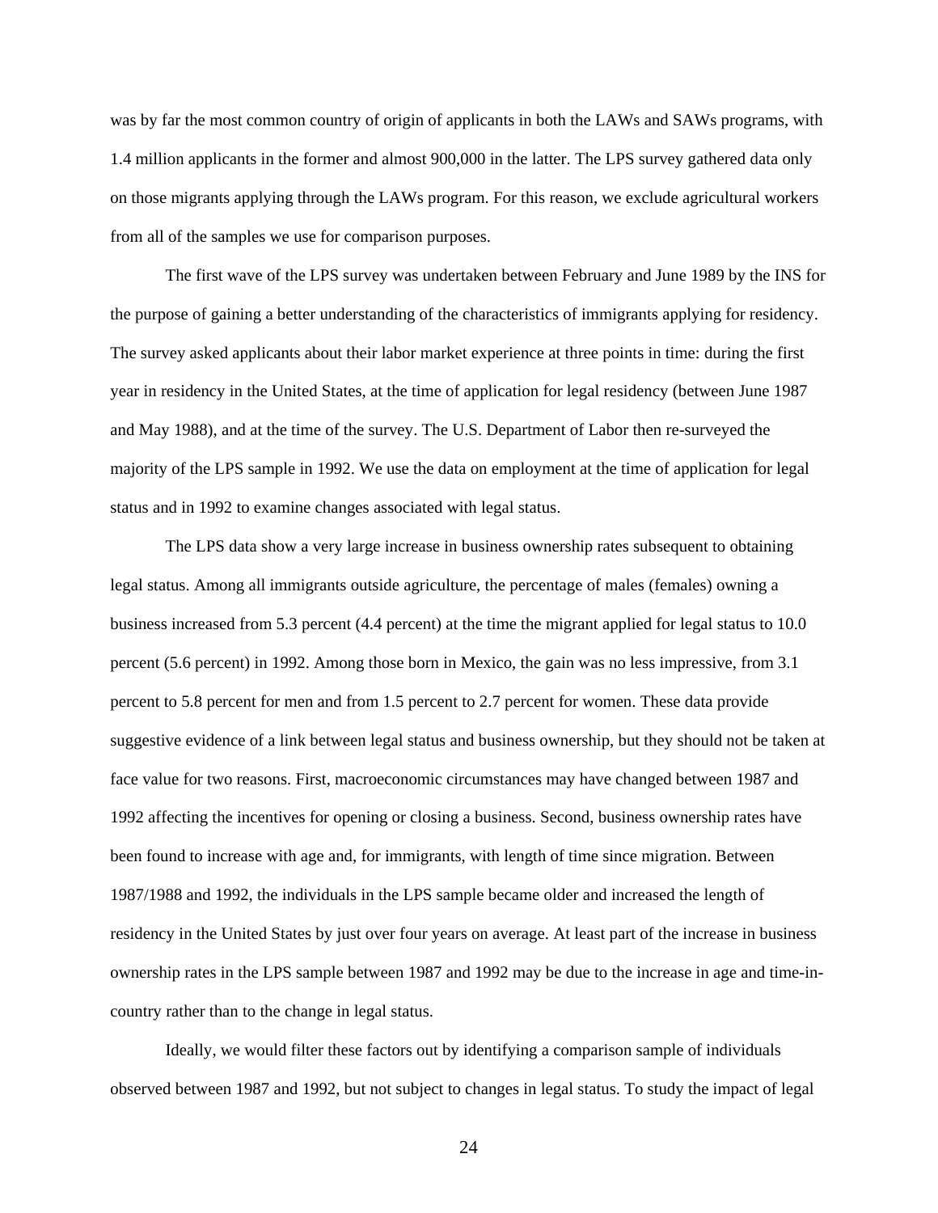was by far the most common country of origin of applicants in both the LAWs and SAWs programs, with 1.4 million applicants in the former and almost 900,000 in the latter. The LPS survey gathered data only on those migrants applying through the LAWs program. For this reason, we exclude agricultural workers from all of the samples we use for comparison purposes.

The first wave of the LPS survey was undertaken between February and June 1989 by the INS for the purpose of gaining a better understanding of the characteristics of immigrants applying for residency. The survey asked applicants about their labor market experience at three points in time: during the first year in residency in the United States, at the time of application for legal residency (between June 1987 and May 1988), and at the time of the survey. The U.S. Department of Labor then re-surveyed the majority of the LPS sample in 1992. We use the data on employment at the time of application for legal status and in 1992 to examine changes associated with legal status.

The LPS data show a very large increase in business ownership rates subsequent to obtaining legal status. Among all immigrants outside agriculture, the percentage of males (females) owning a business increased from 5.3 percent (4.4 percent) at the time the migrant applied for legal status to 10.0 percent (5.6 percent) in 1992. Among those born in Mexico, the gain was no less impressive, from 3.1 percent to 5.8 percent for men and from 1.5 percent to 2.7 percent for women. These data provide suggestive evidence of a link between legal status and business ownership, but they should not be taken at face value for two reasons. First, macroeconomic circumstances may have changed between 1987 and 1992 affecting the incentives for opening or closing a business. Second, business ownership rates have been found to increase with age and, for immigrants, with length of time since migration. Between 1987/1988 and 1992, the individuals in the LPS sample became older and increased the length of residency in the United States by just over four years on average. At least part of the increase in business ownership rates in the LPS sample between 1987 and 1992 may be due to the increase in age and time-in-country rather than to the change in legal status.

Ideally, we would filter these factors out by identifying a comparison sample of individuals observed between 1987 and 1992, but not subject to changes in legal status. To study the impact of legal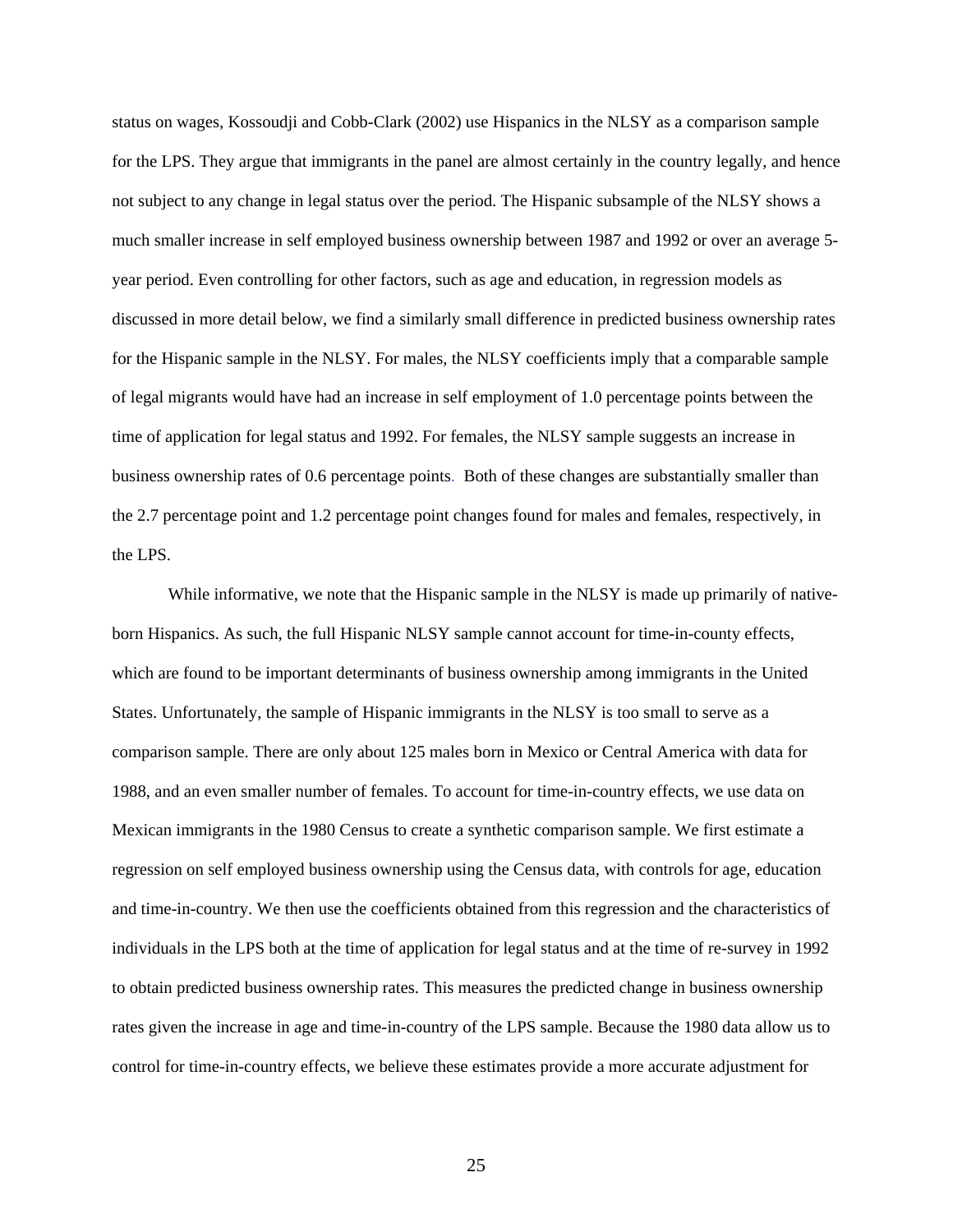status on wages, Kossoudji and Cobb-Clark (2002) use Hispanics in the NLSY as a comparison sample for the LPS. They argue that immigrants in the panel are almost certainly in the country legally, and hence not subject to any change in legal status over the period. The Hispanic subsample of the NLSY shows a much smaller increase in self employed business ownership between 1987 and 1992 or over an average 5-year period. Even controlling for other factors, such as age and education, in regression models as discussed in more detail below, we find a similarly small difference in predicted business ownership rates for the Hispanic sample in the NLSY. For males, the NLSY coefficients imply that a comparable sample of legal migrants would have had an increase in self employment of 1.0 percentage points between the time of application for legal status and 1992. For females, the NLSY sample suggests an increase in business ownership rates of 0.6 percentage points. Both of these changes are substantially smaller than the 2.7 percentage point and 1.2 percentage point changes found for males and females, respectively, in the LPS.

While informative, we note that the Hispanic sample in the NLSY is made up primarily of native-born Hispanics. As such, the full Hispanic NLSY sample cannot account for time-in-county effects, which are found to be important determinants of business ownership among immigrants in the United States. Unfortunately, the sample of Hispanic immigrants in the NLSY is too small to serve as a comparison sample. There are only about 125 males born in Mexico or Central America with data for 1988, and an even smaller number of females. To account for time-in-country effects, we use data on Mexican immigrants in the 1980 Census to create a synthetic comparison sample. We first estimate a regression on self employed business ownership using the Census data, with controls for age, education and time-in-country. We then use the coefficients obtained from this regression and the characteristics of individuals in the LPS both at the time of application for legal status and at the time of re-survey in 1992 to obtain predicted business ownership rates. This measures the predicted change in business ownership rates given the increase in age and time-in-country of the LPS sample. Because the 1980 data allow us to control for time-in-country effects, we believe these estimates provide a more accurate adjustment for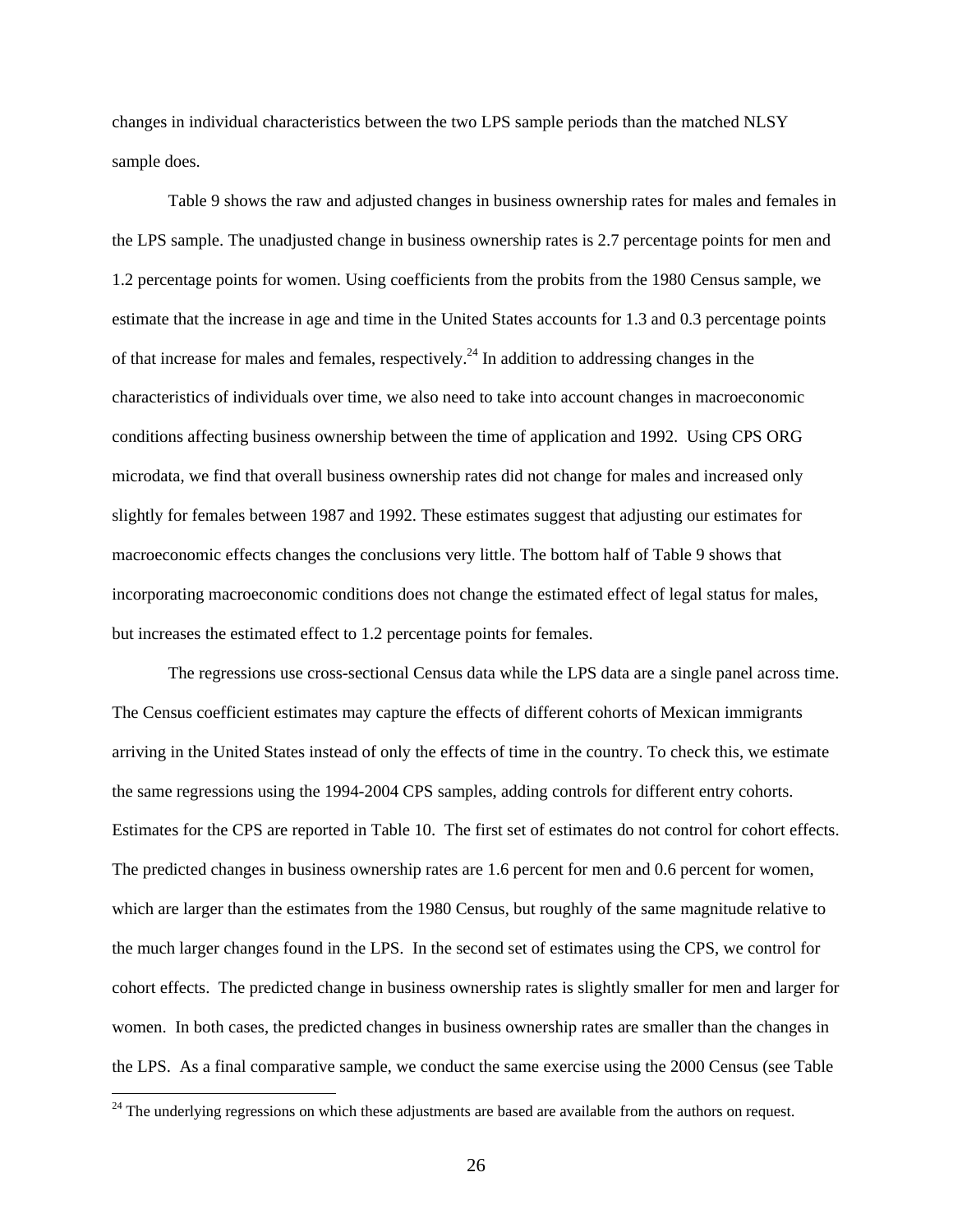changes in individual characteristics between the two LPS sample periods than the matched NLSY sample does.

Table 9 shows the raw and adjusted changes in business ownership rates for males and females in the LPS sample. The unadjusted change in business ownership rates is 2.7 percentage points for men and 1.2 percentage points for women. Using coefficients from the probits from the 1980 Census sample, we estimate that the increase in age and time in the United States accounts for 1.3 and 0.3 percentage points of that increase for males and females, respectively.[24] In addition to addressing changes in the characteristics of individuals over time, we also need to take into account changes in macroeconomic conditions affecting business ownership between the time of application and 1992. Using CPS ORG microdata, we find that overall business ownership rates did not change for males and increased only slightly for females between 1987 and 1992. These estimates suggest that adjusting our estimates for macroeconomic effects changes the conclusions very little. The bottom half of Table 9 shows that incorporating macroeconomic conditions does not change the estimated effect of legal status for males, but increases the estimated effect to 1.2 percentage points for females.

The regressions use cross-sectional Census data while the LPS data are a single panel across time. The Census coefficient estimates may capture the effects of different cohorts of Mexican immigrants arriving in the United States instead of only the effects of time in the country. To check this, we estimate the same regressions using the 1994-2004 CPS samples, adding controls for different entry cohorts. Estimates for the CPS are reported in Table 10. The first set of estimates do not control for cohort effects. The predicted changes in business ownership rates are 1.6 percent for men and 0.6 percent for women, which are larger than the estimates from the 1980 Census, but roughly of the same magnitude relative to the much larger changes found in the LPS. In the second set of estimates using the CPS, we control for cohort effects. The predicted change in business ownership rates is slightly smaller for men and larger for women. In both cases, the predicted changes in business ownership rates are smaller than the changes in the LPS. As a final comparative sample, we conduct the same exercise using the 2000 Census (see Table

[24] The underlying regressions on which these adjustments are based are available from the authors on request.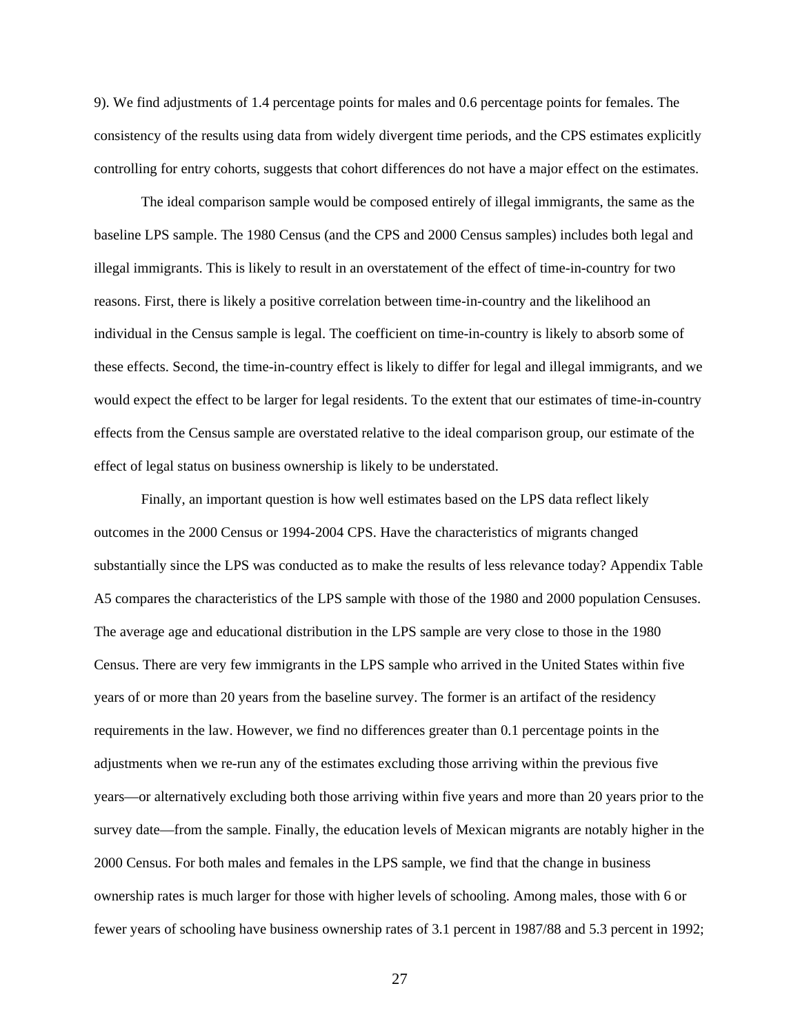9). We find adjustments of 1.4 percentage points for males and 0.6 percentage points for females. The consistency of the results using data from widely divergent time periods, and the CPS estimates explicitly controlling for entry cohorts, suggests that cohort differences do not have a major effect on the estimates.

The ideal comparison sample would be composed entirely of illegal immigrants, the same as the baseline LPS sample. The 1980 Census (and the CPS and 2000 Census samples) includes both legal and illegal immigrants. This is likely to result in an overstatement of the effect of time-in-country for two reasons. First, there is likely a positive correlation between time-in-country and the likelihood an individual in the Census sample is legal. The coefficient on time-in-country is likely to absorb some of these effects. Second, the time-in-country effect is likely to differ for legal and illegal immigrants, and we would expect the effect to be larger for legal residents. To the extent that our estimates of time-in-country effects from the Census sample are overstated relative to the ideal comparison group, our estimate of the effect of legal status on business ownership is likely to be understated.

Finally, an important question is how well estimates based on the LPS data reflect likely outcomes in the 2000 Census or 1994-2004 CPS. Have the characteristics of migrants changed substantially since the LPS was conducted as to make the results of less relevance today? Appendix Table A5 compares the characteristics of the LPS sample with those of the 1980 and 2000 population Censuses. The average age and educational distribution in the LPS sample are very close to those in the 1980 Census. There are very few immigrants in the LPS sample who arrived in the United States within five years of or more than 20 years from the baseline survey. The former is an artifact of the residency requirements in the law. However, we find no differences greater than 0.1 percentage points in the adjustments when we re-run any of the estimates excluding those arriving within the previous five years—or alternatively excluding both those arriving within five years and more than 20 years prior to the survey date—from the sample. Finally, the education levels of Mexican migrants are notably higher in the 2000 Census. For both males and females in the LPS sample, we find that the change in business ownership rates is much larger for those with higher levels of schooling. Among males, those with 6 or fewer years of schooling have business ownership rates of 3.1 percent in 1987/88 and 5.3 percent in 1992;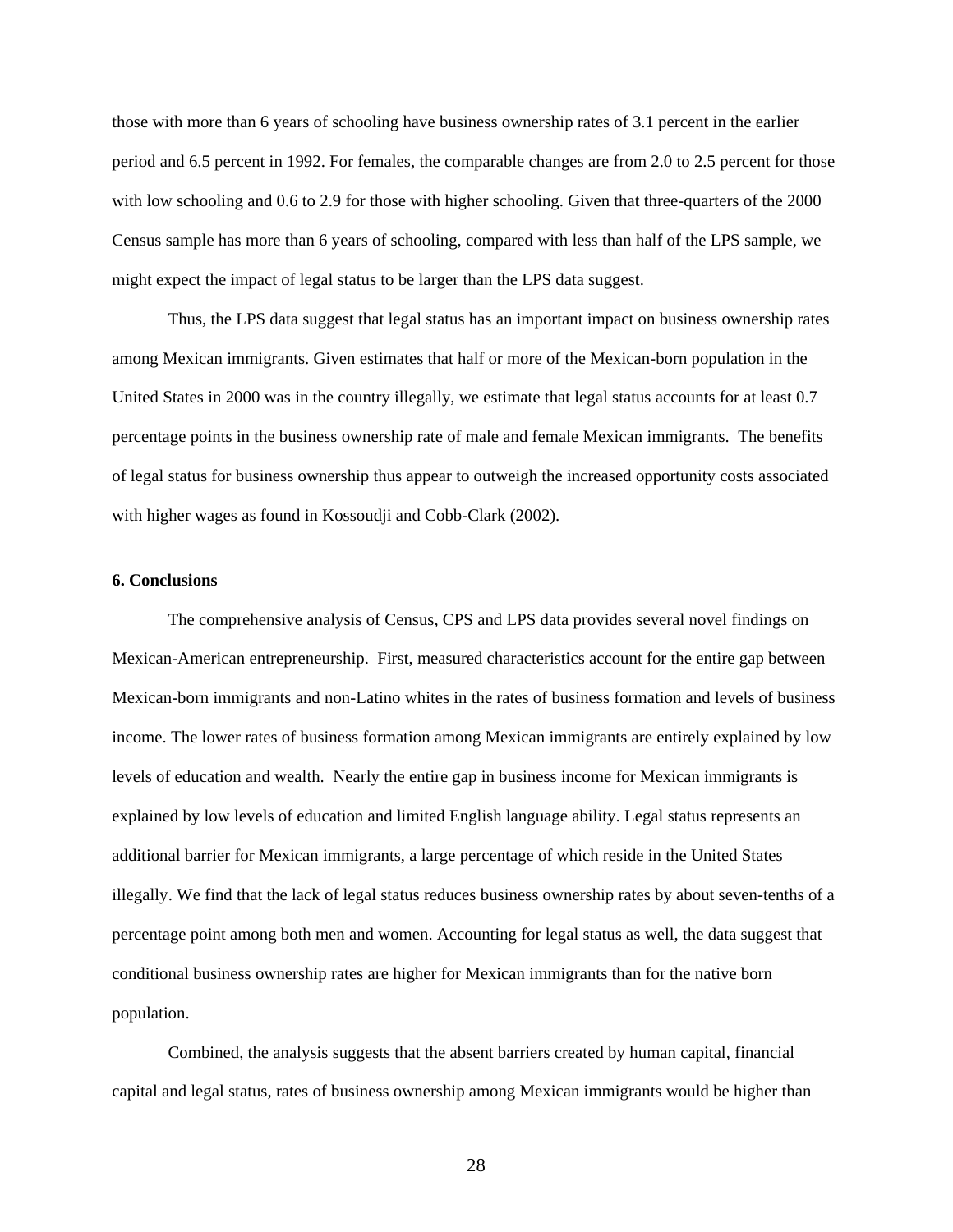those with more than 6 years of schooling have business ownership rates of 3.1 percent in the earlier period and 6.5 percent in 1992. For females, the comparable changes are from 2.0 to 2.5 percent for those with low schooling and 0.6 to 2.9 for those with higher schooling. Given that three-quarters of the 2000 Census sample has more than 6 years of schooling, compared with less than half of the LPS sample, we might expect the impact of legal status to be larger than the LPS data suggest.

Thus, the LPS data suggest that legal status has an important impact on business ownership rates among Mexican immigrants. Given estimates that half or more of the Mexican-born population in the United States in 2000 was in the country illegally, we estimate that legal status accounts for at least 0.7 percentage points in the business ownership rate of male and female Mexican immigrants. The benefits of legal status for business ownership thus appear to outweigh the increased opportunity costs associated with higher wages as found in Kossoudji and Cobb-Clark (2002).

**6. Conclusions**

The comprehensive analysis of Census, CPS and LPS data provides several novel findings on Mexican-American entrepreneurship. First, measured characteristics account for the entire gap between Mexican-born immigrants and non-Latino whites in the rates of business formation and levels of business income. The lower rates of business formation among Mexican immigrants are entirely explained by low levels of education and wealth. Nearly the entire gap in business income for Mexican immigrants is explained by low levels of education and limited English language ability. Legal status represents an additional barrier for Mexican immigrants, a large percentage of which reside in the United States illegally. We find that the lack of legal status reduces business ownership rates by about seven-tenths of a percentage point among both men and women. Accounting for legal status as well, the data suggest that conditional business ownership rates are higher for Mexican immigrants than for the native born population.

Combined, the analysis suggests that the absent barriers created by human capital, financial capital and legal status, rates of business ownership among Mexican immigrants would be higher than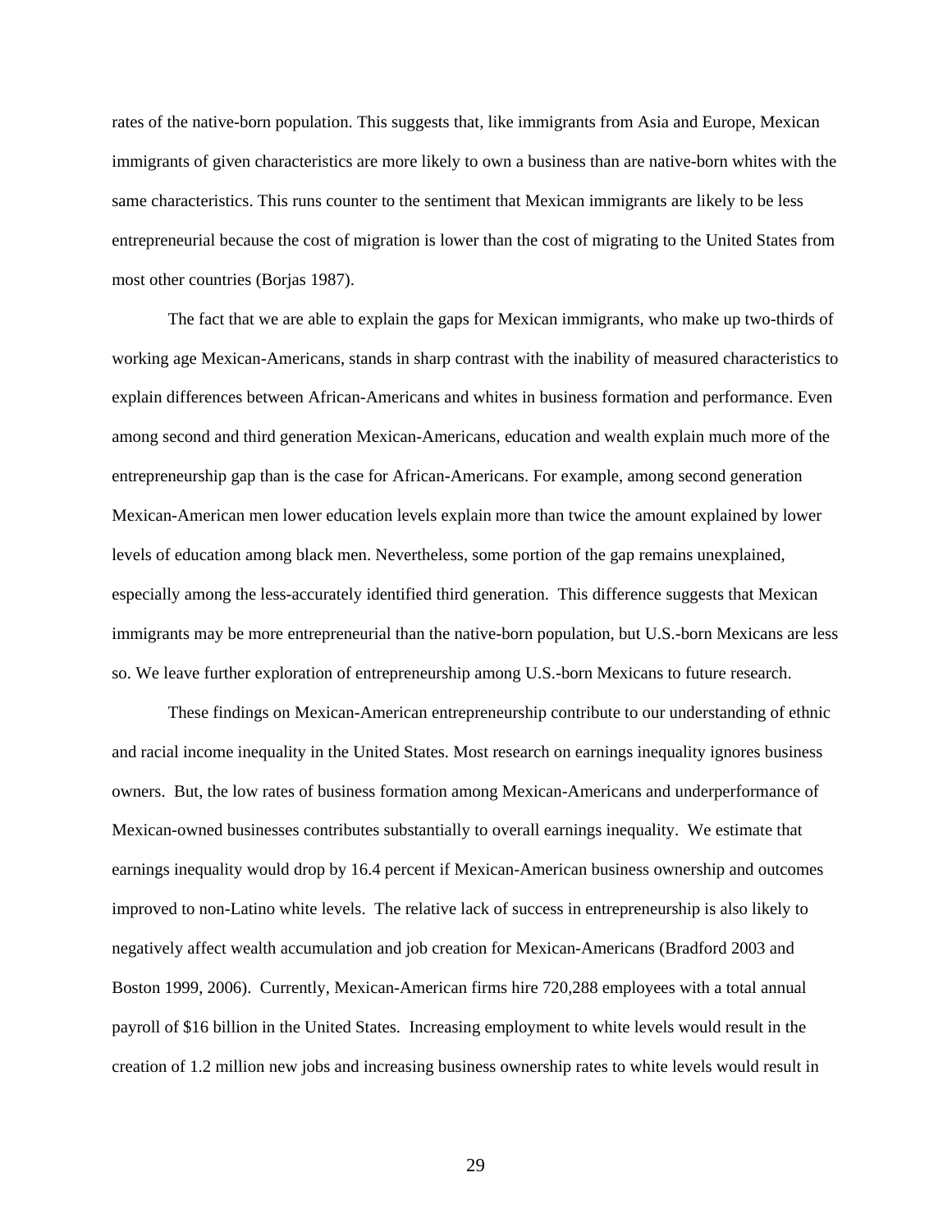rates of the native-born population. This suggests that, like immigrants from Asia and Europe, Mexican immigrants of given characteristics are more likely to own a business than are native-born whites with the same characteristics. This runs counter to the sentiment that Mexican immigrants are likely to be less entrepreneurial because the cost of migration is lower than the cost of migrating to the United States from most other countries (Borjas 1987).

The fact that we are able to explain the gaps for Mexican immigrants, who make up two-thirds of working age Mexican-Americans, stands in sharp contrast with the inability of measured characteristics to explain differences between African-Americans and whites in business formation and performance. Even among second and third generation Mexican-Americans, education and wealth explain much more of the entrepreneurship gap than is the case for African-Americans. For example, among second generation Mexican-American men lower education levels explain more than twice the amount explained by lower levels of education among black men. Nevertheless, some portion of the gap remains unexplained, especially among the less-accurately identified third generation. This difference suggests that Mexican immigrants may be more entrepreneurial than the native-born population, but U.S.-born Mexicans are less so. We leave further exploration of entrepreneurship among U.S.-born Mexicans to future research.

These findings on Mexican-American entrepreneurship contribute to our understanding of ethnic and racial income inequality in the United States. Most research on earnings inequality ignores business owners. But, the low rates of business formation among Mexican-Americans and underperformance of Mexican-owned businesses contributes substantially to overall earnings inequality. We estimate that earnings inequality would drop by 16.4 percent if Mexican-American business ownership and outcomes improved to non-Latino white levels. The relative lack of success in entrepreneurship is also likely to negatively affect wealth accumulation and job creation for Mexican-Americans (Bradford 2003 and Boston 1999, 2006). Currently, Mexican-American firms hire 720,288 employees with a total annual payroll of $16 billion in the United States. Increasing employment to white levels would result in the creation of 1.2 million new jobs and increasing business ownership rates to white levels would result in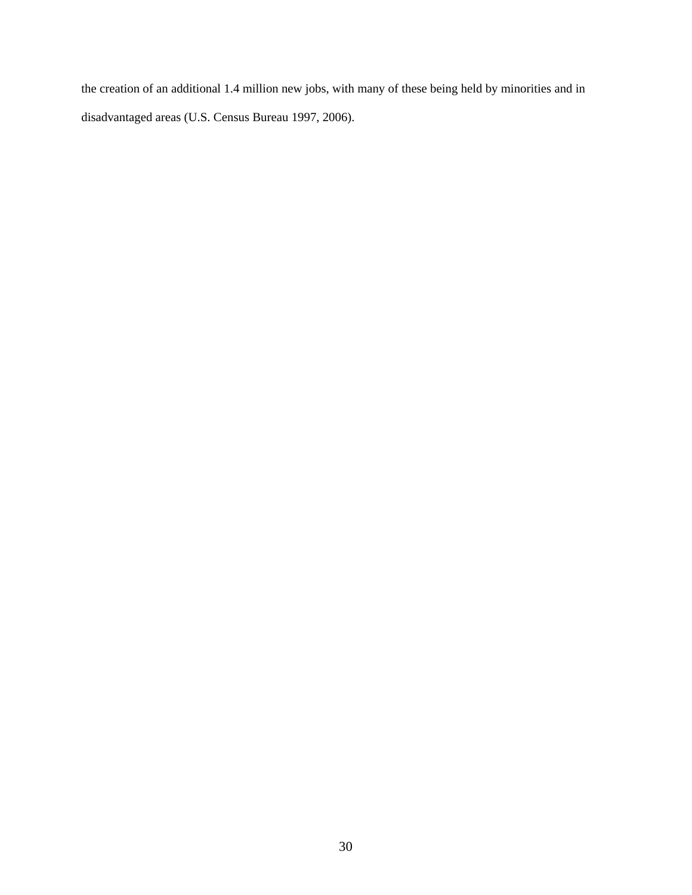the creation of an additional 1.4 million new jobs, with many of these being held by minorities and in disadvantaged areas (U.S. Census Bureau 1997, 2006).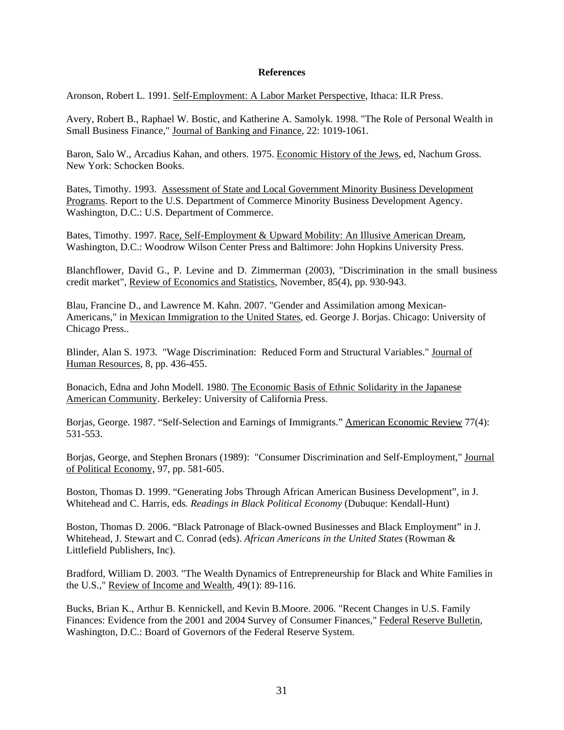**References**

Aronson, Robert L. 1991. Self-Employment: A Labor Market Perspective, Ithaca: ILR Press.

Avery, Robert B., Raphael W. Bostic, and Katherine A. Samolyk. 1998. "The Role of Personal Wealth in Small Business Finance," Journal of Banking and Finance, 22: 1019-1061.

Baron, Salo W., Arcadius Kahan, and others. 1975. Economic History of the Jews, ed, Nachum Gross. New York: Schocken Books.

Bates, Timothy. 1993. Assessment of State and Local Government Minority Business Development Programs. Report to the U.S. Department of Commerce Minority Business Development Agency. Washington, D.C.: U.S. Department of Commerce.

Bates, Timothy. 1997. Race, Self-Employment & Upward Mobility: An Illusive American Dream, Washington, D.C.: Woodrow Wilson Center Press and Baltimore: John Hopkins University Press.

Blanchflower, David G., P. Levine and D. Zimmerman (2003), "Discrimination in the small business credit market", Review of Economics and Statistics, November, 85(4), pp. 930-943.

Blau, Francine D., and Lawrence M. Kahn. 2007. "Gender and Assimilation among Mexican-Americans," in Mexican Immigration to the United States, ed. George J. Borjas. Chicago: University of Chicago Press..

Blinder, Alan S. 1973. "Wage Discrimination: Reduced Form and Structural Variables." Journal of Human Resources, 8, pp. 436-455.

Bonacich, Edna and John Modell. 1980. The Economic Basis of Ethnic Solidarity in the Japanese American Community. Berkeley: University of California Press.

Borjas, George. 1987. "Self-Selection and Earnings of Immigrants." American Economic Review 77(4): 531-553.

Borjas, George, and Stephen Bronars (1989): "Consumer Discrimination and Self-Employment," Journal of Political Economy, 97, pp. 581-605.

Boston, Thomas D. 1999. "Generating Jobs Through African American Business Development", in J. Whitehead and C. Harris, eds*.* *Readings in Black Political Economy* (Dubuque: Kendall-Hunt)

Boston, Thomas D. 2006. "Black Patronage of Black-owned Businesses and Black Employment" in J. Whitehead, J. Stewart and C. Conrad (eds). *African Americans in the United States* (Rowman & Littlefield Publishers, Inc).

Bradford, William D. 2003. "The Wealth Dynamics of Entrepreneurship for Black and White Families in the U.S.," Review of Income and Wealth, 49(1): 89-116.

Bucks, Brian K., Arthur B. Kennickell, and Kevin B.Moore. 2006. "Recent Changes in U.S. Family Finances: Evidence from the 2001 and 2004 Survey of Consumer Finances," Federal Reserve Bulletin, Washington, D.C.: Board of Governors of the Federal Reserve System.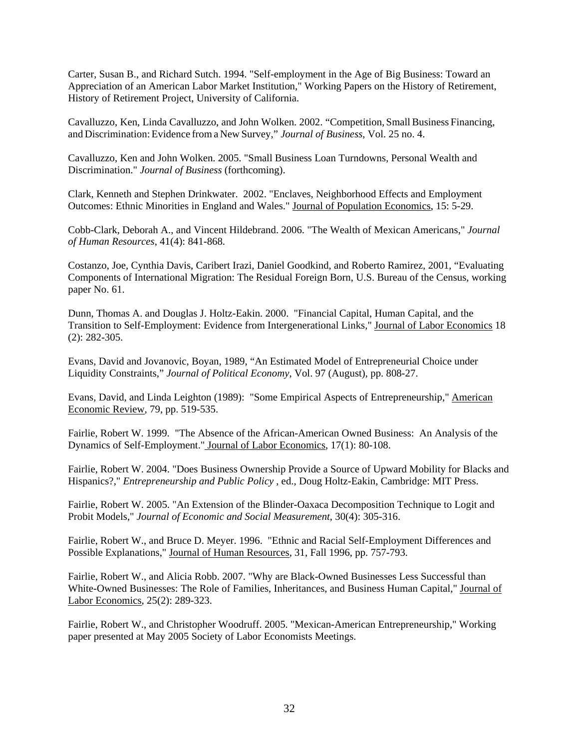Carter, Susan B., and Richard Sutch. 1994. "Self-employment in the Age of Big Business: Toward an Appreciation of an American Labor Market Institution," Working Papers on the History of Retirement, History of Retirement Project, University of California.

Cavalluzzo, Ken, Linda Cavalluzzo, and John Wolken. 2002. "Competition, Small Business Financing, and Discrimination: Evidence from a New Survey," *Journal of Business*, Vol. 25 no. 4.

Cavalluzzo, Ken and John Wolken. 2005. "Small Business Loan Turndowns, Personal Wealth and Discrimination." *Journal of Business* (forthcoming).

Clark, Kenneth and Stephen Drinkwater. 2002. "Enclaves, Neighborhood Effects and Employment Outcomes: Ethnic Minorities in England and Wales." Journal of Population Economics, 15: 5-29.

Cobb-Clark, Deborah A., and Vincent Hildebrand. 2006. "The Wealth of Mexican Americans," *Journal of Human Resources*, 41(4): 841-868.

Costanzo, Joe, Cynthia Davis, Caribert Irazi, Daniel Goodkind, and Roberto Ramirez, 2001, "Evaluating Components of International Migration: The Residual Foreign Born, U.S. Bureau of the Census, working paper No. 61.

Dunn, Thomas A. and Douglas J. Holtz-Eakin. 2000. "Financial Capital, Human Capital, and the Transition to Self-Employment: Evidence from Intergenerational Links," Journal of Labor Economics 18 (2): 282-305.

Evans, David and Jovanovic, Boyan, 1989, "An Estimated Model of Entrepreneurial Choice under Liquidity Constraints," *Journal of Political Economy*, Vol. 97 (August), pp. 808-27.

Evans, David, and Linda Leighton (1989): "Some Empirical Aspects of Entrepreneurship," American Economic Review, 79, pp. 519-535.

Fairlie, Robert W. 1999. "The Absence of the African-American Owned Business: An Analysis of the Dynamics of Self-Employment." Journal of Labor Economics, 17(1): 80-108.

Fairlie, Robert W. 2004. "Does Business Ownership Provide a Source of Upward Mobility for Blacks and Hispanics?," *Entrepreneurship and Public Policy* , ed., Doug Holtz-Eakin, Cambridge: MIT Press.

Fairlie, Robert W. 2005. "An Extension of the Blinder-Oaxaca Decomposition Technique to Logit and Probit Models," *Journal of Economic and Social Measurement*, 30(4): 305-316.

Fairlie, Robert W., and Bruce D. Meyer. 1996. "Ethnic and Racial Self-Employment Differences and Possible Explanations," Journal of Human Resources, 31, Fall 1996, pp. 757-793.

Fairlie, Robert W., and Alicia Robb. 2007. "Why are Black-Owned Businesses Less Successful than White-Owned Businesses: The Role of Families, Inheritances, and Business Human Capital," Journal of Labor Economics, 25(2): 289-323.

Fairlie, Robert W., and Christopher Woodruff. 2005. "Mexican-American Entrepreneurship," Working paper presented at May 2005 Society of Labor Economists Meetings.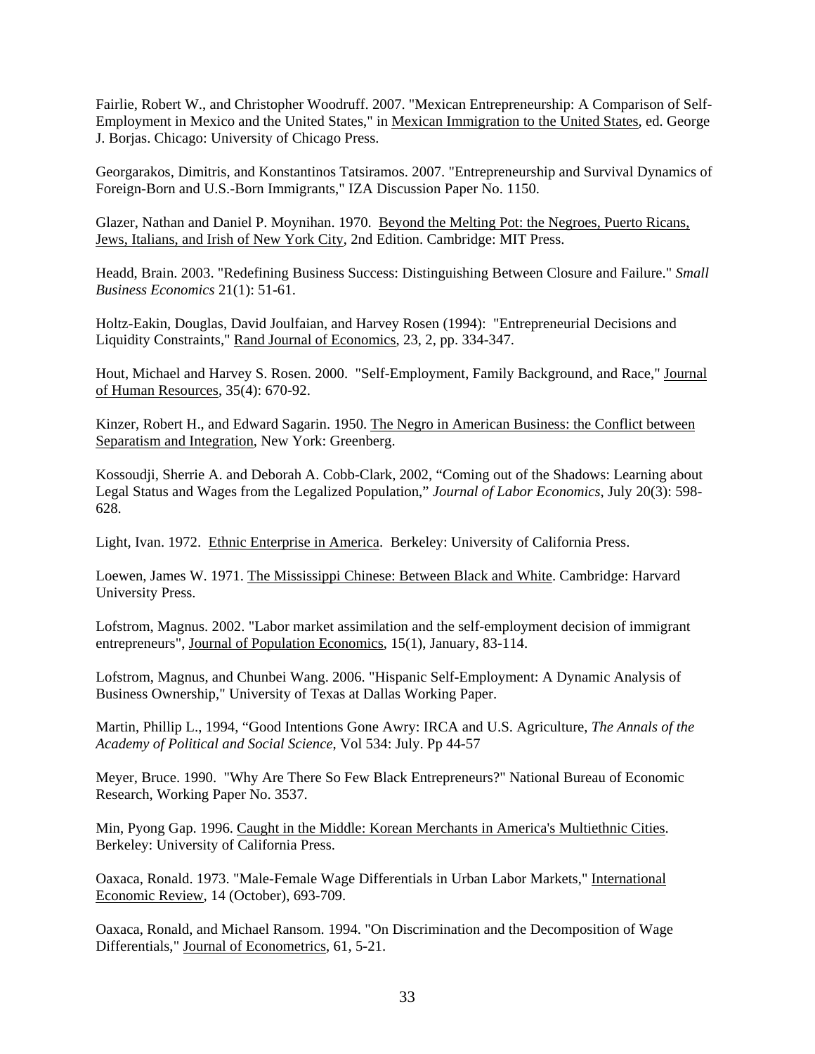Fairlie, Robert W., and Christopher Woodruff. 2007. "Mexican Entrepreneurship: A Comparison of Self-Employment in Mexico and the United States," in Mexican Immigration to the United States, ed. George J. Borjas. Chicago: University of Chicago Press.

Georgarakos, Dimitris, and Konstantinos Tatsiramos. 2007. "Entrepreneurship and Survival Dynamics of Foreign-Born and U.S.-Born Immigrants," IZA Discussion Paper No. 1150.

Glazer, Nathan and Daniel P. Moynihan. 1970. Beyond the Melting Pot: the Negroes, Puerto Ricans, Jews, Italians, and Irish of New York City, 2nd Edition. Cambridge: MIT Press.

Headd, Brain. 2003. "Redefining Business Success: Distinguishing Between Closure and Failure." *Small Business Economics* 21(1): 51-61.

Holtz-Eakin, Douglas, David Joulfaian, and Harvey Rosen (1994): "Entrepreneurial Decisions and Liquidity Constraints," Rand Journal of Economics, 23, 2, pp. 334-347.

Hout, Michael and Harvey S. Rosen. 2000. "Self-Employment, Family Background, and Race," Journal of Human Resources, 35(4): 670-92.

Kinzer, Robert H., and Edward Sagarin. 1950. The Negro in American Business: the Conflict between Separatism and Integration, New York: Greenberg.

Kossoudji, Sherrie A. and Deborah A. Cobb-Clark, 2002, "Coming out of the Shadows: Learning about Legal Status and Wages from the Legalized Population," *Journal of Labor Economics*, July 20(3): 598-628.

Light, Ivan. 1972. Ethnic Enterprise in America. Berkeley: University of California Press.

Loewen, James W. 1971. The Mississippi Chinese: Between Black and White. Cambridge: Harvard University Press.

Lofstrom, Magnus. 2002. "Labor market assimilation and the self-employment decision of immigrant entrepreneurs", Journal of Population Economics, 15(1), January, 83-114.

Lofstrom, Magnus, and Chunbei Wang. 2006. "Hispanic Self-Employment: A Dynamic Analysis of Business Ownership," University of Texas at Dallas Working Paper.

Martin, Phillip L., 1994, "Good Intentions Gone Awry: IRCA and U.S. Agriculture, *The Annals of the Academy of Political and Social Science*, Vol 534: July. Pp 44-57

Meyer, Bruce. 1990. "Why Are There So Few Black Entrepreneurs?" National Bureau of Economic Research, Working Paper No. 3537.

Min, Pyong Gap. 1996. Caught in the Middle: Korean Merchants in America's Multiethnic Cities. Berkeley: University of California Press.

Oaxaca, Ronald. 1973. "Male-Female Wage Differentials in Urban Labor Markets," International Economic Review, 14 (October), 693-709.

Oaxaca, Ronald, and Michael Ransom. 1994. "On Discrimination and the Decomposition of Wage Differentials," Journal of Econometrics, 61, 5-21.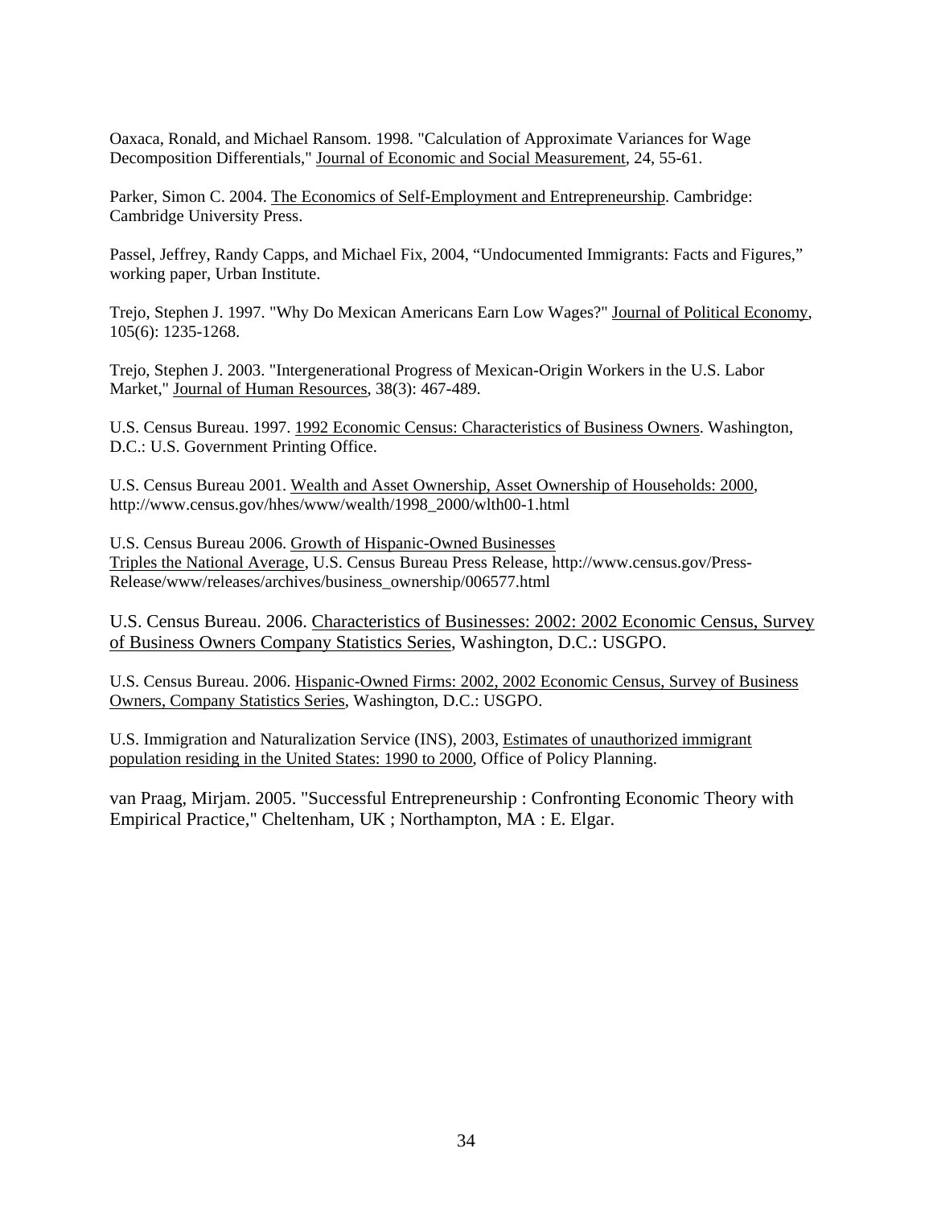Oaxaca, Ronald, and Michael Ransom. 1998. "Calculation of Approximate Variances for Wage Decomposition Differentials," Journal of Economic and Social Measurement, 24, 55-61.

Parker, Simon C. 2004. The Economics of Self-Employment and Entrepreneurship. Cambridge: Cambridge University Press.

Passel, Jeffrey, Randy Capps, and Michael Fix, 2004, "Undocumented Immigrants: Facts and Figures," working paper, Urban Institute.

Trejo, Stephen J. 1997. "Why Do Mexican Americans Earn Low Wages?" Journal of Political Economy, 105(6): 1235-1268.

Trejo, Stephen J. 2003. "Intergenerational Progress of Mexican-Origin Workers in the U.S. Labor Market," Journal of Human Resources, 38(3): 467-489.

U.S. Census Bureau. 1997. 1992 Economic Census: Characteristics of Business Owners. Washington, D.C.: U.S. Government Printing Office.

U.S. Census Bureau 2001. Wealth and Asset Ownership, Asset Ownership of Households: 2000, http://www.census.gov/hhes/www/wealth/1998_2000/wlth00-1.html

U.S. Census Bureau 2006. Growth of Hispanic-Owned Businesses Triples the National Average, U.S. Census Bureau Press Release, http://www.census.gov/Press-Release/www/releases/archives/business_ownership/006577.html

U.S. Census Bureau. 2006. Characteristics of Businesses: 2002: 2002 Economic Census, Survey of Business Owners Company Statistics Series, Washington, D.C.: USGPO.

U.S. Census Bureau. 2006. Hispanic-Owned Firms: 2002, 2002 Economic Census, Survey of Business Owners, Company Statistics Series, Washington, D.C.: USGPO.

U.S. Immigration and Naturalization Service (INS), 2003, Estimates of unauthorized immigrant population residing in the United States: 1990 to 2000, Office of Policy Planning.

van Praag, Mirjam. 2005. "Successful Entrepreneurship : Confronting Economic Theory with Empirical Practice," Cheltenham, UK ; Northampton, MA : E. Elgar.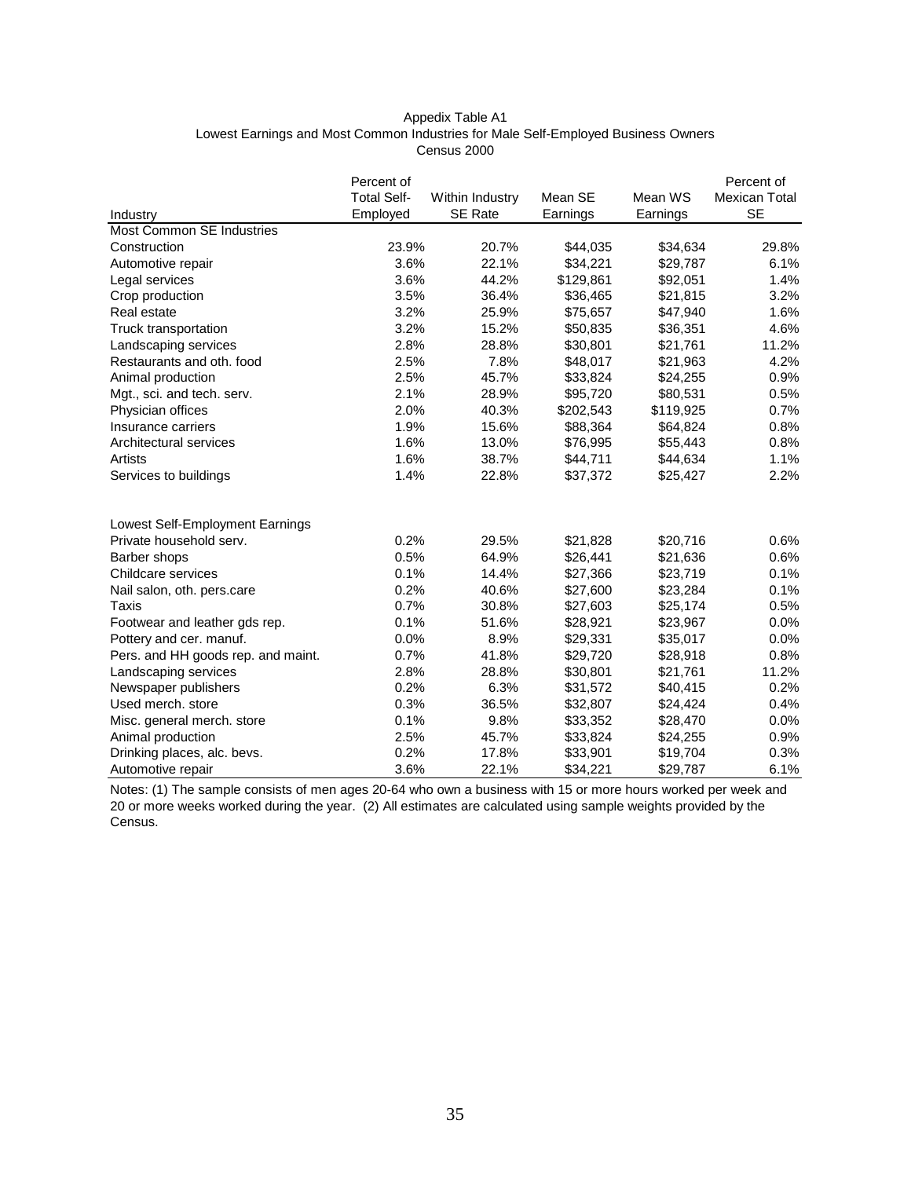Appedix Table A1
Lowest Earnings and Most Common Industries for Male Self-Employed Business Owners
Census 2000

| Industry | Percent of Total Self-Employed | Within Industry SE Rate | Mean SE Earnings | Mean WS Earnings | Percent of Mexican Total SE |
|---|---|---|---|---|---|
| Most Common SE Industries | | | | | |
| Construction | 23.9% | 20.7% | $44,035 | $34,634 | 29.8% |
| Automotive repair | 3.6% | 22.1% | $34,221 | $29,787 | 6.1% |
| Legal services | 3.6% | 44.2% | $129,861 | $92,051 | 1.4% |
| Crop production | 3.5% | 36.4% | $36,465 | $21,815 | 3.2% |
| Real estate | 3.2% | 25.9% | $75,657 | $47,940 | 1.6% |
| Truck transportation | 3.2% | 15.2% | $50,835 | $36,351 | 4.6% |
| Landscaping services | 2.8% | 28.8% | $30,801 | $21,761 | 11.2% |
| Restaurants and oth. food | 2.5% | 7.8% | $48,017 | $21,963 | 4.2% |
| Animal production | 2.5% | 45.7% | $33,824 | $24,255 | 0.9% |
| Mgt., sci. and tech. serv. | 2.1% | 28.9% | $95,720 | $80,531 | 0.5% |
| Physician offices | 2.0% | 40.3% | $202,543 | $119,925 | 0.7% |
| Insurance carriers | 1.9% | 15.6% | $88,364 | $64,824 | 0.8% |
| Architectural services | 1.6% | 13.0% | $76,995 | $55,443 | 0.8% |
| Artists | 1.6% | 38.7% | $44,711 | $44,634 | 1.1% |
| Services to buildings | 1.4% | 22.8% | $37,372 | $25,427 | 2.2% |
| | | | | | |
| Lowest Self-Employment Earnings | | | | | |
| Private household serv. | 0.2% | 29.5% | $21,828 | $20,716 | 0.6% |
| Barber shops | 0.5% | 64.9% | $26,441 | $21,636 | 0.6% |
| Childcare services | 0.1% | 14.4% | $27,366 | $23,719 | 0.1% |
| Nail salon, oth. pers.care | 0.2% | 40.6% | $27,600 | $23,284 | 0.1% |
| Taxis | 0.7% | 30.8% | $27,603 | $25,174 | 0.5% |
| Footwear and leather gds rep. | 0.1% | 51.6% | $28,921 | $23,967 | 0.0% |
| Pottery and cer. manuf. | 0.0% | 8.9% | $29,331 | $35,017 | 0.0% |
| Pers. and HH goods rep. and maint. | 0.7% | 41.8% | $29,720 | $28,918 | 0.8% |
| Landscaping services | 2.8% | 28.8% | $30,801 | $21,761 | 11.2% |
| Newspaper publishers | 0.2% | 6.3% | $31,572 | $40,415 | 0.2% |
| Used merch. store | 0.3% | 36.5% | $32,807 | $24,424 | 0.4% |
| Misc. general merch. store | 0.1% | 9.8% | $33,352 | $28,470 | 0.0% |
| Animal production | 2.5% | 45.7% | $33,824 | $24,255 | 0.9% |
| Drinking places, alc. bevs. | 0.2% | 17.8% | $33,901 | $19,704 | 0.3% |
| Automotive repair | 3.6% | 22.1% | $34,221 | $29,787 | 6.1% |

Notes: (1) The sample consists of men ages 20-64 who own a business with 15 or more hours worked per week and 20 or more weeks worked during the year. (2) All estimates are calculated using sample weights provided by the Census.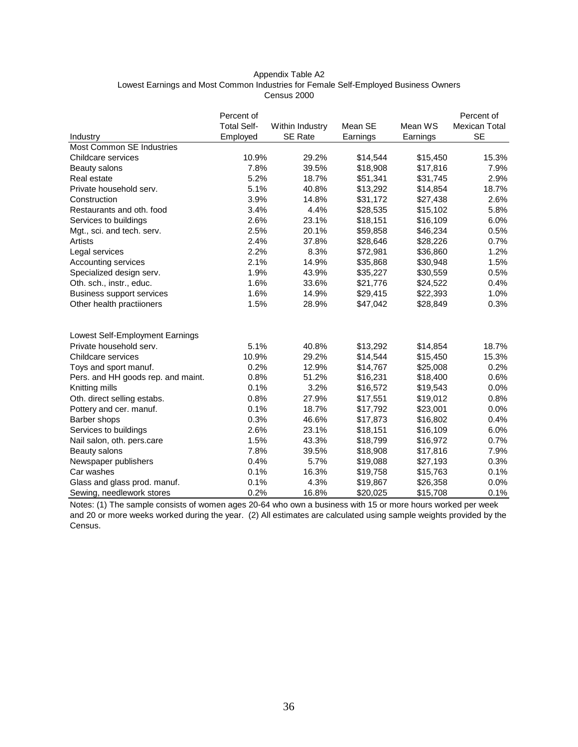Appendix Table A2
Lowest Earnings and Most Common Industries for Female Self-Employed Business Owners
Census 2000

| Industry | Percent of Total Self-Employed | Within Industry SE Rate | Mean SE Earnings | Mean WS Earnings | Percent of Mexican Total SE |
|---|---|---|---|---|---|
| Most Common SE Industries | | | | | |
| Childcare services | 10.9% | 29.2% | $14,544 | $15,450 | 15.3% |
| Beauty salons | 7.8% | 39.5% | $18,908 | $17,816 | 7.9% |
| Real estate | 5.2% | 18.7% | $51,341 | $31,745 | 2.9% |
| Private household serv. | 5.1% | 40.8% | $13,292 | $14,854 | 18.7% |
| Construction | 3.9% | 14.8% | $31,172 | $27,438 | 2.6% |
| Restaurants and oth. food | 3.4% | 4.4% | $28,535 | $15,102 | 5.8% |
| Services to buildings | 2.6% | 23.1% | $18,151 | $16,109 | 6.0% |
| Mgt., sci. and tech. serv. | 2.5% | 20.1% | $59,858 | $46,234 | 0.5% |
| Artists | 2.4% | 37.8% | $28,646 | $28,226 | 0.7% |
| Legal services | 2.2% | 8.3% | $72,981 | $36,860 | 1.2% |
| Accounting services | 2.1% | 14.9% | $35,868 | $30,948 | 1.5% |
| Specialized design serv. | 1.9% | 43.9% | $35,227 | $30,559 | 0.5% |
| Oth. sch., instr., educ. | 1.6% | 33.6% | $21,776 | $24,522 | 0.4% |
| Business support services | 1.6% | 14.9% | $29,415 | $22,393 | 1.0% |
| Other health practiioners | 1.5% | 28.9% | $47,042 | $28,849 | 0.3% |
| | | | | | |
| Lowest Self-Employment Earnings | | | | | |
| Private household serv. | 5.1% | 40.8% | $13,292 | $14,854 | 18.7% |
| Childcare services | 10.9% | 29.2% | $14,544 | $15,450 | 15.3% |
| Toys and sport manuf. | 0.2% | 12.9% | $14,767 | $25,008 | 0.2% |
| Pers. and HH goods rep. and maint. | 0.8% | 51.2% | $16,231 | $18,400 | 0.6% |
| Knitting mills | 0.1% | 3.2% | $16,572 | $19,543 | 0.0% |
| Oth. direct selling estabs. | 0.8% | 27.9% | $17,551 | $19,012 | 0.8% |
| Pottery and cer. manuf. | 0.1% | 18.7% | $17,792 | $23,001 | 0.0% |
| Barber shops | 0.3% | 46.6% | $17,873 | $16,802 | 0.4% |
| Services to buildings | 2.6% | 23.1% | $18,151 | $16,109 | 6.0% |
| Nail salon, oth. pers.care | 1.5% | 43.3% | $18,799 | $16,972 | 0.7% |
| Beauty salons | 7.8% | 39.5% | $18,908 | $17,816 | 7.9% |
| Newspaper publishers | 0.4% | 5.7% | $19,088 | $27,193 | 0.3% |
| Car washes | 0.1% | 16.3% | $19,758 | $15,763 | 0.1% |
| Glass and glass prod. manuf. | 0.1% | 4.3% | $19,867 | $26,358 | 0.0% |
| Sewing, needlework stores | 0.2% | 16.8% | $20,025 | $15,708 | 0.1% |

Notes: (1) The sample consists of women ages 20-64 who own a business with 15 or more hours worked per week and 20 or more weeks worked during the year. (2) All estimates are calculated using sample weights provided by the Census.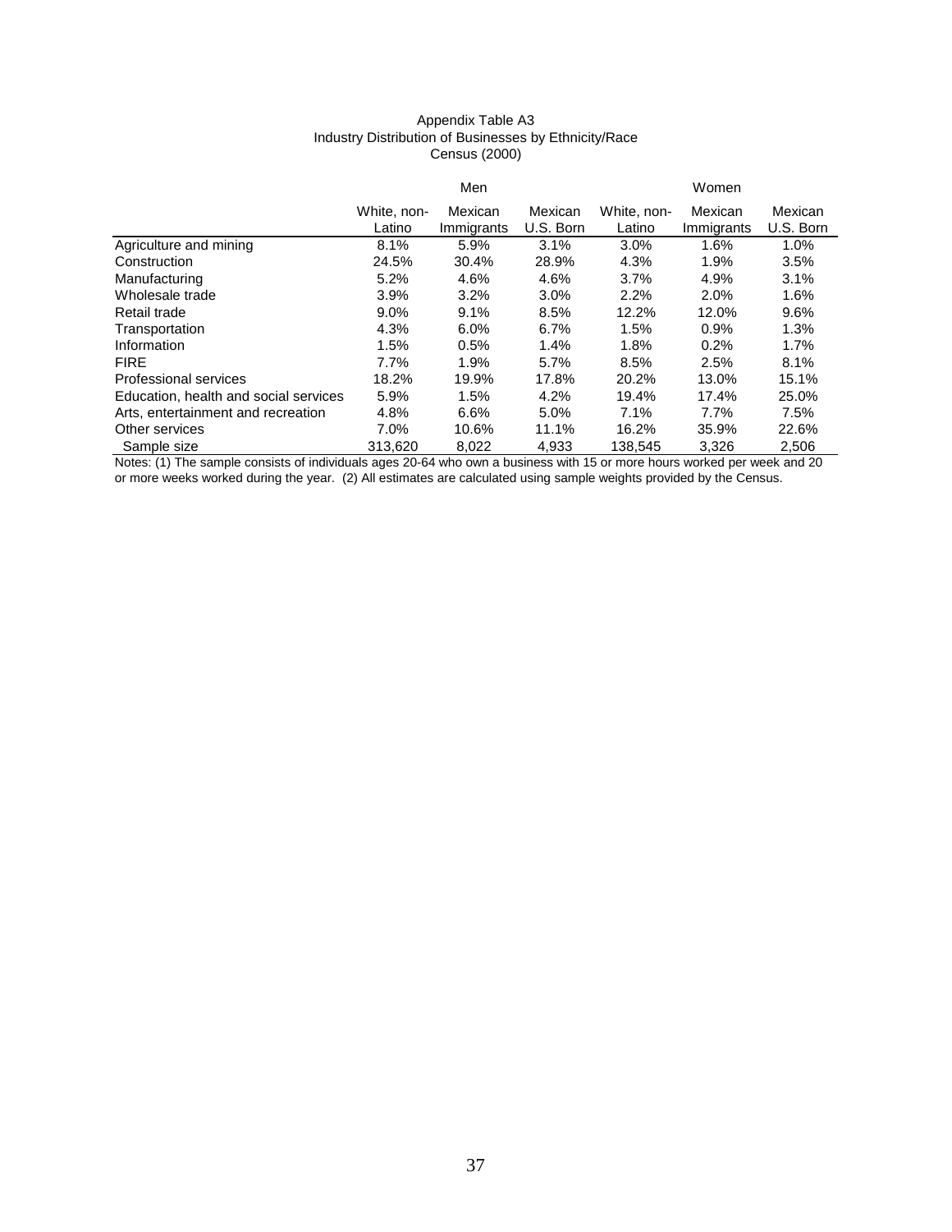Appendix Table A3
Industry Distribution of Businesses by Ethnicity/Race
Census (2000)

| | Men | | | Women | | |
|---|---|---|---|---|---|---|
| | White, non-Latino | Mexican Immigrants | Mexican U.S. Born | White, non-Latino | Mexican Immigrants | Mexican U.S. Born |
| Agriculture and mining | 8.1% | 5.9% | 3.1% | 3.0% | 1.6% | 1.0% |
| Construction | 24.5% | 30.4% | 28.9% | 4.3% | 1.9% | 3.5% |
| Manufacturing | 5.2% | 4.6% | 4.6% | 3.7% | 4.9% | 3.1% |
| Wholesale trade | 3.9% | 3.2% | 3.0% | 2.2% | 2.0% | 1.6% |
| Retail trade | 9.0% | 9.1% | 8.5% | 12.2% | 12.0% | 9.6% |
| Transportation | 4.3% | 6.0% | 6.7% | 1.5% | 0.9% | 1.3% |
| Information | 1.5% | 0.5% | 1.4% | 1.8% | 0.2% | 1.7% |
| FIRE | 7.7% | 1.9% | 5.7% | 8.5% | 2.5% | 8.1% |
| Professional services | 18.2% | 19.9% | 17.8% | 20.2% | 13.0% | 15.1% |
| Education, health and social services | 5.9% | 1.5% | 4.2% | 19.4% | 17.4% | 25.0% |
| Arts, entertainment and recreation | 4.8% | 6.6% | 5.0% | 7.1% | 7.7% | 7.5% |
| Other services | 7.0% | 10.6% | 11.1% | 16.2% | 35.9% | 22.6% |
| Sample size | 313,620 | 8,022 | 4,933 | 138,545 | 3,326 | 2,506 |

Notes: (1) The sample consists of individuals ages 20-64 who own a business with 15 or more hours worked per week and 20 or more weeks worked during the year. (2) All estimates are calculated using sample weights provided by the Census.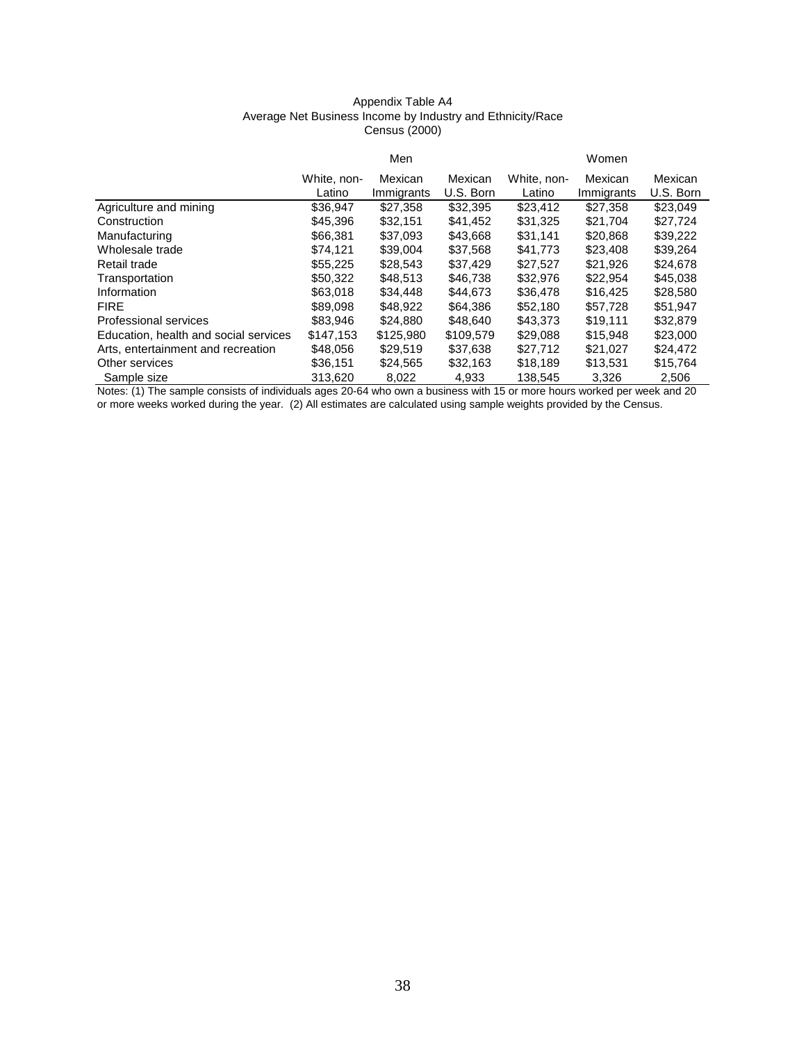Appendix Table A4
Average Net Business Income by Industry and Ethnicity/Race
Census (2000)

| | Men | | | Women | | |
|---|---|---|---|---|---|---|
| | White, non-Latino | Mexican Immigrants | Mexican U.S. Born | White, non-Latino | Mexican Immigrants | Mexican U.S. Born |
| Agriculture and mining | $36,947 | $27,358 | $32,395 | $23,412 | $27,358 | $23,049 |
| Construction | $45,396 | $32,151 | $41,452 | $31,325 | $21,704 | $27,724 |
| Manufacturing | $66,381 | $37,093 | $43,668 | $31,141 | $20,868 | $39,222 |
| Wholesale trade | $74,121 | $39,004 | $37,568 | $41,773 | $23,408 | $39,264 |
| Retail trade | $55,225 | $28,543 | $37,429 | $27,527 | $21,926 | $24,678 |
| Transportation | $50,322 | $48,513 | $46,738 | $32,976 | $22,954 | $45,038 |
| Information | $63,018 | $34,448 | $44,673 | $36,478 | $16,425 | $28,580 |
| FIRE | $89,098 | $48,922 | $64,386 | $52,180 | $57,728 | $51,947 |
| Professional services | $83,946 | $24,880 | $48,640 | $43,373 | $19,111 | $32,879 |
| Education, health and social services | $147,153 | $125,980 | $109,579 | $29,088 | $15,948 | $23,000 |
| Arts, entertainment and recreation | $48,056 | $29,519 | $37,638 | $27,712 | $21,027 | $24,472 |
| Other services | $36,151 | $24,565 | $32,163 | $18,189 | $13,531 | $15,764 |
| Sample size | 313,620 | 8,022 | 4,933 | 138,545 | 3,326 | 2,506 |

Notes: (1) The sample consists of individuals ages 20-64 who own a business with 15 or more hours worked per week and 20 or more weeks worked during the year. (2) All estimates are calculated using sample weights provided by the Census.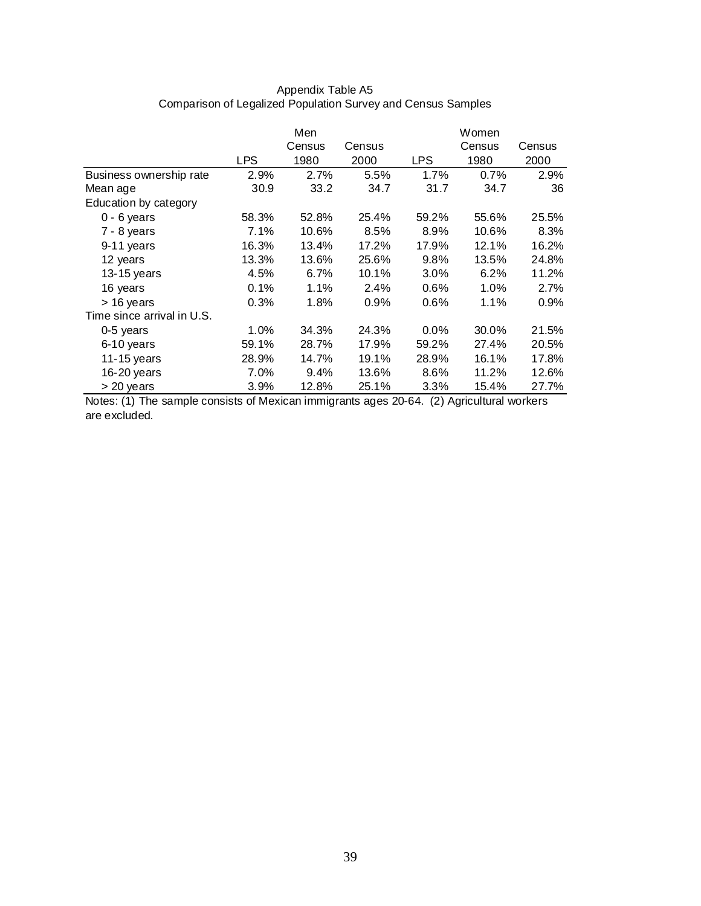Appendix Table A5
Comparison of Legalized Population Survey and Census Samples

| | Men | | | Women | | |
|---|---|---|---|---|---|---|
| | LPS | Census 1980 | Census 2000 | LPS | Census 1980 | Census 2000 |
| Business ownership rate | 2.9% | 2.7% | 5.5% | 1.7% | 0.7% | 2.9% |
| Mean age | 30.9 | 33.2 | 34.7 | 31.7 | 34.7 | 36 |
| Education by category | | | | | | |
| 0 - 6 years | 58.3% | 52.8% | 25.4% | 59.2% | 55.6% | 25.5% |
| 7 - 8 years | 7.1% | 10.6% | 8.5% | 8.9% | 10.6% | 8.3% |
| 9-11 years | 16.3% | 13.4% | 17.2% | 17.9% | 12.1% | 16.2% |
| 12 years | 13.3% | 13.6% | 25.6% | 9.8% | 13.5% | 24.8% |
| 13-15 years | 4.5% | 6.7% | 10.1% | 3.0% | 6.2% | 11.2% |
| 16 years | 0.1% | 1.1% | 2.4% | 0.6% | 1.0% | 2.7% |
| > 16 years | 0.3% | 1.8% | 0.9% | 0.6% | 1.1% | 0.9% |
| Time since arrival in U.S. | | | | | | |
| 0-5 years | 1.0% | 34.3% | 24.3% | 0.0% | 30.0% | 21.5% |
| 6-10 years | 59.1% | 28.7% | 17.9% | 59.2% | 27.4% | 20.5% |
| 11-15 years | 28.9% | 14.7% | 19.1% | 28.9% | 16.1% | 17.8% |
| 16-20 years | 7.0% | 9.4% | 13.6% | 8.6% | 11.2% | 12.6% |
| > 20 years | 3.9% | 12.8% | 25.1% | 3.3% | 15.4% | 27.7% |

Notes: (1) The sample consists of Mexican immigrants ages 20-64. (2) Agricultural workers are excluded.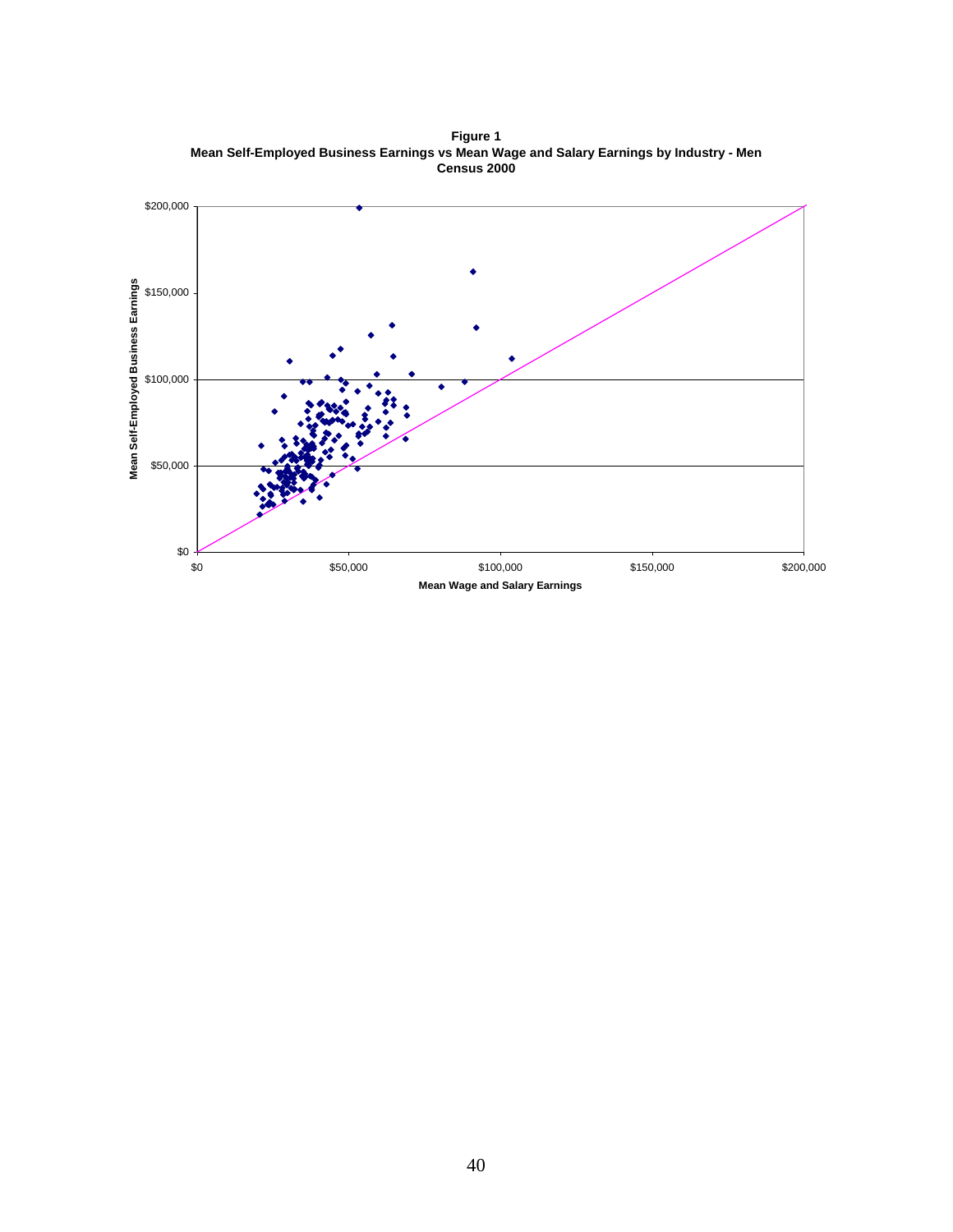**Figure 1**
**Mean Self-Employed Business Earnings vs Mean Wage and Salary Earnings by Industry - Men**
**Census 2000**

Mean Self-Employed Business Earnings

$200,000

$150,000

$100,000

$50,000

$0

$0 | $50,000 | $100,000 | $150,000 | $200,000

Mean Wage and Salary Earnings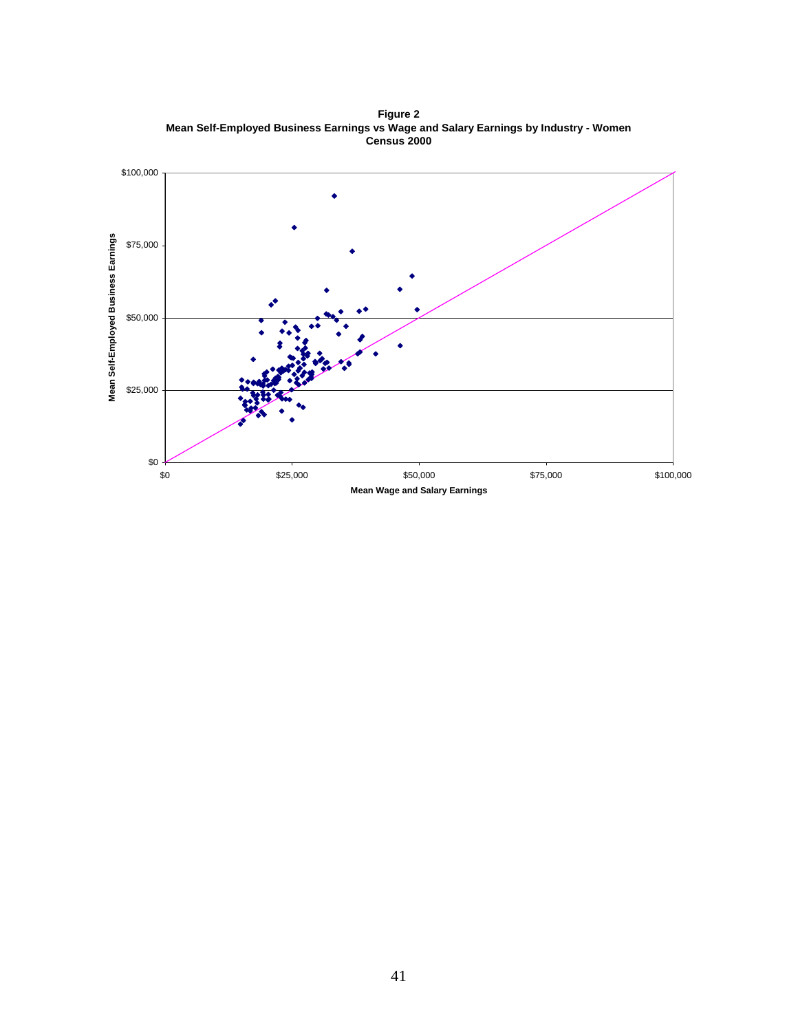**Figure 2**
**Mean Self-Employed Business Earnings vs Wage and Salary Earnings by Industry - Women**
**Census 2000**

$100,000

$75,000

$50,000

$25,000

$0

Mean Self-Employed Business Earnings

$0 $25,000 $50,000 $75,000 $100,000

Mean Wage and Salary Earnings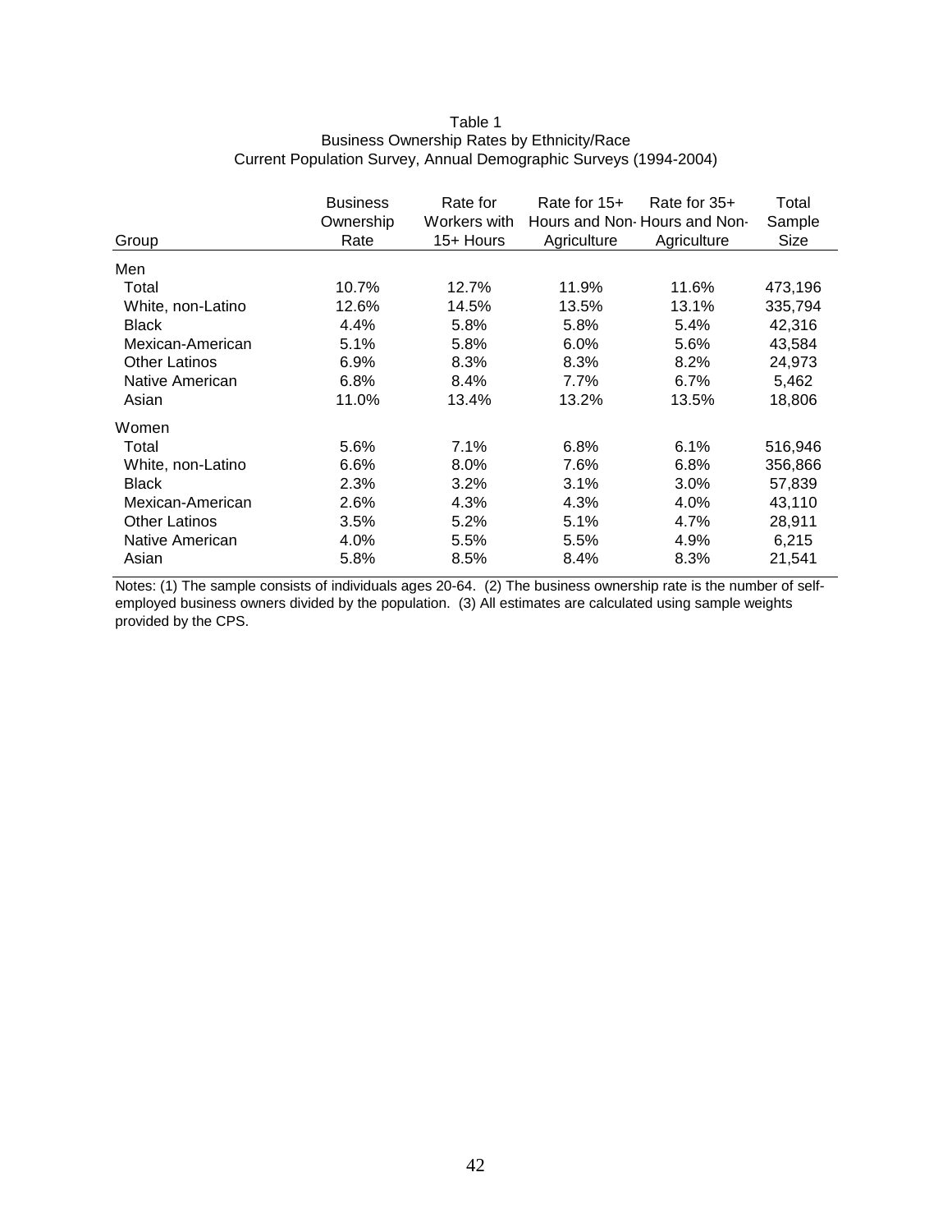Table 1
Business Ownership Rates by Ethnicity/Race
Current Population Survey, Annual Demographic Surveys (1994-2004)

| Group | Business Ownership Rate | Rate for Workers with 15+ Hours | Rate for 15+ Hours and Non-Agriculture | Rate for 35+ Hours and Non-Agriculture | Total Sample Size |
|---|---|---|---|---|---|
| Men | | | | | |
| Total | 10.7% | 12.7% | 11.9% | 11.6% | 473,196 |
| White, non-Latino | 12.6% | 14.5% | 13.5% | 13.1% | 335,794 |
| Black | 4.4% | 5.8% | 5.8% | 5.4% | 42,316 |
| Mexican-American | 5.1% | 5.8% | 6.0% | 5.6% | 43,584 |
| Other Latinos | 6.9% | 8.3% | 8.3% | 8.2% | 24,973 |
| Native American | 6.8% | 8.4% | 7.7% | 6.7% | 5,462 |
| Asian | 11.0% | 13.4% | 13.2% | 13.5% | 18,806 |
| Women | | | | | |
| Total | 5.6% | 7.1% | 6.8% | 6.1% | 516,946 |
| White, non-Latino | 6.6% | 8.0% | 7.6% | 6.8% | 356,866 |
| Black | 2.3% | 3.2% | 3.1% | 3.0% | 57,839 |
| Mexican-American | 2.6% | 4.3% | 4.3% | 4.0% | 43,110 |
| Other Latinos | 3.5% | 5.2% | 5.1% | 4.7% | 28,911 |
| Native American | 4.0% | 5.5% | 5.5% | 4.9% | 6,215 |
| Asian | 5.8% | 8.5% | 8.4% | 8.3% | 21,541 |

Notes: (1) The sample consists of individuals ages 20-64. (2) The business ownership rate is the number of self-employed business owners divided by the population. (3) All estimates are calculated using sample weights provided by the CPS.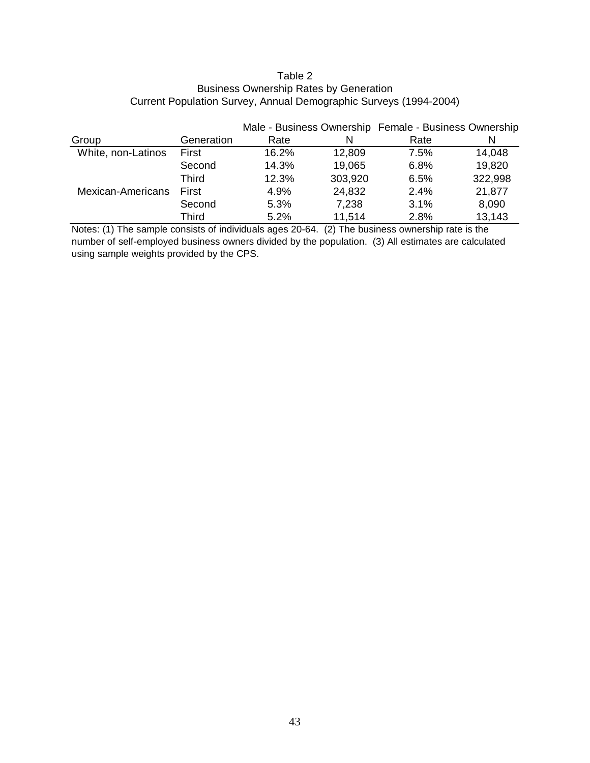Table 2
Business Ownership Rates by Generation
Current Population Survey, Annual Demographic Surveys (1994-2004)

| | | Male - Business Ownership | | Female - Business Ownership | |
|---|---|---|---|---|---|
| Group | Generation | Rate | N | Rate | N |
| White, non-Latinos | First | 16.2% | 12,809 | 7.5% | 14,048 |
| | Second | 14.3% | 19,065 | 6.8% | 19,820 |
| | Third | 12.3% | 303,920 | 6.5% | 322,998 |
| Mexican-Americans | First | 4.9% | 24,832 | 2.4% | 21,877 |
| | Second | 5.3% | 7,238 | 3.1% | 8,090 |
| | Third | 5.2% | 11,514 | 2.8% | 13,143 |

Notes: (1) The sample consists of individuals ages 20-64. (2) The business ownership rate is the number of self-employed business owners divided by the population. (3) All estimates are calculated using sample weights provided by the CPS.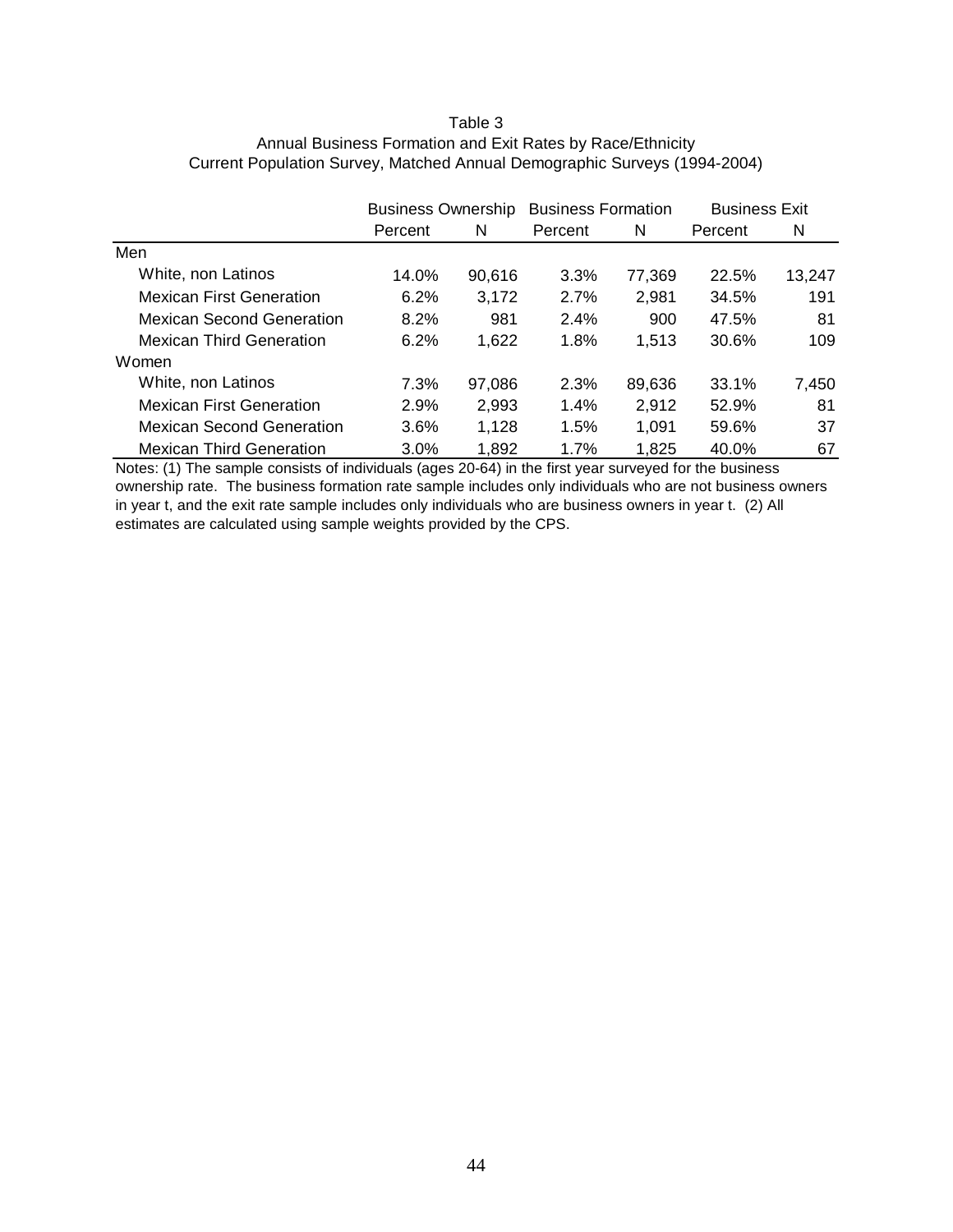Table 3
Annual Business Formation and Exit Rates by Race/Ethnicity
Current Population Survey, Matched Annual Demographic Surveys (1994-2004)

| | Business Ownership | | Business Formation | | Business Exit | |
|---|---|---|---|---|---|---|
| | Percent | N | Percent | N | Percent | N |
| Men | | | | | | |
| White, non Latinos | 14.0% | 90,616 | 3.3% | 77,369 | 22.5% | 13,247 |
| Mexican First Generation | 6.2% | 3,172 | 2.7% | 2,981 | 34.5% | 191 |
| Mexican Second Generation | 8.2% | 981 | 2.4% | 900 | 47.5% | 81 |
| Mexican Third Generation | 6.2% | 1,622 | 1.8% | 1,513 | 30.6% | 109 |
| Women | | | | | | |
| White, non Latinos | 7.3% | 97,086 | 2.3% | 89,636 | 33.1% | 7,450 |
| Mexican First Generation | 2.9% | 2,993 | 1.4% | 2,912 | 52.9% | 81 |
| Mexican Second Generation | 3.6% | 1,128 | 1.5% | 1,091 | 59.6% | 37 |
| Mexican Third Generation | 3.0% | 1,892 | 1.7% | 1,825 | 40.0% | 67 |

Notes: (1) The sample consists of individuals (ages 20-64) in the first year surveyed for the business ownership rate. The business formation rate sample includes only individuals who are not business owners in year t, and the exit rate sample includes only individuals who are business owners in year t. (2) All estimates are calculated using sample weights provided by the CPS.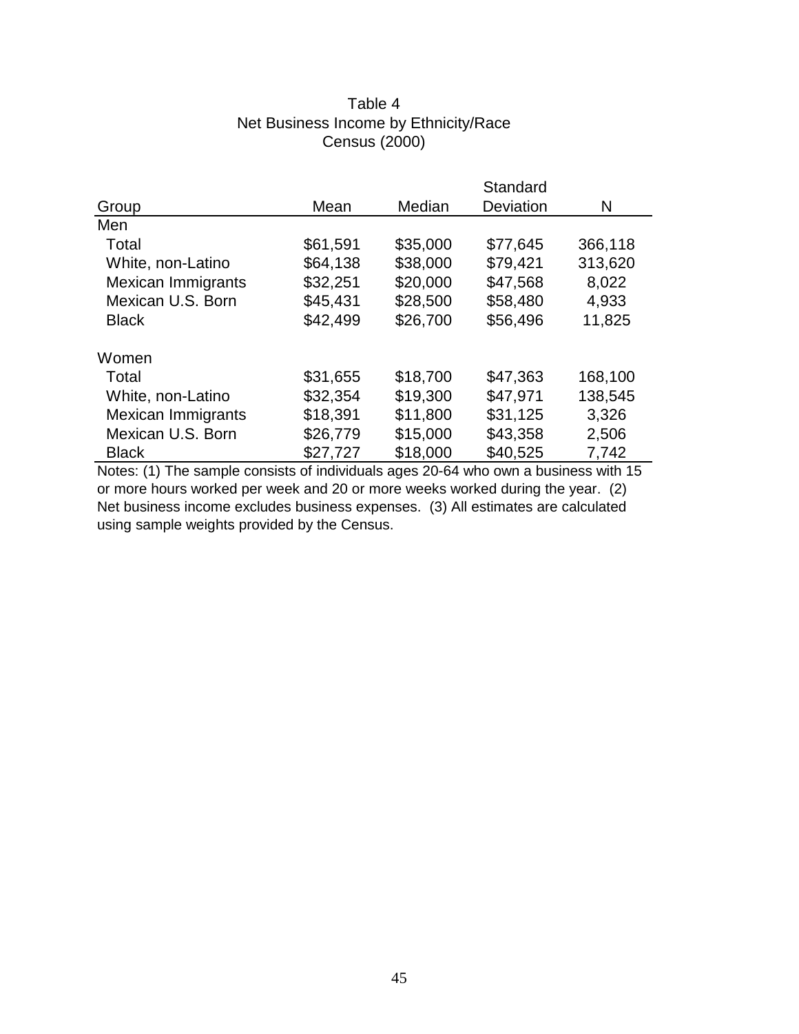Table 4
Net Business Income by Ethnicity/Race
Census (2000)

| Group | Mean | Median | Standard Deviation | N |
|---|---|---|---|---|
| Men | | | | |
| Total | $61,591 | $35,000 | $77,645 | 366,118 |
| White, non-Latino | $64,138 | $38,000 | $79,421 | 313,620 |
| Mexican Immigrants | $32,251 | $20,000 | $47,568 | 8,022 |
| Mexican U.S. Born | $45,431 | $28,500 | $58,480 | 4,933 |
| Black | $42,499 | $26,700 | $56,496 | 11,825 |
| Women | | | | |
| Total | $31,655 | $18,700 | $47,363 | 168,100 |
| White, non-Latino | $32,354 | $19,300 | $47,971 | 138,545 |
| Mexican Immigrants | $18,391 | $11,800 | $31,125 | 3,326 |
| Mexican U.S. Born | $26,779 | $15,000 | $43,358 | 2,506 |
| Black | $27,727 | $18,000 | $40,525 | 7,742 |

Notes: (1) The sample consists of individuals ages 20-64 who own a business with 15 or more hours worked per week and 20 or more weeks worked during the year. (2) Net business income excludes business expenses. (3) All estimates are calculated using sample weights provided by the Census.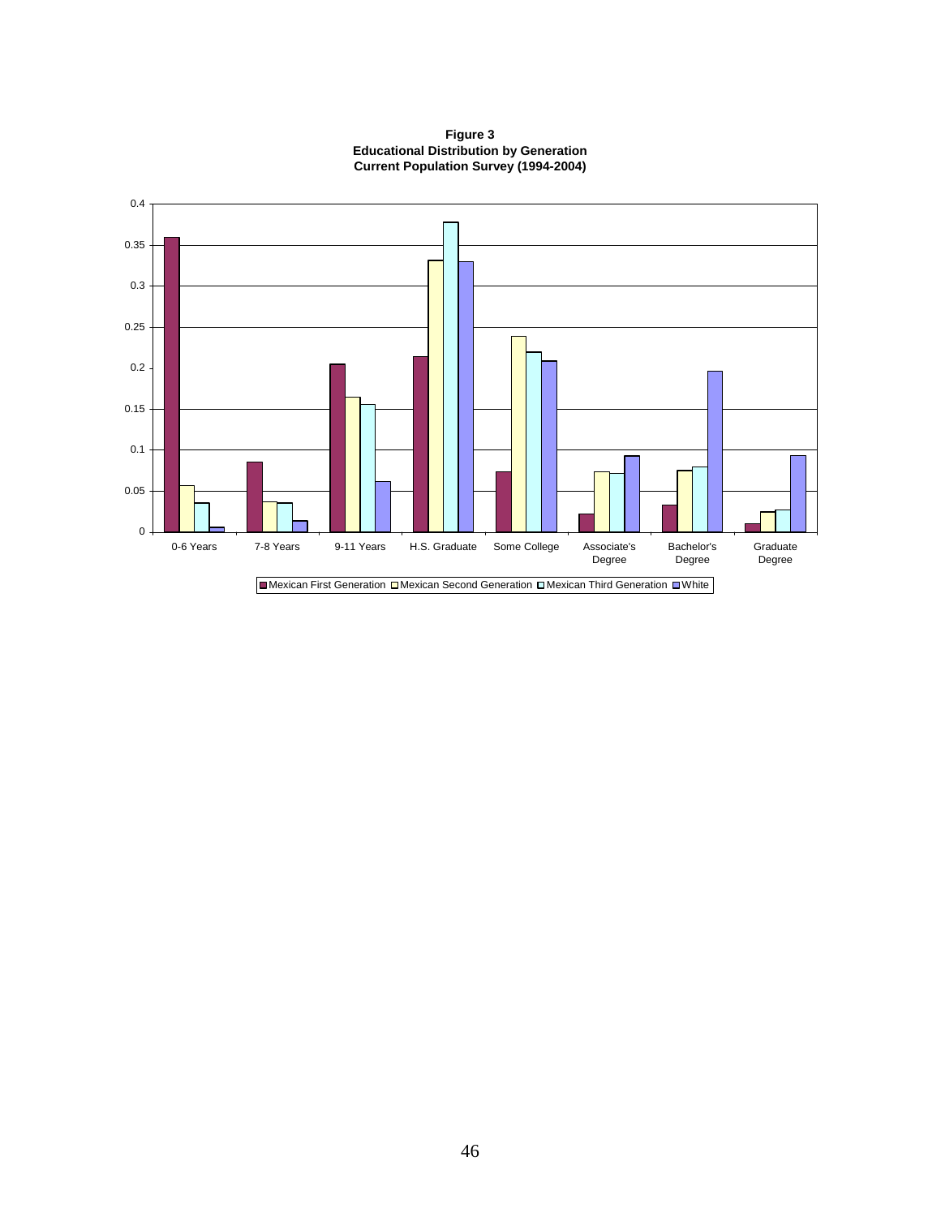**Figure 3**
**Educational Distribution by Generation**
**Current Population Survey (1994-2004)**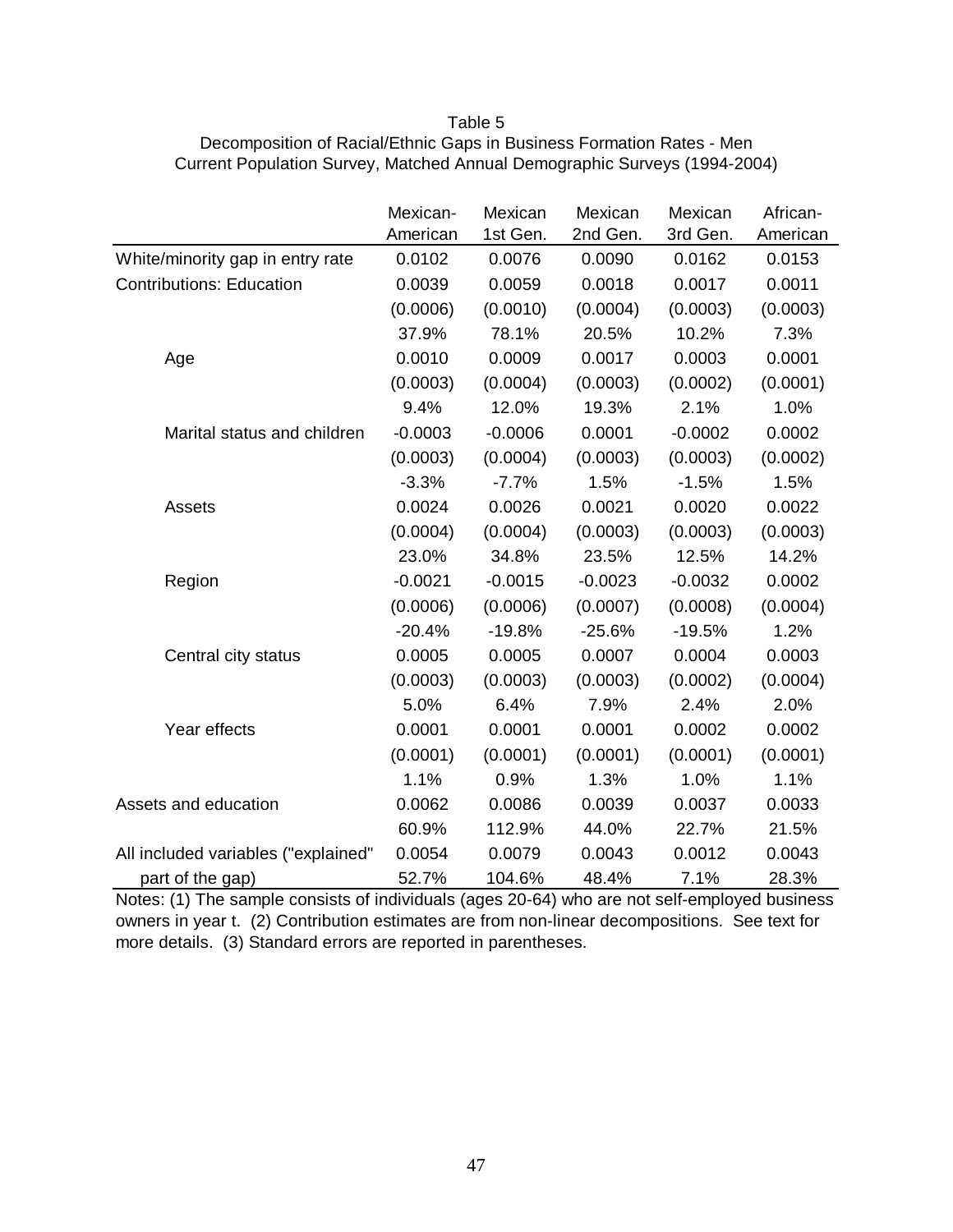Table 5
Decomposition of Racial/Ethnic Gaps in Business Formation Rates - Men
Current Population Survey, Matched Annual Demographic Surveys (1994-2004)

| | Mexican-American | Mexican 1st Gen. | Mexican 2nd Gen. | Mexican 3rd Gen. | African-American |
|---|---|---|---|---|---|
| White/minority gap in entry rate | 0.0102 | 0.0076 | 0.0090 | 0.0162 | 0.0153 |
| Contributions: Education | 0.0039 | 0.0059 | 0.0018 | 0.0017 | 0.0011 |
| | (0.0006) | (0.0010) | (0.0004) | (0.0003) | (0.0003) |
| | 37.9% | 78.1% | 20.5% | 10.2% | 7.3% |
| Age | 0.0010 | 0.0009 | 0.0017 | 0.0003 | 0.0001 |
| | (0.0003) | (0.0004) | (0.0003) | (0.0002) | (0.0001) |
| | 9.4% | 12.0% | 19.3% | 2.1% | 1.0% |
| Marital status and children | -0.0003 | -0.0006 | 0.0001 | -0.0002 | 0.0002 |
| | (0.0003) | (0.0004) | (0.0003) | (0.0003) | (0.0002) |
| | -3.3% | -7.7% | 1.5% | -1.5% | 1.5% |
| Assets | 0.0024 | 0.0026 | 0.0021 | 0.0020 | 0.0022 |
| | (0.0004) | (0.0004) | (0.0003) | (0.0003) | (0.0003) |
| | 23.0% | 34.8% | 23.5% | 12.5% | 14.2% |
| Region | -0.0021 | -0.0015 | -0.0023 | -0.0032 | 0.0002 |
| | (0.0006) | (0.0006) | (0.0007) | (0.0008) | (0.0004) |
| | -20.4% | -19.8% | -25.6% | -19.5% | 1.2% |
| Central city status | 0.0005 | 0.0005 | 0.0007 | 0.0004 | 0.0003 |
| | (0.0003) | (0.0003) | (0.0003) | (0.0002) | (0.0004) |
| | 5.0% | 6.4% | 7.9% | 2.4% | 2.0% |
| Year effects | 0.0001 | 0.0001 | 0.0001 | 0.0002 | 0.0002 |
| | (0.0001) | (0.0001) | (0.0001) | (0.0001) | (0.0001) |
| | 1.1% | 0.9% | 1.3% | 1.0% | 1.1% |
| Assets and education | 0.0062 | 0.0086 | 0.0039 | 0.0037 | 0.0033 |
| | 60.9% | 112.9% | 44.0% | 22.7% | 21.5% |
| All included variables ("explained" | 0.0054 | 0.0079 | 0.0043 | 0.0012 | 0.0043 |
| part of the gap) | 52.7% | 104.6% | 48.4% | 7.1% | 28.3% |

Notes: (1) The sample consists of individuals (ages 20-64) who are not self-employed business owners in year t. (2) Contribution estimates are from non-linear decompositions. See text for more details. (3) Standard errors are reported in parentheses.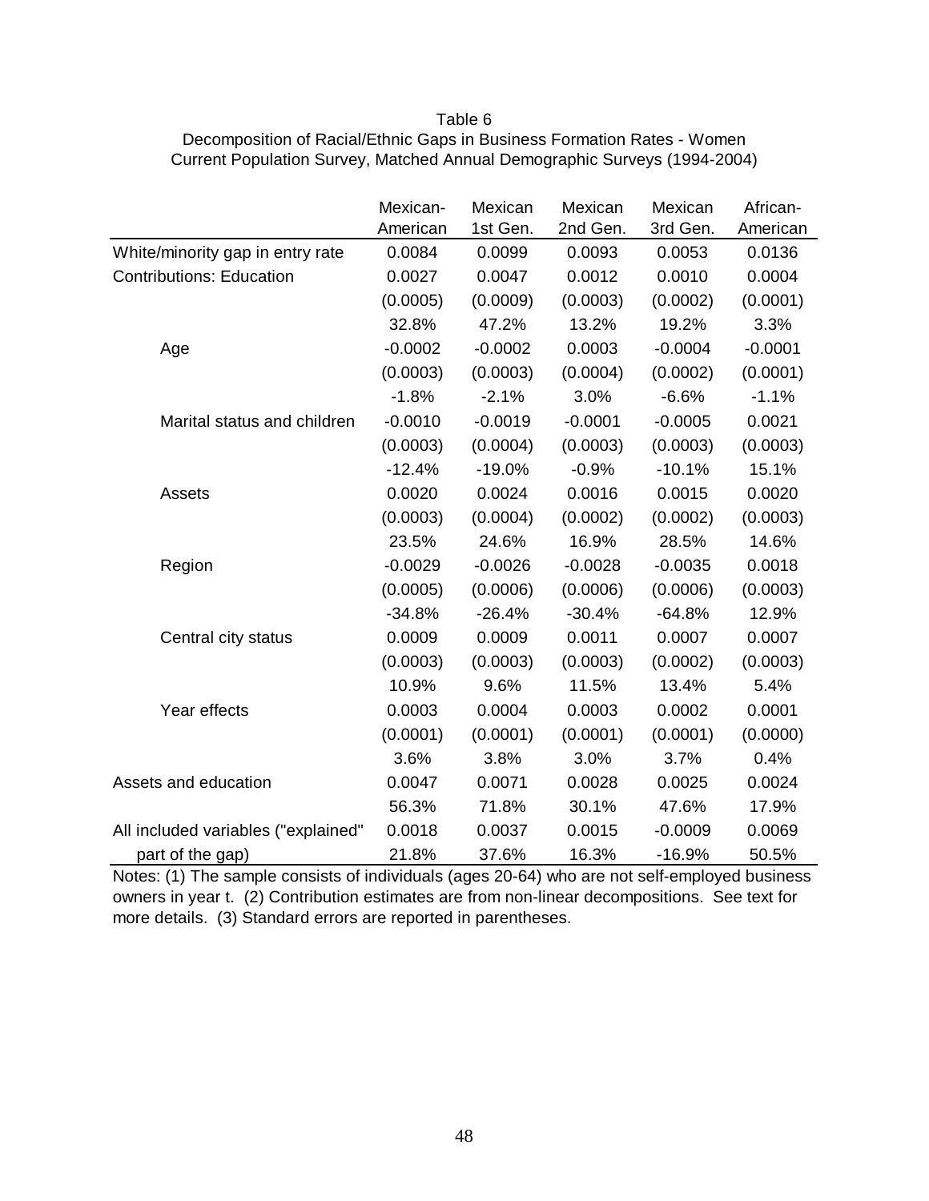Table 6
Decomposition of Racial/Ethnic Gaps in Business Formation Rates - Women
Current Population Survey, Matched Annual Demographic Surveys (1994-2004)

| | Mexican-American | Mexican 1st Gen. | Mexican 2nd Gen. | Mexican 3rd Gen. | African-American |
|---|---|---|---|---|---|
| White/minority gap in entry rate | 0.0084 | 0.0099 | 0.0093 | 0.0053 | 0.0136 |
| Contributions: Education | 0.0027 | 0.0047 | 0.0012 | 0.0010 | 0.0004 |
| | (0.0005) | (0.0009) | (0.0003) | (0.0002) | (0.0001) |
| | 32.8% | 47.2% | 13.2% | 19.2% | 3.3% |
| Age | -0.0002 | -0.0002 | 0.0003 | -0.0004 | -0.0001 |
| | (0.0003) | (0.0003) | (0.0004) | (0.0002) | (0.0001) |
| | -1.8% | -2.1% | 3.0% | -6.6% | -1.1% |
| Marital status and children | -0.0010 | -0.0019 | -0.0001 | -0.0005 | 0.0021 |
| | (0.0003) | (0.0004) | (0.0003) | (0.0003) | (0.0003) |
| | -12.4% | -19.0% | -0.9% | -10.1% | 15.1% |
| Assets | 0.0020 | 0.0024 | 0.0016 | 0.0015 | 0.0020 |
| | (0.0003) | (0.0004) | (0.0002) | (0.0002) | (0.0003) |
| | 23.5% | 24.6% | 16.9% | 28.5% | 14.6% |
| Region | -0.0029 | -0.0026 | -0.0028 | -0.0035 | 0.0018 |
| | (0.0005) | (0.0006) | (0.0006) | (0.0006) | (0.0003) |
| | -34.8% | -26.4% | -30.4% | -64.8% | 12.9% |
| Central city status | 0.0009 | 0.0009 | 0.0011 | 0.0007 | 0.0007 |
| | (0.0003) | (0.0003) | (0.0003) | (0.0002) | (0.0003) |
| | 10.9% | 9.6% | 11.5% | 13.4% | 5.4% |
| Year effects | 0.0003 | 0.0004 | 0.0003 | 0.0002 | 0.0001 |
| | (0.0001) | (0.0001) | (0.0001) | (0.0001) | (0.0000) |
| | 3.6% | 3.8% | 3.0% | 3.7% | 0.4% |
| Assets and education | 0.0047 | 0.0071 | 0.0028 | 0.0025 | 0.0024 |
| | 56.3% | 71.8% | 30.1% | 47.6% | 17.9% |
| All included variables ("explained" | 0.0018 | 0.0037 | 0.0015 | -0.0009 | 0.0069 |
| part of the gap) | 21.8% | 37.6% | 16.3% | -16.9% | 50.5% |

Notes: (1) The sample consists of individuals (ages 20-64) who are not self-employed business owners in year t. (2) Contribution estimates are from non-linear decompositions. See text for more details. (3) Standard errors are reported in parentheses.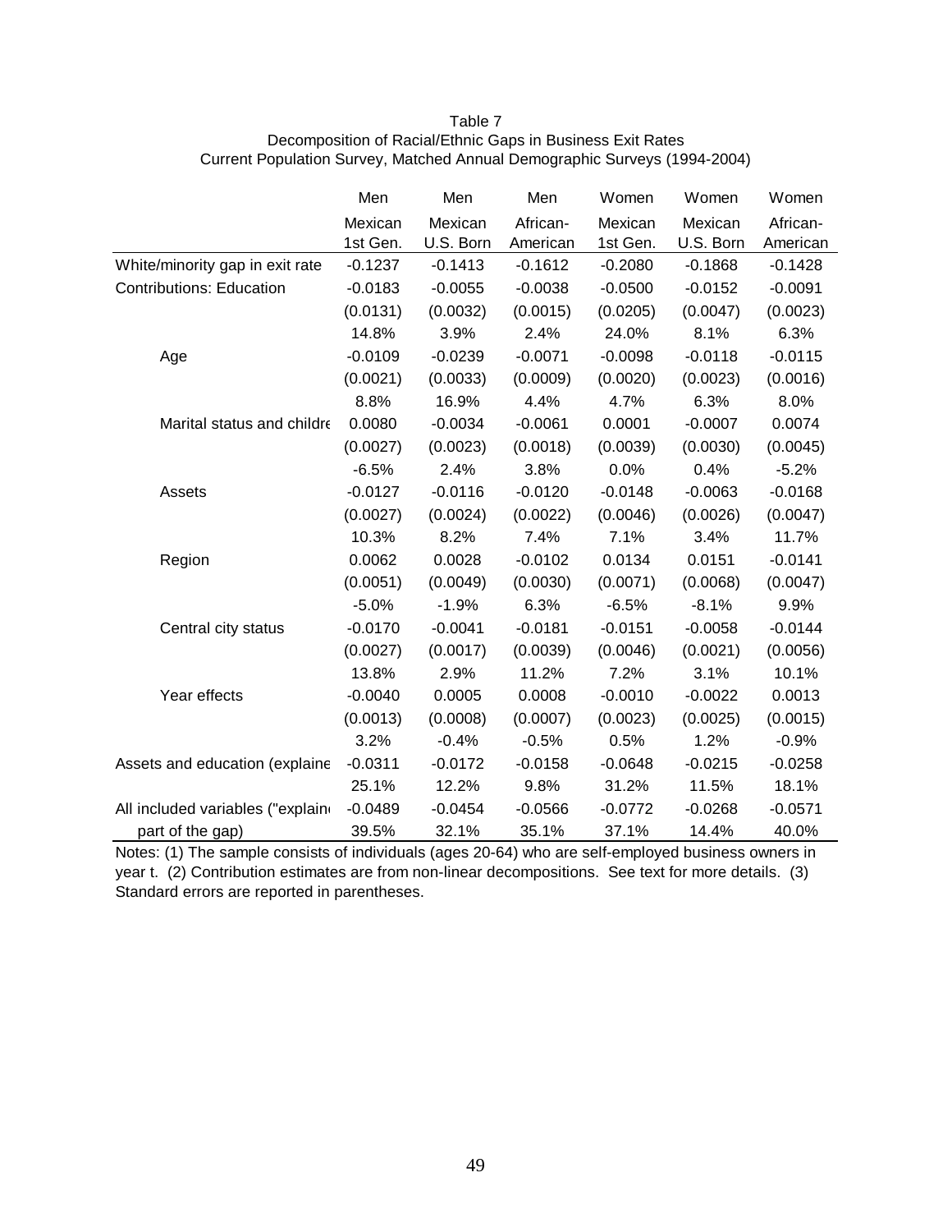Table 7
Decomposition of Racial/Ethnic Gaps in Business Exit Rates
Current Population Survey, Matched Annual Demographic Surveys (1994-2004)

| | Men | Men | Men | Women | Women | Women |
|---|---|---|---|---|---|---|
| | Mexican 1st Gen. | Mexican U.S. Born | African-American | Mexican 1st Gen. | Mexican U.S. Born | African-American |
| White/minority gap in exit rate | -0.1237 | -0.1413 | -0.1612 | -0.2080 | -0.1868 | -0.1428 |
| Contributions: Education | -0.0183 | -0.0055 | -0.0038 | -0.0500 | -0.0152 | -0.0091 |
| | (0.0131) | (0.0032) | (0.0015) | (0.0205) | (0.0047) | (0.0023) |
| | 14.8% | 3.9% | 2.4% | 24.0% | 8.1% | 6.3% |
| Age | -0.0109 | -0.0239 | -0.0071 | -0.0098 | -0.0118 | -0.0115 |
| | (0.0021) | (0.0033) | (0.0009) | (0.0020) | (0.0023) | (0.0016) |
| | 8.8% | 16.9% | 4.4% | 4.7% | 6.3% | 8.0% |
| Marital status and childre | 0.0080 | -0.0034 | -0.0061 | 0.0001 | -0.0007 | 0.0074 |
| | (0.0027) | (0.0023) | (0.0018) | (0.0039) | (0.0030) | (0.0045) |
| | -6.5% | 2.4% | 3.8% | 0.0% | 0.4% | -5.2% |
| Assets | -0.0127 | -0.0116 | -0.0120 | -0.0148 | -0.0063 | -0.0168 |
| | (0.0027) | (0.0024) | (0.0022) | (0.0046) | (0.0026) | (0.0047) |
| | 10.3% | 8.2% | 7.4% | 7.1% | 3.4% | 11.7% |
| Region | 0.0062 | 0.0028 | -0.0102 | 0.0134 | 0.0151 | -0.0141 |
| | (0.0051) | (0.0049) | (0.0030) | (0.0071) | (0.0068) | (0.0047) |
| | -5.0% | -1.9% | 6.3% | -6.5% | -8.1% | 9.9% |
| Central city status | -0.0170 | -0.0041 | -0.0181 | -0.0151 | -0.0058 | -0.0144 |
| | (0.0027) | (0.0017) | (0.0039) | (0.0046) | (0.0021) | (0.0056) |
| | 13.8% | 2.9% | 11.2% | 7.2% | 3.1% | 10.1% |
| Year effects | -0.0040 | 0.0005 | 0.0008 | -0.0010 | -0.0022 | 0.0013 |
| | (0.0013) | (0.0008) | (0.0007) | (0.0023) | (0.0025) | (0.0015) |
| | 3.2% | -0.4% | -0.5% | 0.5% | 1.2% | -0.9% |
| Assets and education (explaine | -0.0311 | -0.0172 | -0.0158 | -0.0648 | -0.0215 | -0.0258 |
| | 25.1% | 12.2% | 9.8% | 31.2% | 11.5% | 18.1% |
| All included variables ("explain | -0.0489 | -0.0454 | -0.0566 | -0.0772 | -0.0268 | -0.0571 |
| part of the gap) | 39.5% | 32.1% | 35.1% | 37.1% | 14.4% | 40.0% |

Notes: (1) The sample consists of individuals (ages 20-64) who are self-employed business owners in year t. (2) Contribution estimates are from non-linear decompositions. See text for more details. (3) Standard errors are reported in parentheses.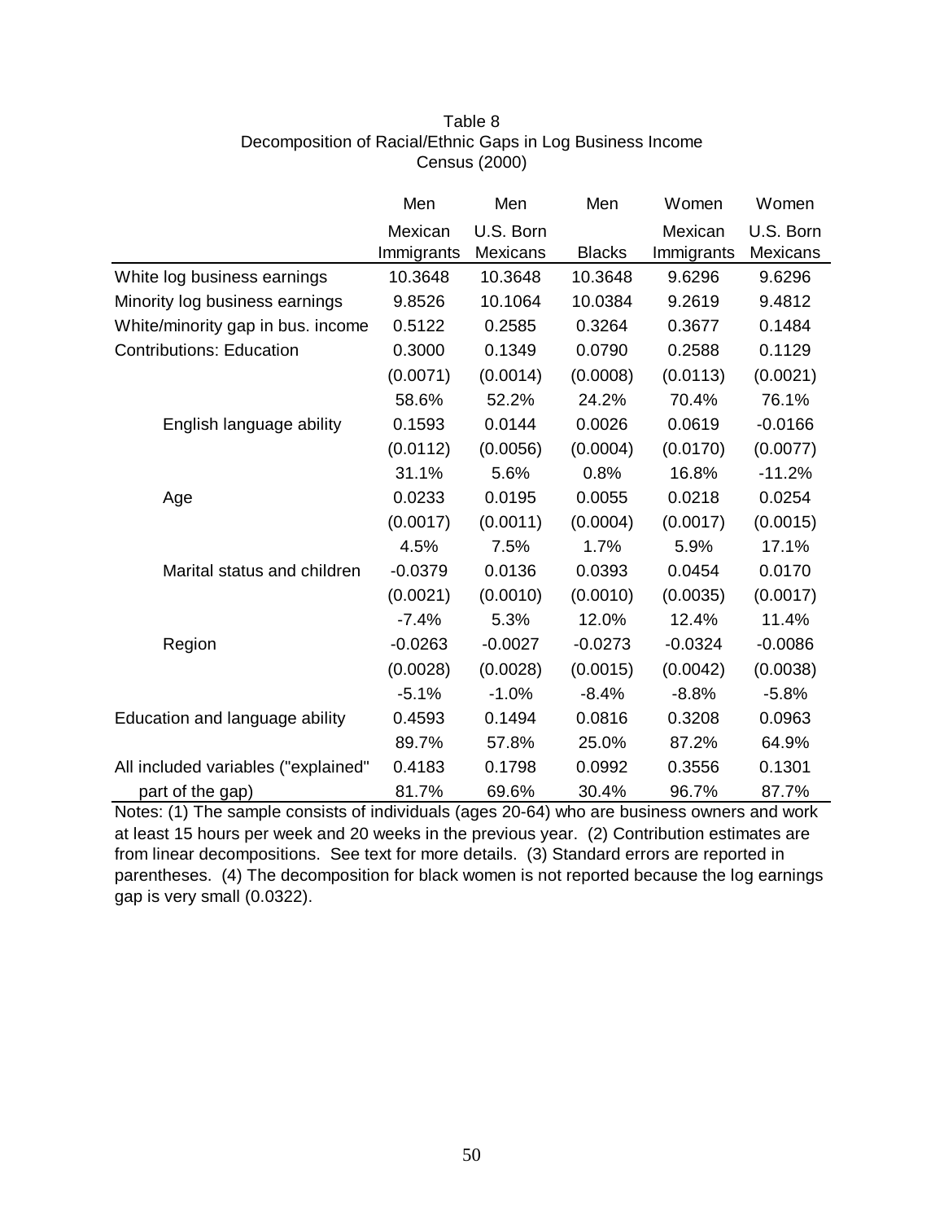Table 8
Decomposition of Racial/Ethnic Gaps in Log Business Income
Census (2000)

| | Men | Men | Men | Women | Women |
|---|---|---|---|---|---|
| | Mexican Immigrants | U.S. Born Mexicans | Blacks | Mexican Immigrants | U.S. Born Mexicans |
| White log business earnings | 10.3648 | 10.3648 | 10.3648 | 9.6296 | 9.6296 |
| Minority log business earnings | 9.8526 | 10.1064 | 10.0384 | 9.2619 | 9.4812 |
| White/minority gap in bus. income | 0.5122 | 0.2585 | 0.3264 | 0.3677 | 0.1484 |
| Contributions: Education | 0.3000 | 0.1349 | 0.0790 | 0.2588 | 0.1129 |
| | (0.0071) | (0.0014) | (0.0008) | (0.0113) | (0.0021) |
| | 58.6% | 52.2% | 24.2% | 70.4% | 76.1% |
| English language ability | 0.1593 | 0.0144 | 0.0026 | 0.0619 | -0.0166 |
| | (0.0112) | (0.0056) | (0.0004) | (0.0170) | (0.0077) |
| | 31.1% | 5.6% | 0.8% | 16.8% | -11.2% |
| Age | 0.0233 | 0.0195 | 0.0055 | 0.0218 | 0.0254 |
| | (0.0017) | (0.0011) | (0.0004) | (0.0017) | (0.0015) |
| | 4.5% | 7.5% | 1.7% | 5.9% | 17.1% |
| Marital status and children | -0.0379 | 0.0136 | 0.0393 | 0.0454 | 0.0170 |
| | (0.0021) | (0.0010) | (0.0010) | (0.0035) | (0.0017) |
| | -7.4% | 5.3% | 12.0% | 12.4% | 11.4% |
| Region | -0.0263 | -0.0027 | -0.0273 | -0.0324 | -0.0086 |
| | (0.0028) | (0.0028) | (0.0015) | (0.0042) | (0.0038) |
| | -5.1% | -1.0% | -8.4% | -8.8% | -5.8% |
| Education and language ability | 0.4593 | 0.1494 | 0.0816 | 0.3208 | 0.0963 |
| | 89.7% | 57.8% | 25.0% | 87.2% | 64.9% |
| All included variables ("explained" part of the gap) | 0.4183 | 0.1798 | 0.0992 | 0.3556 | 0.1301 |
| | 81.7% | 69.6% | 30.4% | 96.7% | 87.7% |

Notes: (1) The sample consists of individuals (ages 20-64) who are business owners and work at least 15 hours per week and 20 weeks in the previous year. (2) Contribution estimates are from linear decompositions. See text for more details. (3) Standard errors are reported in parentheses. (4) The decomposition for black women is not reported because the log earnings gap is very small (0.0322).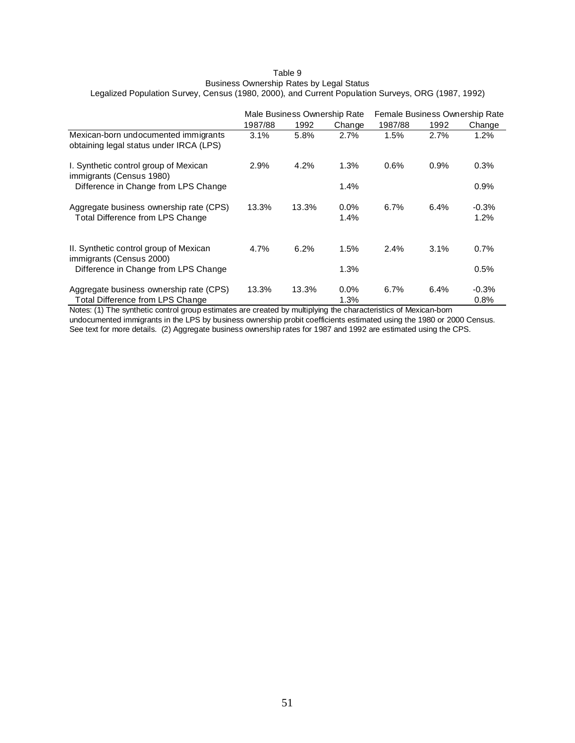Table 9
Business Ownership Rates by Legal Status
Legalized Population Survey, Census (1980, 2000), and Current Population Surveys, ORG (1987, 1992)

| | Male Business Ownership Rate | | | Female Business Ownership Rate | | |
|---|---|---|---|---|---|---|
| | 1987/88 | 1992 | Change | 1987/88 | 1992 | Change |
| Mexican-born undocumented immigrants obtaining legal status under IRCA (LPS) | 3.1% | 5.8% | 2.7% | 1.5% | 2.7% | 1.2% |
| I. Synthetic control group of Mexican immigrants (Census 1980) | 2.9% | 4.2% | 1.3% | 0.6% | 0.9% | 0.3% |
| Difference in Change from LPS Change | | | 1.4% | | | 0.9% |
| Aggregate business ownership rate (CPS) | 13.3% | 13.3% | 0.0% | 6.7% | 6.4% | -0.3% |
| Total Difference from LPS Change | | | 1.4% | | | 1.2% |
| II. Synthetic control group of Mexican immigrants (Census 2000) | 4.7% | 6.2% | 1.5% | 2.4% | 3.1% | 0.7% |
| Difference in Change from LPS Change | | | 1.3% | | | 0.5% |
| Aggregate business ownership rate (CPS) | 13.3% | 13.3% | 0.0% | 6.7% | 6.4% | -0.3% |
| Total Difference from LPS Change | | | 1.3% | | | 0.8% |

Notes: (1) The synthetic control group estimates are created by multiplying the characteristics of Mexican-born undocumented immigrants in the LPS by business ownership probit coefficients estimated using the 1980 or 2000 Census. See text for more details. (2) Aggregate business ownership rates for 1987 and 1992 are estimated using the CPS.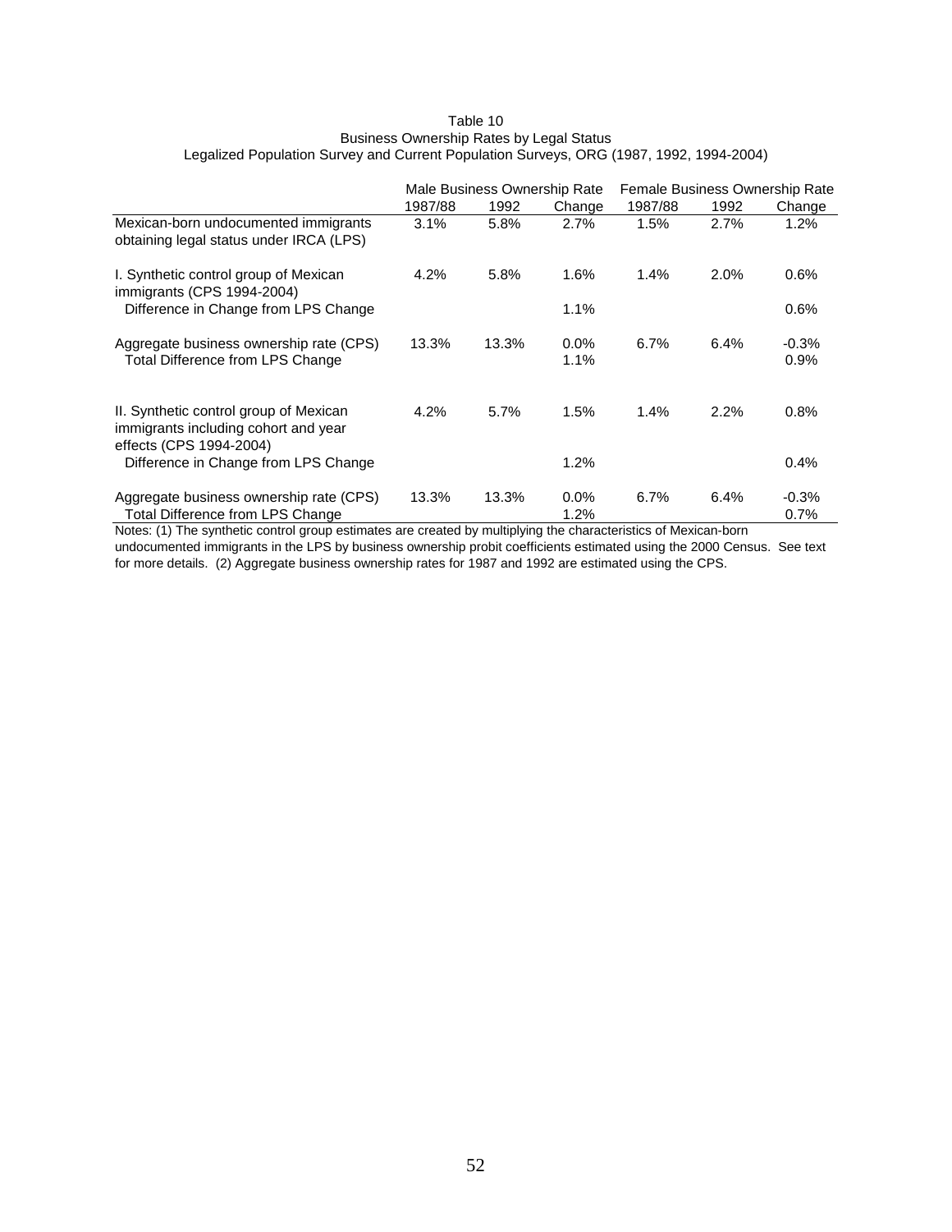Table 10
Business Ownership Rates by Legal Status
Legalized Population Survey and Current Population Surveys, ORG (1987, 1992, 1994-2004)

| | Male Business Ownership Rate | | | Female Business Ownership Rate | | |
|---|---|---|---|---|---|---|
| | 1987/88 | 1992 | Change | 1987/88 | 1992 | Change |
| Mexican-born undocumented immigrants obtaining legal status under IRCA (LPS) | 3.1% | 5.8% | 2.7% | 1.5% | 2.7% | 1.2% |
| I. Synthetic control group of Mexican immigrants (CPS 1994-2004) | 4.2% | 5.8% | 1.6% | 1.4% | 2.0% | 0.6% |
| Difference in Change from LPS Change | | | 1.1% | | | 0.6% |
| Aggregate business ownership rate (CPS) | 13.3% | 13.3% | 0.0% | 6.7% | 6.4% | -0.3% |
| Total Difference from LPS Change | | | 1.1% | | | 0.9% |
| II. Synthetic control group of Mexican immigrants including cohort and year effects (CPS 1994-2004) | 4.2% | 5.7% | 1.5% | 1.4% | 2.2% | 0.8% |
| Difference in Change from LPS Change | | | 1.2% | | | 0.4% |
| Aggregate business ownership rate (CPS) | 13.3% | 13.3% | 0.0% | 6.7% | 6.4% | -0.3% |
| Total Difference from LPS Change | | | 1.2% | | | 0.7% |

Notes: (1) The synthetic control group estimates are created by multiplying the characteristics of Mexican-born undocumented immigrants in the LPS by business ownership probit coefficients estimated using the 2000 Census. See text for more details. (2) Aggregate business ownership rates for 1987 and 1992 are estimated using the CPS.